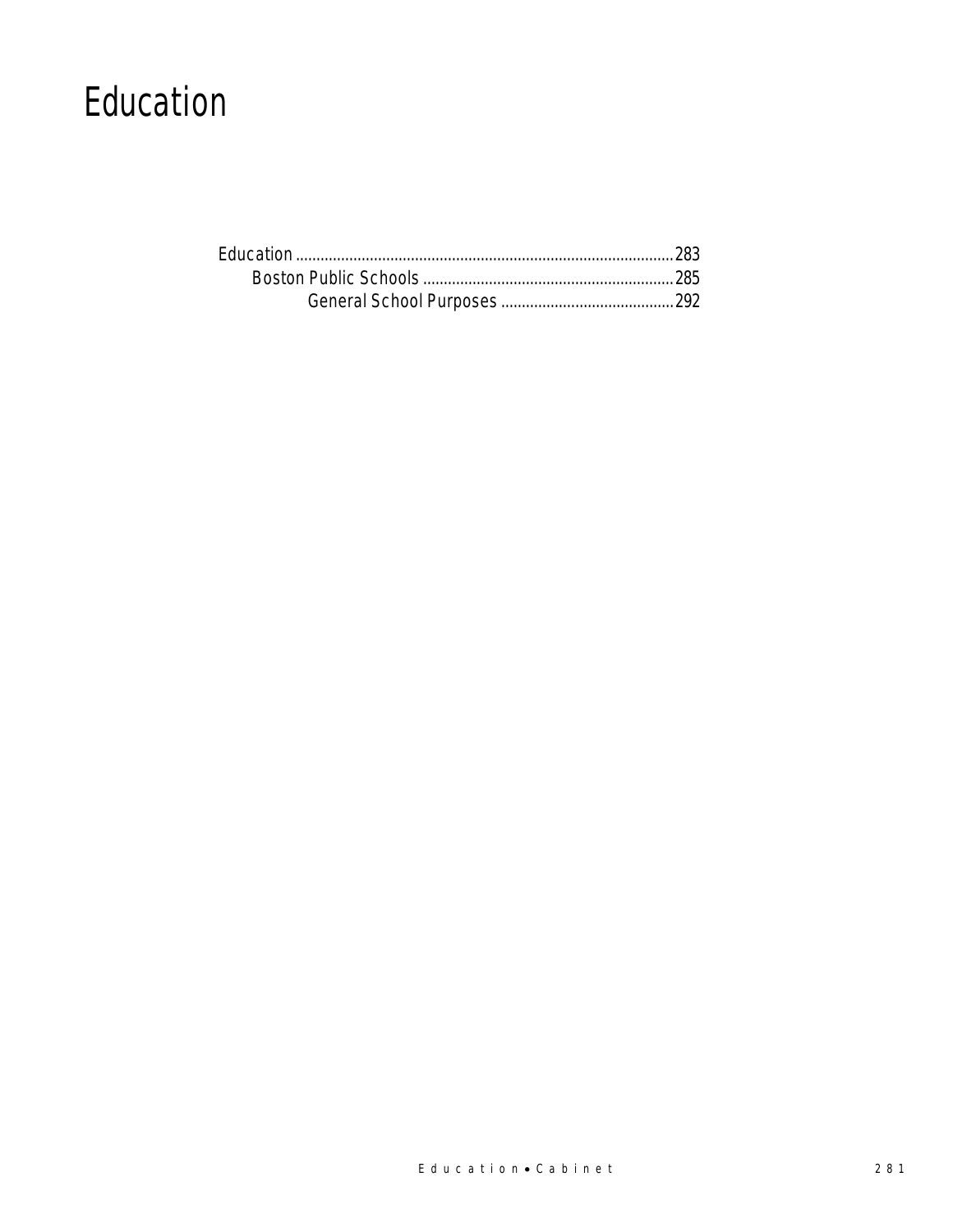# Education

Education ........................................................................................283
    Boston Public Schools ............................................................285
        General School Purposes ..........................................292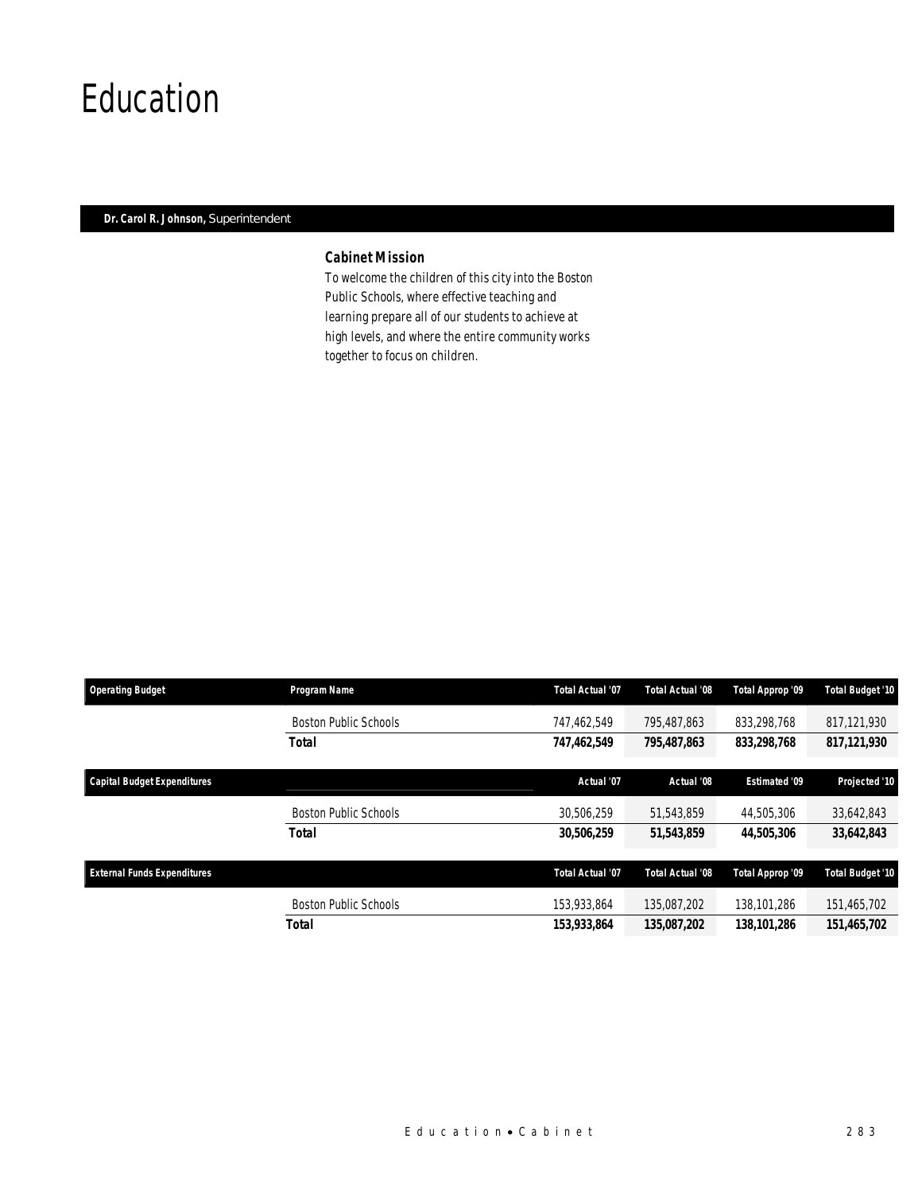# Education

**Dr. Carol R. Johnson,** Superintendent

***Cabinet Mission***

To welcome the children of this city into the Boston Public Schools, where effective teaching and learning prepare all of our students to achieve at high levels, and where the entire community works together to focus on children.

| Operating Budget | Program Name | Total Actual '07 | Total Actual '08 | Total Approp '09 | Total Budget '10 |
|---|---|---|---|---|---|
| | Boston Public Schools | 747,462,549 | 795,487,863 | 833,298,768 | 817,121,930 |
| | **Total** | **747,462,549** | **795,487,863** | **833,298,768** | **817,121,930** |

| Capital Budget Expenditures | | Actual '07 | Actual '08 | Estimated '09 | Projected '10 |
|---|---|---|---|---|---|
| | Boston Public Schools | 30,506,259 | 51,543,859 | 44,505,306 | 33,642,843 |
| | **Total** | **30,506,259** | **51,543,859** | **44,505,306** | **33,642,843** |

| External Funds Expenditures | | Total Actual '07 | Total Actual '08 | Total Approp '09 | Total Budget '10 |
|---|---|---|---|---|---|
| | Boston Public Schools | 153,933,864 | 135,087,202 | 138,101,286 | 151,465,702 |
| | **Total** | **153,933,864** | **135,087,202** | **138,101,286** | **151,465,702** |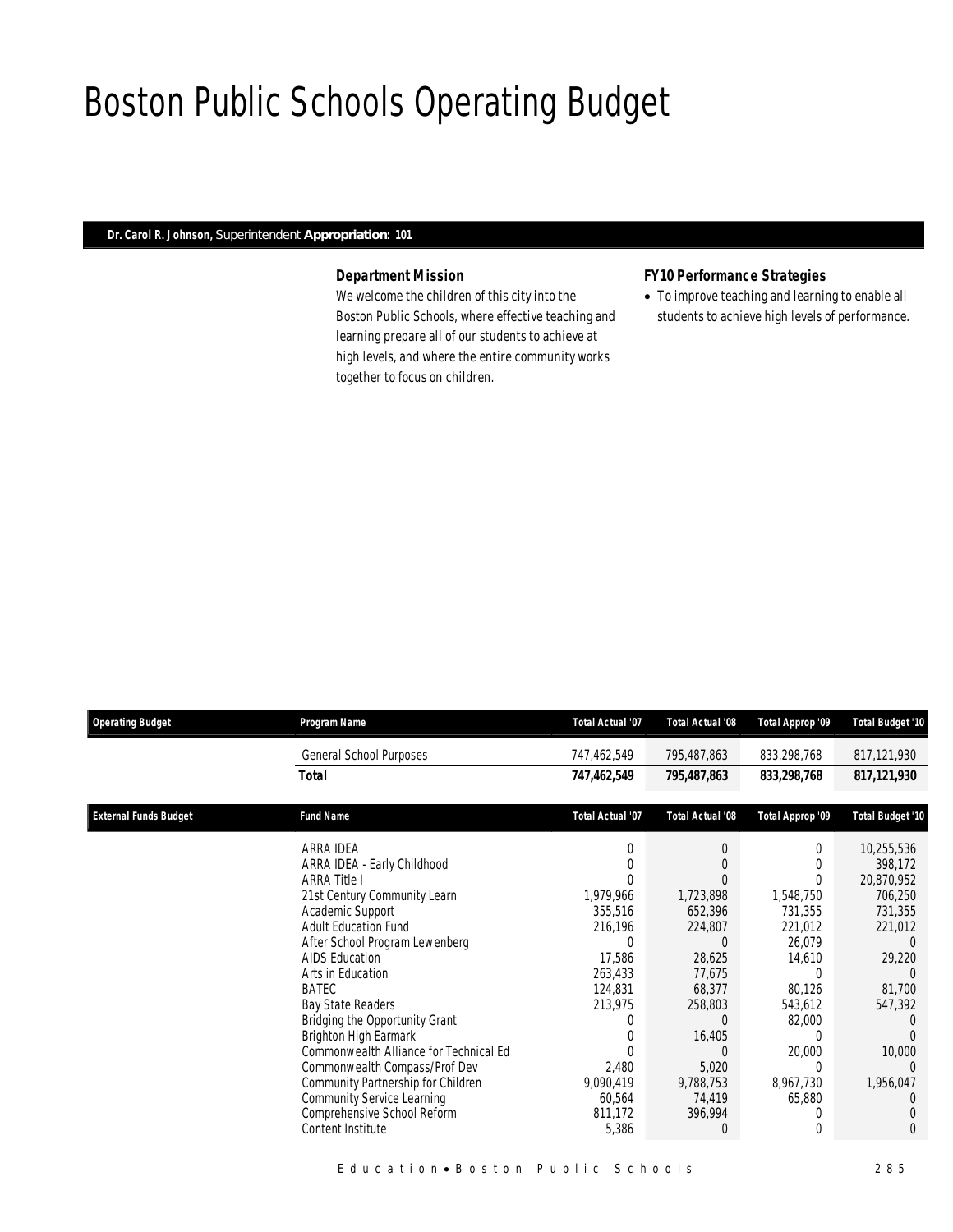# Boston Public Schools Operating Budget

**Dr. Carol R. Johnson,** Superintendent **Appropriation: 101**

### Department Mission

We welcome the children of this city into the Boston Public Schools, where effective teaching and learning prepare all of our students to achieve at high levels, and where the entire community works together to focus on children.

### FY10 Performance Strategies

- To improve teaching and learning to enable all students to achieve high levels of performance.

| Operating Budget | Program Name | Total Actual '07 | Total Actual '08 | Total Approp '09 | Total Budget '10 |
|---|---|---|---|---|---|
| | General School Purposes | 747,462,549 | 795,487,863 | 833,298,768 | 817,121,930 |
| | **Total** | **747,462,549** | **795,487,863** | **833,298,768** | **817,121,930** |

| External Funds Budget | Fund Name | Total Actual '07 | Total Actual '08 | Total Approp '09 | Total Budget '10 |
|---|---|---|---|---|---|
| | ARRA IDEA | 0 | 0 | 0 | 10,255,536 |
| | ARRA IDEA - Early Childhood | 0 | 0 | 0 | 398,172 |
| | ARRA Title I | 0 | 0 | 0 | 20,870,952 |
| | 21st Century Community Learn | 1,979,966 | 1,723,898 | 1,548,750 | 706,250 |
| | Academic Support | 355,516 | 652,396 | 731,355 | 731,355 |
| | Adult Education Fund | 216,196 | 224,807 | 221,012 | 221,012 |
| | After School Program Lewenberg | 0 | 0 | 26,079 | 0 |
| | AIDS Education | 17,586 | 28,625 | 14,610 | 29,220 |
| | Arts in Education | 263,433 | 77,675 | 0 | 0 |
| | BATEC | 124,831 | 68,377 | 80,126 | 81,700 |
| | Bay State Readers | 213,975 | 258,803 | 543,612 | 547,392 |
| | Bridging the Opportunity Grant | 0 | 0 | 82,000 | 0 |
| | Brighton High Earmark | 0 | 16,405 | 0 | 0 |
| | Commonwealth Alliance for Technical Ed | 0 | 0 | 20,000 | 10,000 |
| | Commonwealth Compass/Prof Dev | 2,480 | 5,020 | 0 | 0 |
| | Community Partnership for Children | 9,090,419 | 9,788,753 | 8,967,730 | 1,956,047 |
| | Community Service Learning | 60,564 | 74,419 | 65,880 | 0 |
| | Comprehensive School Reform | 811,172 | 396,994 | 0 | 0 |
| | Content Institute | 5,386 | 0 | 0 | 0 |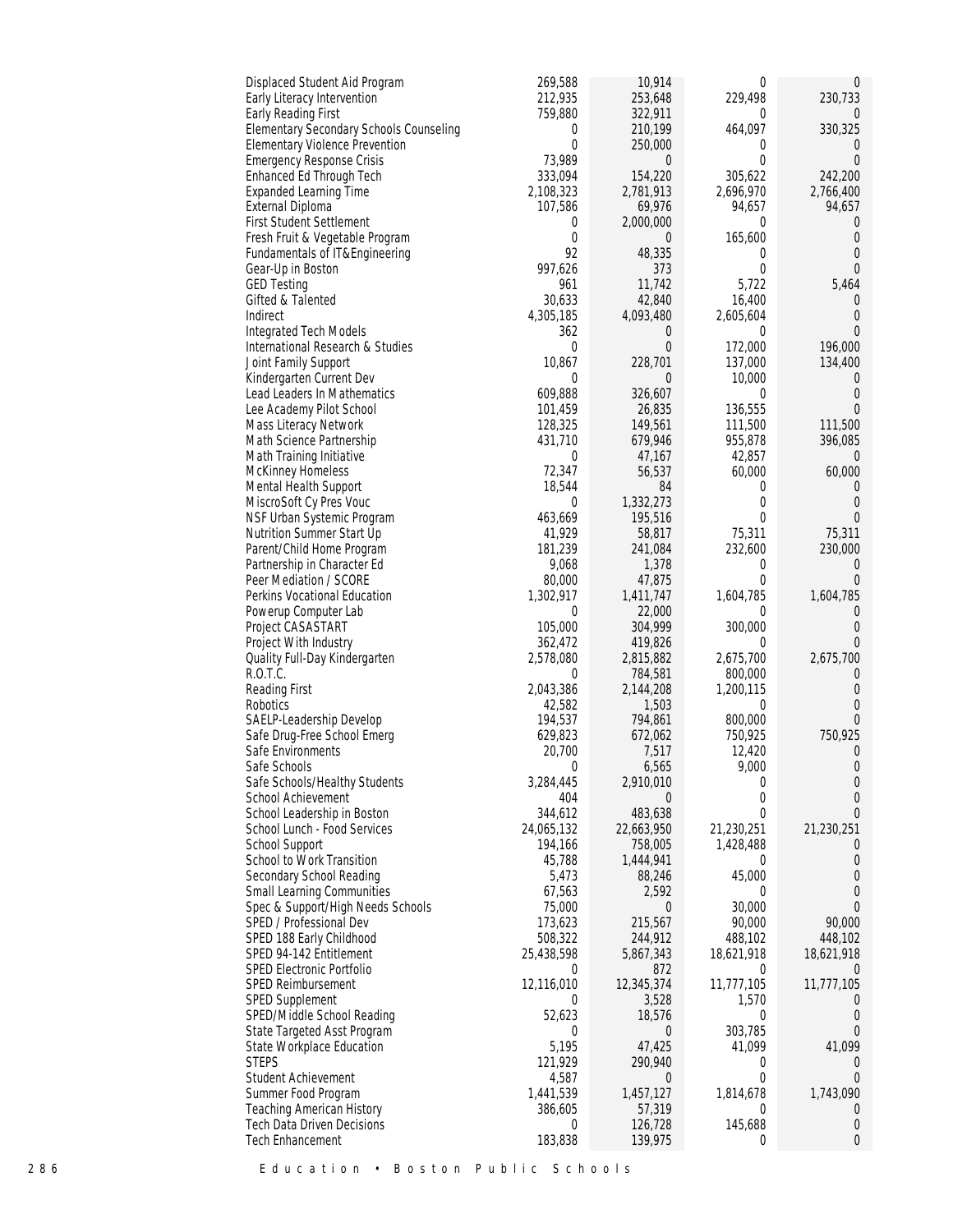| | | | | |
|---|---|---|---|---|
| Displaced Student Aid Program | 269,588 | 10,914 | 0 | 0 |
| Early Literacy Intervention | 212,935 | 253,648 | 229,498 | 230,733 |
| Early Reading First | 759,880 | 322,911 | 0 | 0 |
| Elementary Secondary Schools Counseling | 0 | 210,199 | 464,097 | 330,325 |
| Elementary Violence Prevention | 0 | 250,000 | 0 | 0 |
| Emergency Response Crisis | 73,989 | 0 | 0 | 0 |
| Enhanced Ed Through Tech | 333,094 | 154,220 | 305,622 | 242,200 |
| Expanded Learning Time | 2,108,323 | 2,781,913 | 2,696,970 | 2,766,400 |
| External Diploma | 107,586 | 69,976 | 94,657 | 94,657 |
| First Student Settlement | 0 | 2,000,000 | 0 | 0 |
| Fresh Fruit & Vegetable Program | 0 | 0 | 165,600 | 0 |
| Fundamentals of IT&Engineering | 92 | 48,335 | 0 | 0 |
| Gear-Up in Boston | 997,626 | 373 | 0 | 0 |
| GED Testing | 961 | 11,742 | 5,722 | 5,464 |
| Gifted & Talented | 30,633 | 42,840 | 16,400 | 0 |
| Indirect | 4,305,185 | 4,093,480 | 2,605,604 | 0 |
| Integrated Tech Models | 362 | 0 | 0 | 0 |
| International Research & Studies | 0 | 0 | 172,000 | 196,000 |
| Joint Family Support | 10,867 | 228,701 | 137,000 | 134,400 |
| Kindergarten Current Dev | 0 | 0 | 10,000 | 0 |
| Lead Leaders In Mathematics | 609,888 | 326,607 | 0 | 0 |
| Lee Academy Pilot School | 101,459 | 26,835 | 136,555 | 0 |
| Mass Literacy Network | 128,325 | 149,561 | 111,500 | 111,500 |
| Math Science Partnership | 431,710 | 679,946 | 955,878 | 396,085 |
| Math Training Initiative | 0 | 47,167 | 42,857 | 0 |
| McKinney Homeless | 72,347 | 56,537 | 60,000 | 60,000 |
| Mental Health Support | 18,544 | 84 | 0 | 0 |
| MiscroSoft Cy Pres Vouc | 0 | 1,332,273 | 0 | 0 |
| NSF Urban Systemic Program | 463,669 | 195,516 | 0 | 0 |
| Nutrition Summer Start Up | 41,929 | 58,817 | 75,311 | 75,311 |
| Parent/Child Home Program | 181,239 | 241,084 | 232,600 | 230,000 |
| Partnership in Character Ed | 9,068 | 1,378 | 0 | 0 |
| Peer Mediation / SCORE | 80,000 | 47,875 | 0 | 0 |
| Perkins Vocational Education | 1,302,917 | 1,411,747 | 1,604,785 | 1,604,785 |
| Powerup Computer Lab | 0 | 22,000 | 0 | 0 |
| Project CASASTART | 105,000 | 304,999 | 300,000 | 0 |
| Project With Industry | 362,472 | 419,826 | 0 | 0 |
| Quality Full-Day Kindergarten | 2,578,080 | 2,815,882 | 2,675,700 | 2,675,700 |
| R.O.T.C. | 0 | 784,581 | 800,000 | 0 |
| Reading First | 2,043,386 | 2,144,208 | 1,200,115 | 0 |
| Robotics | 42,582 | 1,503 | 0 | 0 |
| SAELP-Leadership Develop | 194,537 | 794,861 | 800,000 | 0 |
| Safe Drug-Free School Emerg | 629,823 | 672,062 | 750,925 | 750,925 |
| Safe Environments | 20,700 | 7,517 | 12,420 | 0 |
| Safe Schools | 0 | 6,565 | 9,000 | 0 |
| Safe Schools/Healthy Students | 3,284,445 | 2,910,010 | 0 | 0 |
| School Achievement | 404 | 0 | 0 | 0 |
| School Leadership in Boston | 344,612 | 483,638 | 0 | 0 |
| School Lunch - Food Services | 24,065,132 | 22,663,950 | 21,230,251 | 21,230,251 |
| School Support | 194,166 | 758,005 | 1,428,488 | 0 |
| School to Work Transition | 45,788 | 1,444,941 | 0 | 0 |
| Secondary School Reading | 5,473 | 88,246 | 45,000 | 0 |
| Small Learning Communities | 67,563 | 2,592 | 0 | 0 |
| Spec & Support/High Needs Schools | 75,000 | 0 | 30,000 | 0 |
| SPED / Professional Dev | 173,623 | 215,567 | 90,000 | 90,000 |
| SPED 188 Early Childhood | 508,322 | 244,912 | 488,102 | 448,102 |
| SPED 94-142 Entitlement | 25,438,598 | 5,867,343 | 18,621,918 | 18,621,918 |
| SPED Electronic Portfolio | 0 | 872 | 0 | 0 |
| SPED Reimbursement | 12,116,010 | 12,345,374 | 11,777,105 | 11,777,105 |
| SPED Supplement | 0 | 3,528 | 1,570 | 0 |
| SPED/Middle School Reading | 52,623 | 18,576 | 0 | 0 |
| State Targeted Asst Program | 0 | 0 | 303,785 | 0 |
| State Workplace Education | 5,195 | 47,425 | 41,099 | 41,099 |
| STEPS | 121,929 | 290,940 | 0 | 0 |
| Student Achievement | 4,587 | 0 | 0 | 0 |
| Summer Food Program | 1,441,539 | 1,457,127 | 1,814,678 | 1,743,090 |
| Teaching American History | 386,605 | 57,319 | 0 | 0 |
| Tech Data Driven Decisions | 0 | 126,728 | 145,688 | 0 |
| Tech Enhancement | 183,838 | 139,975 | 0 | 0 |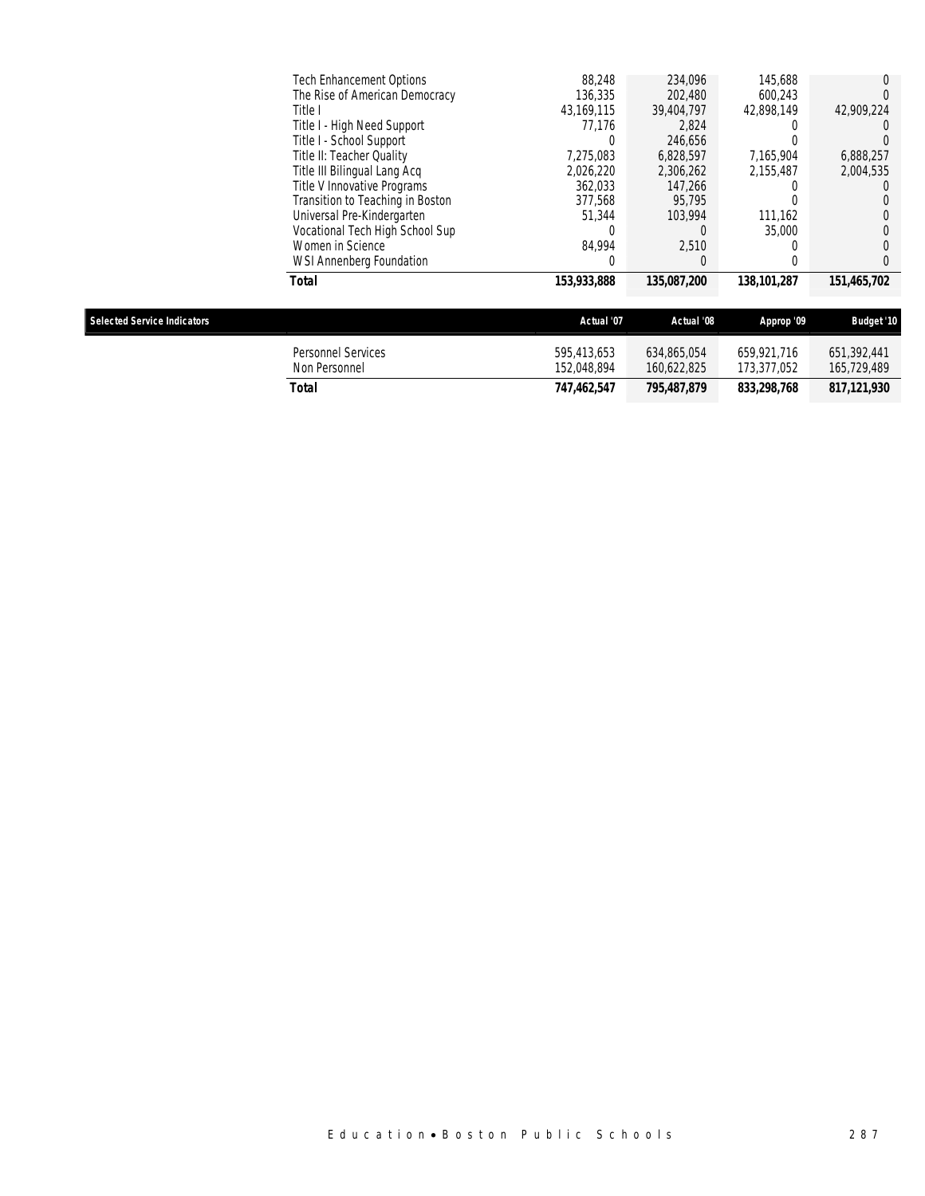| | | | | |
|---|---|---|---|---|
| Tech Enhancement Options | 88,248 | 234,096 | 145,688 | 0 |
| The Rise of American Democracy | 136,335 | 202,480 | 600,243 | 0 |
| Title I | 43,169,115 | 39,404,797 | 42,898,149 | 42,909,224 |
| Title I - High Need Support | 77,176 | 2,824 | 0 | 0 |
| Title I - School Support | 0 | 246,656 | 0 | 0 |
| Title II: Teacher Quality | 7,275,083 | 6,828,597 | 7,165,904 | 6,888,257 |
| Title III Bilingual Lang Acq | 2,026,220 | 2,306,262 | 2,155,487 | 2,004,535 |
| Title V Innovative Programs | 362,033 | 147,266 | 0 | 0 |
| Transition to Teaching in Boston | 377,568 | 95,795 | 0 | 0 |
| Universal Pre-Kindergarten | 51,344 | 103,994 | 111,162 | 0 |
| Vocational Tech High School Sup | 0 | 0 | 35,000 | 0 |
| Women in Science | 84,994 | 2,510 | 0 | 0 |
| WSI Annenberg Foundation | 0 | 0 | 0 | 0 |
| **Total** | **153,933,888** | **135,087,200** | **138,101,287** | **151,465,702** |

| Selected Service Indicators | Actual '07 | Actual '08 | Approp '09 | Budget '10 |
|---|---|---|---|---|
| Personnel Services | 595,413,653 | 634,865,054 | 659,921,716 | 651,392,441 |
| Non Personnel | 152,048,894 | 160,622,825 | 173,377,052 | 165,729,489 |
| **Total** | **747,462,547** | **795,487,879** | **833,298,768** | **817,121,930** |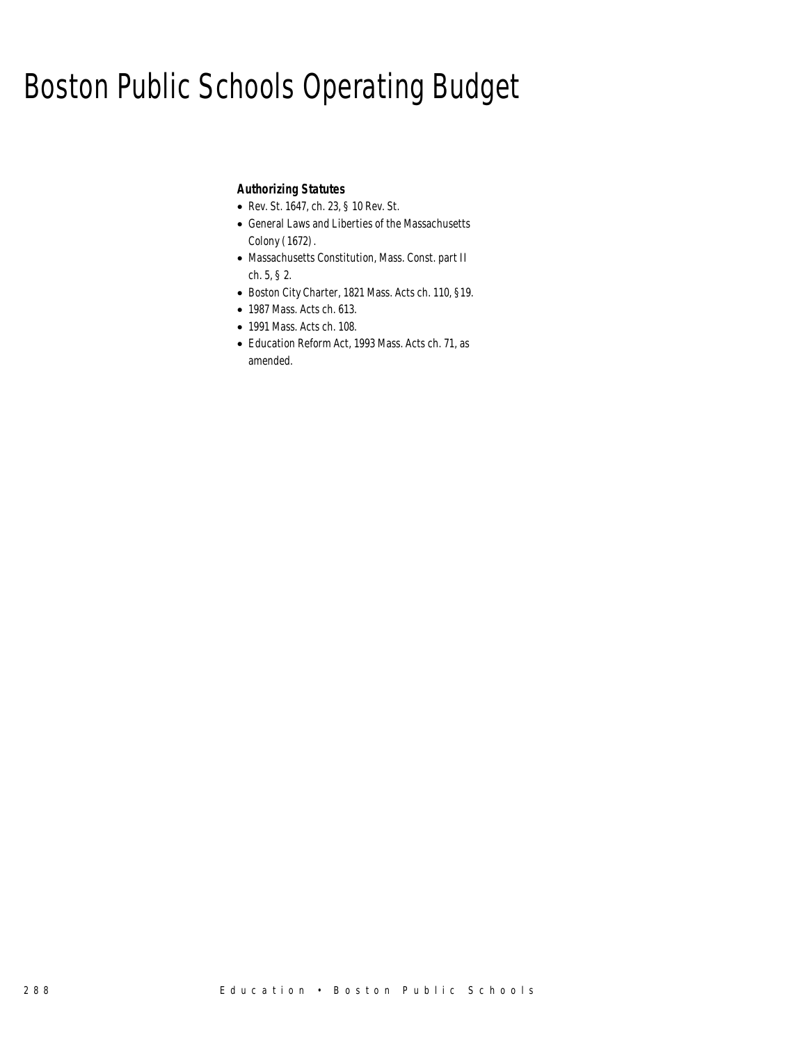# Boston Public Schools Operating Budget

***Authorizing Statutes***

- Rev. St. 1647, ch. 23, § 10 Rev. St.
- General Laws and Liberties of the Massachusetts Colony (1672).
- Massachusetts Constitution, Mass. Const. part II ch. 5, § 2.
- Boston City Charter, 1821 Mass. Acts ch. 110, §19.
- 1987 Mass. Acts ch. 613.
- 1991 Mass. Acts ch. 108.
- Education Reform Act, 1993 Mass. Acts ch. 71, as amended.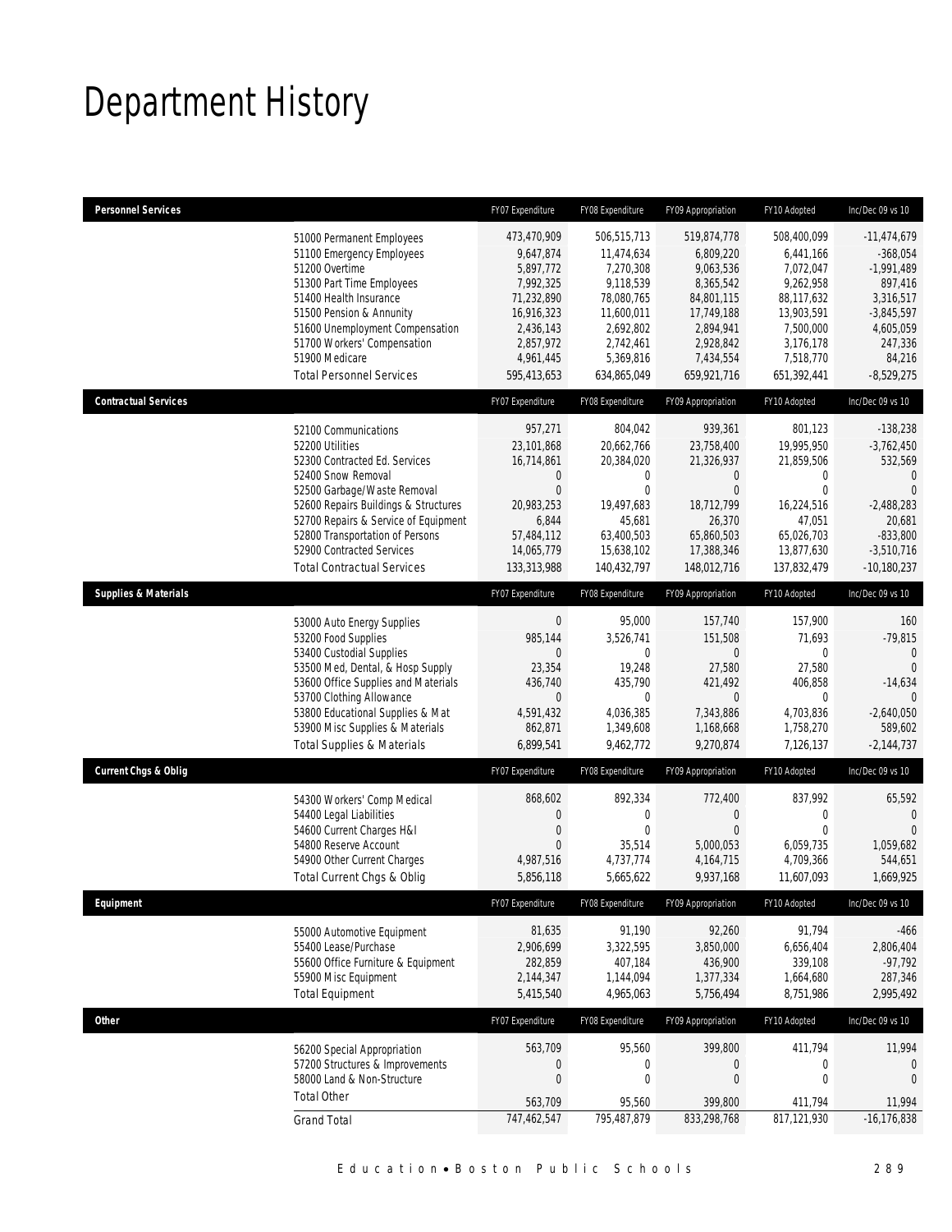# Department History

| Personnel Services | FY07 Expenditure | FY08 Expenditure | FY09 Appropriation | FY10 Adopted | Inc/Dec 09 vs 10 |
|---|---|---|---|---|---|
| 51000 Permanent Employees | 473,470,909 | 506,515,713 | 519,874,778 | 508,400,099 | -11,474,679 |
| 51100 Emergency Employees | 9,647,874 | 11,474,634 | 6,809,220 | 6,441,166 | -368,054 |
| 51200 Overtime | 5,897,772 | 7,270,308 | 9,063,536 | 7,072,047 | -1,991,489 |
| 51300 Part Time Employees | 7,992,325 | 9,118,539 | 8,365,542 | 9,262,958 | 897,416 |
| 51400 Health Insurance | 71,232,890 | 78,080,765 | 84,801,115 | 88,117,632 | 3,316,517 |
| 51500 Pension & Annunity | 16,916,323 | 11,600,011 | 17,749,188 | 13,903,591 | -3,845,597 |
| 51600 Unemployment Compensation | 2,436,143 | 2,692,802 | 2,894,941 | 7,500,000 | 4,605,059 |
| 51700 Workers' Compensation | 2,857,972 | 2,742,461 | 2,928,842 | 3,176,178 | 247,336 |
| 51900 Medicare | 4,961,445 | 5,369,816 | 7,434,554 | 7,518,770 | 84,216 |
| Total Personnel Services | 595,413,653 | 634,865,049 | 659,921,716 | 651,392,441 | -8,529,275 |

| Contractual Services | FY07 Expenditure | FY08 Expenditure | FY09 Appropriation | FY10 Adopted | Inc/Dec 09 vs 10 |
|---|---|---|---|---|---|
| 52100 Communications | 957,271 | 804,042 | 939,361 | 801,123 | -138,238 |
| 52200 Utilities | 23,101,868 | 20,662,766 | 23,758,400 | 19,995,950 | -3,762,450 |
| 52300 Contracted Ed. Services | 16,714,861 | 20,384,020 | 21,326,937 | 21,859,506 | 532,569 |
| 52400 Snow Removal | 0 | 0 | 0 | 0 | 0 |
| 52500 Garbage/Waste Removal | 0 | 0 | 0 | 0 | 0 |
| 52600 Repairs Buildings & Structures | 20,983,253 | 19,497,683 | 18,712,799 | 16,224,516 | -2,488,283 |
| 52700 Repairs & Service of Equipment | 6,844 | 45,681 | 26,370 | 47,051 | 20,681 |
| 52800 Transportation of Persons | 57,484,112 | 63,400,503 | 65,860,503 | 65,026,703 | -833,800 |
| 52900 Contracted Services | 14,065,779 | 15,638,102 | 17,388,346 | 13,877,630 | -3,510,716 |
| Total Contractual Services | 133,313,988 | 140,432,797 | 148,012,716 | 137,832,479 | -10,180,237 |

| Supplies & Materials | FY07 Expenditure | FY08 Expenditure | FY09 Appropriation | FY10 Adopted | Inc/Dec 09 vs 10 |
|---|---|---|---|---|---|
| 53000 Auto Energy Supplies | 0 | 95,000 | 157,740 | 157,900 | 160 |
| 53200 Food Supplies | 985,144 | 3,526,741 | 151,508 | 71,693 | -79,815 |
| 53400 Custodial Supplies | 0 | 0 | 0 | 0 | 0 |
| 53500 Med, Dental, & Hosp Supply | 23,354 | 19,248 | 27,580 | 27,580 | 0 |
| 53600 Office Supplies and Materials | 436,740 | 435,790 | 421,492 | 406,858 | -14,634 |
| 53700 Clothing Allowance | 0 | 0 | 0 | 0 | 0 |
| 53800 Educational Supplies & Mat | 4,591,432 | 4,036,385 | 7,343,886 | 4,703,836 | -2,640,050 |
| 53900 Misc Supplies & Materials | 862,871 | 1,349,608 | 1,168,668 | 1,758,270 | 589,602 |
| Total Supplies & Materials | 6,899,541 | 9,462,772 | 9,270,874 | 7,126,137 | -2,144,737 |

| Current Chgs & Oblig | FY07 Expenditure | FY08 Expenditure | FY09 Appropriation | FY10 Adopted | Inc/Dec 09 vs 10 |
|---|---|---|---|---|---|
| 54300 Workers' Comp Medical | 868,602 | 892,334 | 772,400 | 837,992 | 65,592 |
| 54400 Legal Liabilities | 0 | 0 | 0 | 0 | 0 |
| 54600 Current Charges H&I | 0 | 0 | 0 | 0 | 0 |
| 54800 Reserve Account | 0 | 35,514 | 5,000,053 | 6,059,735 | 1,059,682 |
| 54900 Other Current Charges | 4,987,516 | 4,737,774 | 4,164,715 | 4,709,366 | 544,651 |
| Total Current Chgs & Oblig | 5,856,118 | 5,665,622 | 9,937,168 | 11,607,093 | 1,669,925 |

| Equipment | FY07 Expenditure | FY08 Expenditure | FY09 Appropriation | FY10 Adopted | Inc/Dec 09 vs 10 |
|---|---|---|---|---|---|
| 55000 Automotive Equipment | 81,635 | 91,190 | 92,260 | 91,794 | -466 |
| 55400 Lease/Purchase | 2,906,699 | 3,322,595 | 3,850,000 | 6,656,404 | 2,806,404 |
| 55600 Office Furniture & Equipment | 282,859 | 407,184 | 436,900 | 339,108 | -97,792 |
| 55900 Misc Equipment | 2,144,347 | 1,144,094 | 1,377,334 | 1,664,680 | 287,346 |
| Total Equipment | 5,415,540 | 4,965,063 | 5,756,494 | 8,751,986 | 2,995,492 |

| Other | FY07 Expenditure | FY08 Expenditure | FY09 Appropriation | FY10 Adopted | Inc/Dec 09 vs 10 |
|---|---|---|---|---|---|
| 56200 Special Appropriation | 563,709 | 95,560 | 399,800 | 411,794 | 11,994 |
| 57200 Structures & Improvements | 0 | 0 | 0 | 0 | 0 |
| 58000 Land & Non-Structure | 0 | 0 | 0 | 0 | 0 |
| Total Other | 563,709 | 95,560 | 399,800 | 411,794 | 11,994 |
| Grand Total | 747,462,547 | 795,487,879 | 833,298,768 | 817,121,930 | -16,176,838 |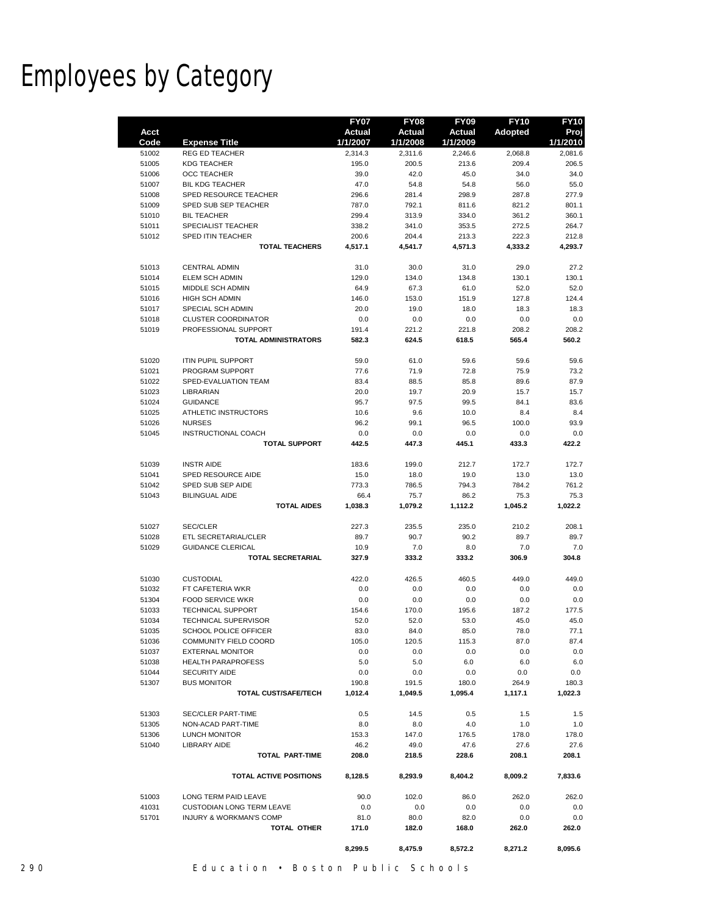# Employees by Category

| Acct Code | Expense Title | FY07 Actual 1/1/2007 | FY08 Actual 1/1/2008 | FY09 Actual 1/1/2009 | FY10 Adopted | FY10 Proj 1/1/2010 |
|---|---|---|---|---|---|---|
| 51002 | REG ED TEACHER | 2,314.3 | 2,311.6 | 2,246.6 | 2,068.8 | 2,081.6 |
| 51005 | KDG TEACHER | 195.0 | 200.5 | 213.6 | 209.4 | 206.5 |
| 51006 | OCC TEACHER | 39.0 | 42.0 | 45.0 | 34.0 | 34.0 |
| 51007 | BIL KDG TEACHER | 47.0 | 54.8 | 54.8 | 56.0 | 55.0 |
| 51008 | SPED RESOURCE TEACHER | 296.6 | 281.4 | 298.9 | 287.8 | 277.9 |
| 51009 | SPED SUB SEP TEACHER | 787.0 | 792.1 | 811.6 | 821.2 | 801.1 |
| 51010 | BIL TEACHER | 299.4 | 313.9 | 334.0 | 361.2 | 360.1 |
| 51011 | SPECIALIST TEACHER | 338.2 | 341.0 | 353.5 | 272.5 | 264.7 |
| 51012 | SPED ITIN TEACHER | 200.6 | 204.4 | 213.3 | 222.3 | 212.8 |
| | **TOTAL TEACHERS** | **4,517.1** | **4,541.7** | **4,571.3** | **4,333.2** | **4,293.7** |
| 51013 | CENTRAL ADMIN | 31.0 | 30.0 | 31.0 | 29.0 | 27.2 |
| 51014 | ELEM SCH ADMIN | 129.0 | 134.0 | 134.8 | 130.1 | 130.1 |
| 51015 | MIDDLE SCH ADMIN | 64.9 | 67.3 | 61.0 | 52.0 | 52.0 |
| 51016 | HIGH SCH ADMIN | 146.0 | 153.0 | 151.9 | 127.8 | 124.4 |
| 51017 | SPECIAL SCH ADMIN | 20.0 | 19.0 | 18.0 | 18.3 | 18.3 |
| 51018 | CLUSTER COORDINATOR | 0.0 | 0.0 | 0.0 | 0.0 | 0.0 |
| 51019 | PROFESSIONAL SUPPORT | 191.4 | 221.2 | 221.8 | 208.2 | 208.2 |
| | **TOTAL ADMINISTRATORS** | **582.3** | **624.5** | **618.5** | **565.4** | **560.2** |
| 51020 | ITIN PUPIL SUPPORT | 59.0 | 61.0 | 59.6 | 59.6 | 59.6 |
| 51021 | PROGRAM SUPPORT | 77.6 | 71.9 | 72.8 | 75.9 | 73.2 |
| 51022 | SPED-EVALUATION TEAM | 83.4 | 88.5 | 85.8 | 89.6 | 87.9 |
| 51023 | LIBRARIAN | 20.0 | 19.7 | 20.9 | 15.7 | 15.7 |
| 51024 | GUIDANCE | 95.7 | 97.5 | 99.5 | 84.1 | 83.6 |
| 51025 | ATHLETIC INSTRUCTORS | 10.6 | 9.6 | 10.0 | 8.4 | 8.4 |
| 51026 | NURSES | 96.2 | 99.1 | 96.5 | 100.0 | 93.9 |
| 51045 | INSTRUCTIONAL COACH | 0.0 | 0.0 | 0.0 | 0.0 | 0.0 |
| | **TOTAL SUPPORT** | **442.5** | **447.3** | **445.1** | **433.3** | **422.2** |
| 51039 | INSTR AIDE | 183.6 | 199.0 | 212.7 | 172.7 | 172.7 |
| 51041 | SPED RESOURCE AIDE | 15.0 | 18.0 | 19.0 | 13.0 | 13.0 |
| 51042 | SPED SUB SEP AIDE | 773.3 | 786.5 | 794.3 | 784.2 | 761.2 |
| 51043 | BILINGUAL AIDE | 66.4 | 75.7 | 86.2 | 75.3 | 75.3 |
| | **TOTAL AIDES** | **1,038.3** | **1,079.2** | **1,112.2** | **1,045.2** | **1,022.2** |
| 51027 | SEC/CLER | 227.3 | 235.5 | 235.0 | 210.2 | 208.1 |
| 51028 | ETL SECRETARIAL/CLER | 89.7 | 90.7 | 90.2 | 89.7 | 89.7 |
| 51029 | GUIDANCE CLERICAL | 10.9 | 7.0 | 8.0 | 7.0 | 7.0 |
| | **TOTAL SECRETARIAL** | **327.9** | **333.2** | **333.2** | **306.9** | **304.8** |
| 51030 | CUSTODIAL | 422.0 | 426.5 | 460.5 | 449.0 | 449.0 |
| 51032 | FT CAFETERIA WKR | 0.0 | 0.0 | 0.0 | 0.0 | 0.0 |
| 51304 | FOOD SERVICE WKR | 0.0 | 0.0 | 0.0 | 0.0 | 0.0 |
| 51033 | TECHNICAL SUPPORT | 154.6 | 170.0 | 195.6 | 187.2 | 177.5 |
| 51034 | TECHNICAL SUPERVISOR | 52.0 | 52.0 | 53.0 | 45.0 | 45.0 |
| 51035 | SCHOOL POLICE OFFICER | 83.0 | 84.0 | 85.0 | 78.0 | 77.1 |
| 51036 | COMMUNITY FIELD COORD | 105.0 | 120.5 | 115.3 | 87.0 | 87.4 |
| 51037 | EXTERNAL MONITOR | 0.0 | 0.0 | 0.0 | 0.0 | 0.0 |
| 51038 | HEALTH PARAPROFESS | 5.0 | 5.0 | 6.0 | 6.0 | 6.0 |
| 51044 | SECURITY AIDE | 0.0 | 0.0 | 0.0 | 0.0 | 0.0 |
| 51307 | BUS MONITOR | 190.8 | 191.5 | 180.0 | 264.9 | 180.3 |
| | **TOTAL CUST/SAFE/TECH** | **1,012.4** | **1,049.5** | **1,095.4** | **1,117.1** | **1,022.3** |
| 51303 | SEC/CLER PART-TIME | 0.5 | 14.5 | 0.5 | 1.5 | 1.5 |
| 51305 | NON-ACAD PART-TIME | 8.0 | 8.0 | 4.0 | 1.0 | 1.0 |
| 51306 | LUNCH MONITOR | 153.3 | 147.0 | 176.5 | 178.0 | 178.0 |
| 51040 | LIBRARY AIDE | 46.2 | 49.0 | 47.6 | 27.6 | 27.6 |
| | **TOTAL PART-TIME** | **208.0** | **218.5** | **228.6** | **208.1** | **208.1** |
| | **TOTAL ACTIVE POSITIONS** | **8,128.5** | **8,293.9** | **8,404.2** | **8,009.2** | **7,833.6** |
| 51003 | LONG TERM PAID LEAVE | 90.0 | 102.0 | 86.0 | 262.0 | 262.0 |
| 41031 | CUSTODIAN LONG TERM LEAVE | 0.0 | 0.0 | 0.0 | 0.0 | 0.0 |
| 51701 | INJURY & WORKMAN'S COMP | 81.0 | 80.0 | 82.0 | 0.0 | 0.0 |
| | **TOTAL OTHER** | **171.0** | **182.0** | **168.0** | **262.0** | **262.0** |
| | | **8,299.5** | **8,475.9** | **8,572.2** | **8,271.2** | **8,095.6** |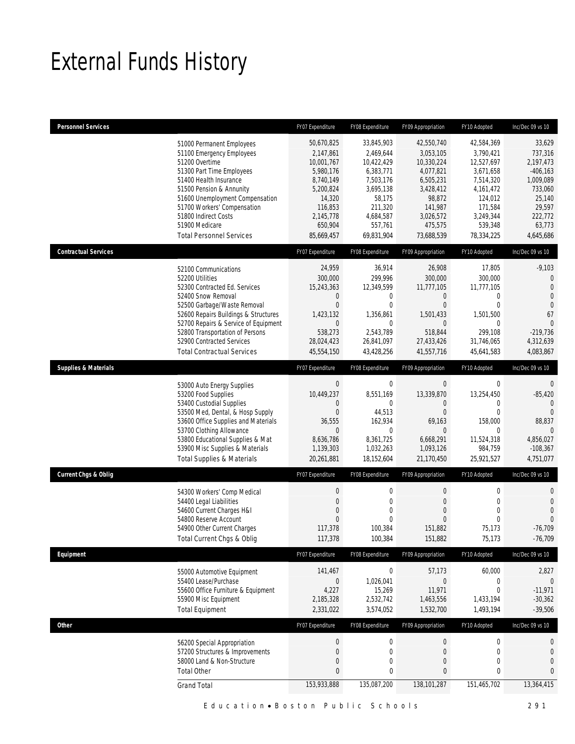# External Funds History

| Personnel Services | FY07 Expenditure | FY08 Expenditure | FY09 Appropriation | FY10 Adopted | Inc/Dec 09 vs 10 |
|---|---|---|---|---|---|
| 51000 Permanent Employees | 50,670,825 | 33,845,903 | 42,550,740 | 42,584,369 | 33,629 |
| 51100 Emergency Employees | 2,147,861 | 2,469,644 | 3,053,105 | 3,790,421 | 737,316 |
| 51200 Overtime | 10,001,767 | 10,422,429 | 10,330,224 | 12,527,697 | 2,197,473 |
| 51300 Part Time Employees | 5,980,176 | 6,383,771 | 4,077,821 | 3,671,658 | -406,163 |
| 51400 Health Insurance | 8,740,149 | 7,503,176 | 6,505,231 | 7,514,320 | 1,009,089 |
| 51500 Pension & Annunity | 5,200,824 | 3,695,138 | 3,428,412 | 4,161,472 | 733,060 |
| 51600 Unemployment Compensation | 14,320 | 58,175 | 98,872 | 124,012 | 25,140 |
| 51700 Workers' Compensation | 116,853 | 211,320 | 141,987 | 171,584 | 29,597 |
| 51800 Indirect Costs | 2,145,778 | 4,684,587 | 3,026,572 | 3,249,344 | 222,772 |
| 51900 Medicare | 650,904 | 557,761 | 475,575 | 539,348 | 63,773 |
| Total Personnel Services | 85,669,457 | 69,831,904 | 73,688,539 | 78,334,225 | 4,645,686 |

| Contractual Services | FY07 Expenditure | FY08 Expenditure | FY09 Appropriation | FY10 Adopted | Inc/Dec 09 vs 10 |
|---|---|---|---|---|---|
| 52100 Communications | 24,959 | 36,914 | 26,908 | 17,805 | -9,103 |
| 52200 Utilities | 300,000 | 299,996 | 300,000 | 300,000 | 0 |
| 52300 Contracted Ed. Services | 15,243,363 | 12,349,599 | 11,777,105 | 11,777,105 | 0 |
| 52400 Snow Removal | 0 | 0 | 0 | 0 | 0 |
| 52500 Garbage/Waste Removal | 0 | 0 | 0 | 0 | 0 |
| 52600 Repairs Buildings & Structures | 1,423,132 | 1,356,861 | 1,501,433 | 1,501,500 | 67 |
| 52700 Repairs & Service of Equipment | 0 | 0 | 0 | 0 | 0 |
| 52800 Transportation of Persons | 538,273 | 2,543,789 | 518,844 | 299,108 | -219,736 |
| 52900 Contracted Services | 28,024,423 | 26,841,097 | 27,433,426 | 31,746,065 | 4,312,639 |
| Total Contractual Services | 45,554,150 | 43,428,256 | 41,557,716 | 45,641,583 | 4,083,867 |

| Supplies & Materials | FY07 Expenditure | FY08 Expenditure | FY09 Appropriation | FY10 Adopted | Inc/Dec 09 vs 10 |
|---|---|---|---|---|---|
| 53000 Auto Energy Supplies | 0 | 0 | 0 | 0 | 0 |
| 53200 Food Supplies | 10,449,237 | 8,551,169 | 13,339,870 | 13,254,450 | -85,420 |
| 53400 Custodial Supplies | 0 | 0 | 0 | 0 | 0 |
| 53500 Med, Dental, & Hosp Supply | 0 | 44,513 | 0 | 0 | 0 |
| 53600 Office Supplies and Materials | 36,555 | 162,934 | 69,163 | 158,000 | 88,837 |
| 53700 Clothing Allowance | 0 | 0 | 0 | 0 | 0 |
| 53800 Educational Supplies & Mat | 8,636,786 | 8,361,725 | 6,668,291 | 11,524,318 | 4,856,027 |
| 53900 Misc Supplies & Materials | 1,139,303 | 1,032,263 | 1,093,126 | 984,759 | -108,367 |
| Total Supplies & Materials | 20,261,881 | 18,152,604 | 21,170,450 | 25,921,527 | 4,751,077 |

| Current Chgs & Oblig | FY07 Expenditure | FY08 Expenditure | FY09 Appropriation | FY10 Adopted | Inc/Dec 09 vs 10 |
|---|---|---|---|---|---|
| 54300 Workers' Comp Medical | 0 | 0 | 0 | 0 | 0 |
| 54400 Legal Liabilities | 0 | 0 | 0 | 0 | 0 |
| 54600 Current Charges H&I | 0 | 0 | 0 | 0 | 0 |
| 54800 Reserve Account | 0 | 0 | 0 | 0 | 0 |
| 54900 Other Current Charges | 117,378 | 100,384 | 151,882 | 75,173 | -76,709 |
| Total Current Chgs & Oblig | 117,378 | 100,384 | 151,882 | 75,173 | -76,709 |

| Equipment | FY07 Expenditure | FY08 Expenditure | FY09 Appropriation | FY10 Adopted | Inc/Dec 09 vs 10 |
|---|---|---|---|---|---|
| 55000 Automotive Equipment | 141,467 | 0 | 57,173 | 60,000 | 2,827 |
| 55400 Lease/Purchase | 0 | 1,026,041 | 0 | 0 | 0 |
| 55600 Office Furniture & Equipment | 4,227 | 15,269 | 11,971 | 0 | -11,971 |
| 55900 Misc Equipment | 2,185,328 | 2,532,742 | 1,463,556 | 1,433,194 | -30,362 |
| Total Equipment | 2,331,022 | 3,574,052 | 1,532,700 | 1,493,194 | -39,506 |

| Other | FY07 Expenditure | FY08 Expenditure | FY09 Appropriation | FY10 Adopted | Inc/Dec 09 vs 10 |
|---|---|---|---|---|---|
| 56200 Special Appropriation | 0 | 0 | 0 | 0 | 0 |
| 57200 Structures & Improvements | 0 | 0 | 0 | 0 | 0 |
| 58000 Land & Non-Structure | 0 | 0 | 0 | 0 | 0 |
| Total Other | 0 | 0 | 0 | 0 | 0 |
| Grand Total | 153,933,888 | 135,087,200 | 138,101,287 | 151,465,702 | 13,364,415 |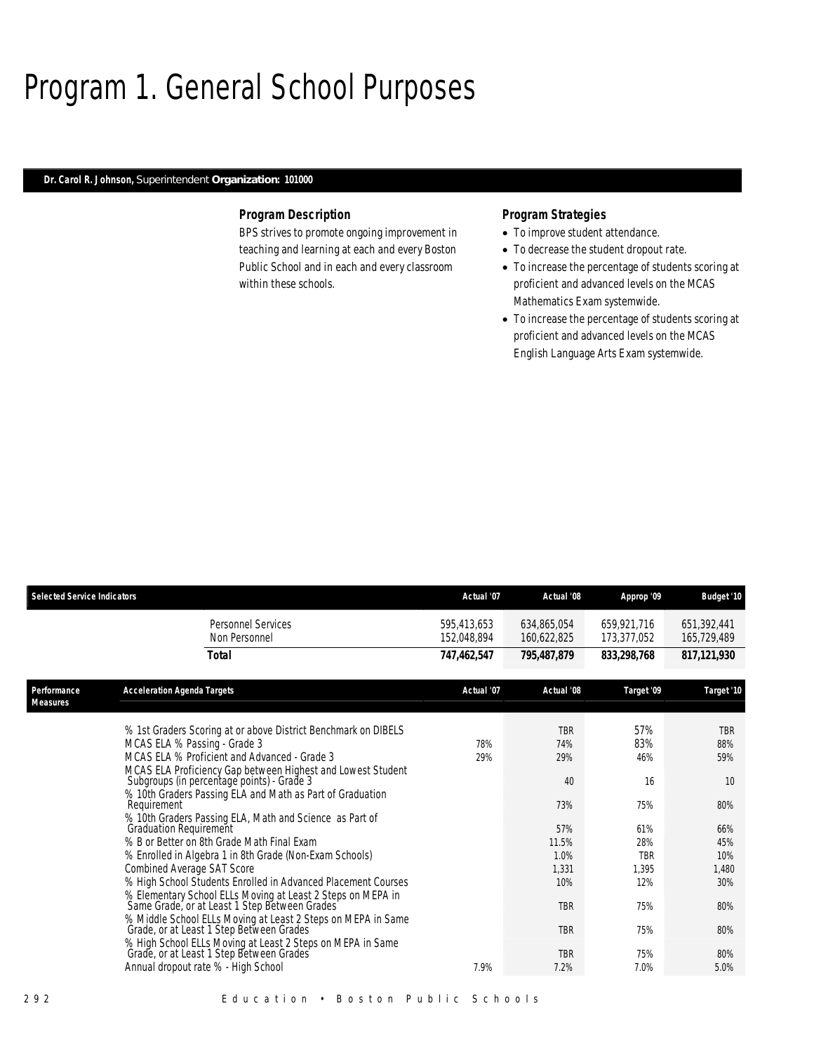# Program 1. General School Purposes

**Dr. Carol R. Johnson,** Superintendent **Organization: 101000**

### Program Description

BPS strives to promote ongoing improvement in teaching and learning at each and every Boston Public School and in each and every classroom within these schools.

### Program Strategies

- To improve student attendance.
- To decrease the student dropout rate.
- To increase the percentage of students scoring at proficient and advanced levels on the MCAS Mathematics Exam systemwide.
- To increase the percentage of students scoring at proficient and advanced levels on the MCAS English Language Arts Exam systemwide.

| Selected Service Indicators | Actual '07 | Actual '08 | Approp '09 | Budget '10 |
|---|---|---|---|---|
| Personnel Services | 595,413,653 | 634,865,054 | 659,921,716 | 651,392,441 |
| Non Personnel | 152,048,894 | 160,622,825 | 173,377,052 | 165,729,489 |
| ***Total*** | ***747,462,547*** | ***795,487,879*** | ***833,298,768*** | ***817,121,930*** |

| Performance Measures | Acceleration Agenda Targets | Actual '07 | Actual '08 | Target '09 | Target '10 |
|---|---|---|---|---|---|
| | % 1st Graders Scoring at or above District Benchmark on DIBELS | | TBR | 57% | TBR |
| | MCAS ELA % Passing - Grade 3 | 78% | 74% | 83% | 88% |
| | MCAS ELA % Proficient and Advanced - Grade 3 | 29% | 29% | 46% | 59% |
| | MCAS ELA Proficiency Gap between Highest and Lowest Student Subgroups (in percentage points) - Grade 3 | | 40 | 16 | 10 |
| | % 10th Graders Passing ELA and Math as Part of Graduation Requirement | | 73% | 75% | 80% |
| | % 10th Graders Passing ELA, Math and Science as Part of Graduation Requirement | | 57% | 61% | 66% |
| | % B or Better on 8th Grade Math Final Exam | | 11.5% | 28% | 45% |
| | % Enrolled in Algebra 1 in 8th Grade (Non-Exam Schools) | | 1.0% | TBR | 10% |
| | Combined Average SAT Score | | 1,331 | 1,395 | 1,480 |
| | % High School Students Enrolled in Advanced Placement Courses | | 10% | 12% | 30% |
| | % Elementary School ELLs Moving at Least 2 Steps on MEPA in Same Grade, or at Least 1 Step Between Grades | | TBR | 75% | 80% |
| | % Middle School ELLs Moving at Least 2 Steps on MEPA in Same Grade, or at Least 1 Step Between Grades | | TBR | 75% | 80% |
| | % High School ELLs Moving at Least 2 Steps on MEPA in Same Grade, or at Least 1 Step Between Grades | | TBR | 75% | 80% |
| | Annual dropout rate % - High School | 7.9% | 7.2% | 7.0% | 5.0% |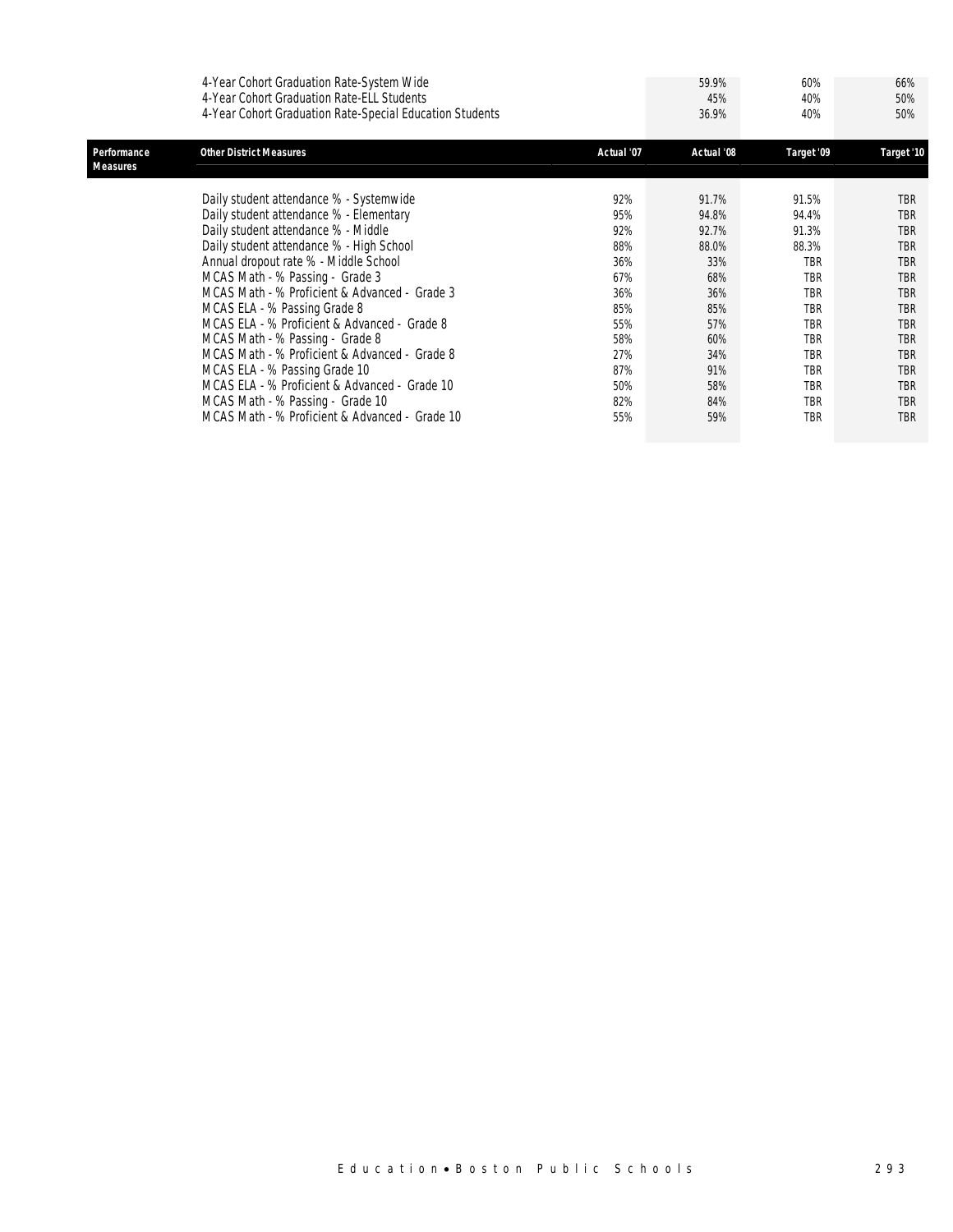| | Actual '07 | Actual '08 | Target '09 | Target '10 |
|---|---|---|---|---|
| 4-Year Cohort Graduation Rate-System Wide | | 59.9% | 60% | 66% |
| 4-Year Cohort Graduation Rate-ELL Students | | 45% | 40% | 50% |
| 4-Year Cohort Graduation Rate-Special Education Students | | 36.9% | 40% | 50% |

## Performance Measures

| Other District Measures | Actual '07 | Actual '08 | Target '09 | Target '10 |
|---|---|---|---|---|
| Daily student attendance % - Systemwide | 92% | 91.7% | 91.5% | TBR |
| Daily student attendance % - Elementary | 95% | 94.8% | 94.4% | TBR |
| Daily student attendance % - Middle | 92% | 92.7% | 91.3% | TBR |
| Daily student attendance % - High School | 88% | 88.0% | 88.3% | TBR |
| Annual dropout rate % - Middle School | 36% | 33% | TBR | TBR |
| MCAS Math - % Passing - Grade 3 | 67% | 68% | TBR | TBR |
| MCAS Math - % Proficient & Advanced - Grade 3 | 36% | 36% | TBR | TBR |
| MCAS ELA - % Passing Grade 8 | 85% | 85% | TBR | TBR |
| MCAS ELA - % Proficient & Advanced - Grade 8 | 55% | 57% | TBR | TBR |
| MCAS Math - % Passing - Grade 8 | 58% | 60% | TBR | TBR |
| MCAS Math - % Proficient & Advanced - Grade 8 | 27% | 34% | TBR | TBR |
| MCAS ELA - % Passing Grade 10 | 87% | 91% | TBR | TBR |
| MCAS ELA - % Proficient & Advanced - Grade 10 | 50% | 58% | TBR | TBR |
| MCAS Math - % Passing - Grade 10 | 82% | 84% | TBR | TBR |
| MCAS Math - % Proficient & Advanced - Grade 10 | 55% | 59% | TBR | TBR |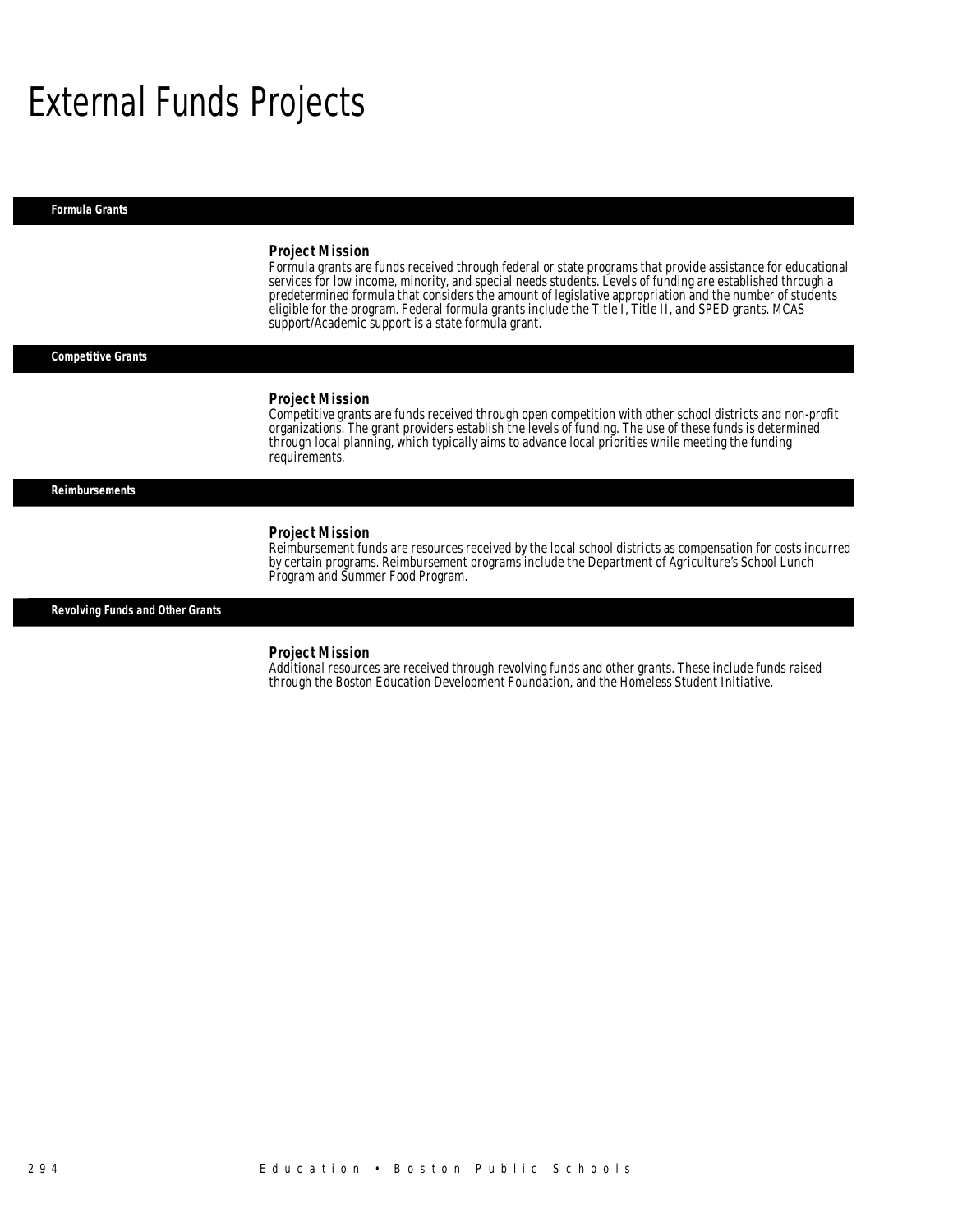# External Funds Projects

## Formula Grants

### Project Mission

Formula grants are funds received through federal or state programs that provide assistance for educational services for low income, minority, and special needs students. Levels of funding are established through a predetermined formula that considers the amount of legislative appropriation and the number of students eligible for the program. Federal formula grants include the Title I, Title II, and SPED grants. MCAS support/Academic support is a state formula grant.

## Competitive Grants

### Project Mission

Competitive grants are funds received through open competition with other school districts and non-profit organizations. The grant providers establish the levels of funding. The use of these funds is determined through local planning, which typically aims to advance local priorities while meeting the funding requirements.

## Reimbursements

### Project Mission

Reimbursement funds are resources received by the local school districts as compensation for costs incurred by certain programs. Reimbursement programs include the Department of Agriculture's School Lunch Program and Summer Food Program.

## Revolving Funds and Other Grants

### Project Mission

Additional resources are received through revolving funds and other grants. These include funds raised through the Boston Education Development Foundation, and the Homeless Student Initiative.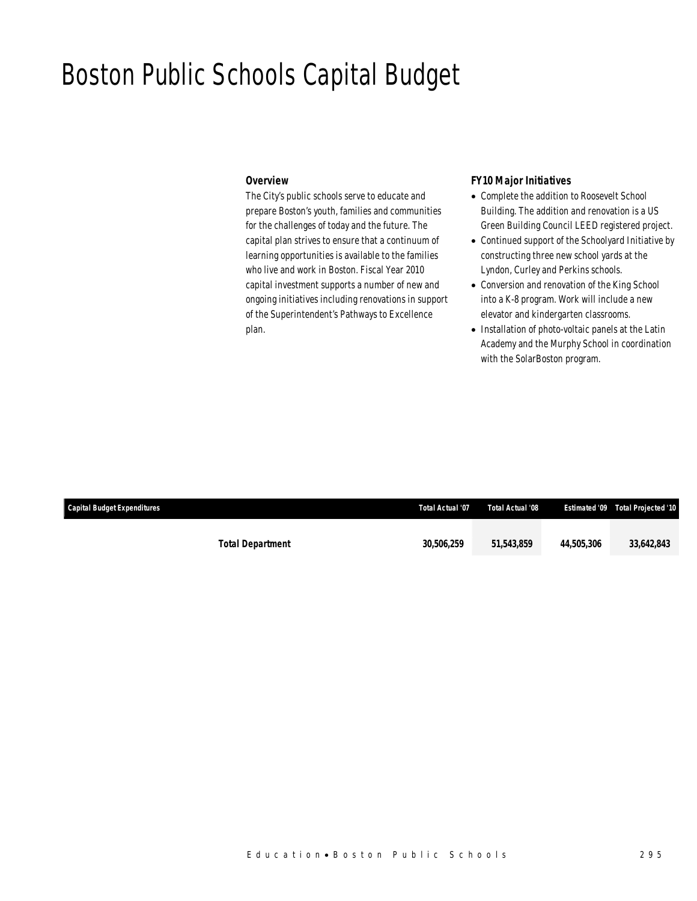# Boston Public Schools Capital Budget

### Overview

The City's public schools serve to educate and prepare Boston's youth, families and communities for the challenges of today and the future. The capital plan strives to ensure that a continuum of learning opportunities is available to the families who live and work in Boston. Fiscal Year 2010 capital investment supports a number of new and ongoing initiatives including renovations in support of the Superintendent's Pathways to Excellence plan.

### FY10 Major Initiatives

- Complete the addition to Roosevelt School Building. The addition and renovation is a US Green Building Council LEED registered project.
- Continued support of the Schoolyard Initiative by constructing three new school yards at the Lyndon, Curley and Perkins schools.
- Conversion and renovation of the King School into a K-8 program. Work will include a new elevator and kindergarten classrooms.
- Installation of photo-voltaic panels at the Latin Academy and the Murphy School in coordination with the SolarBoston program.

| Capital Budget Expenditures | Total Actual '07 | Total Actual '08 | Estimated '09 | Total Projected '10 |
|---|---|---|---|---|
| **Total Department** | **30,506,259** | **51,543,859** | **44,505,306** | **33,642,843** |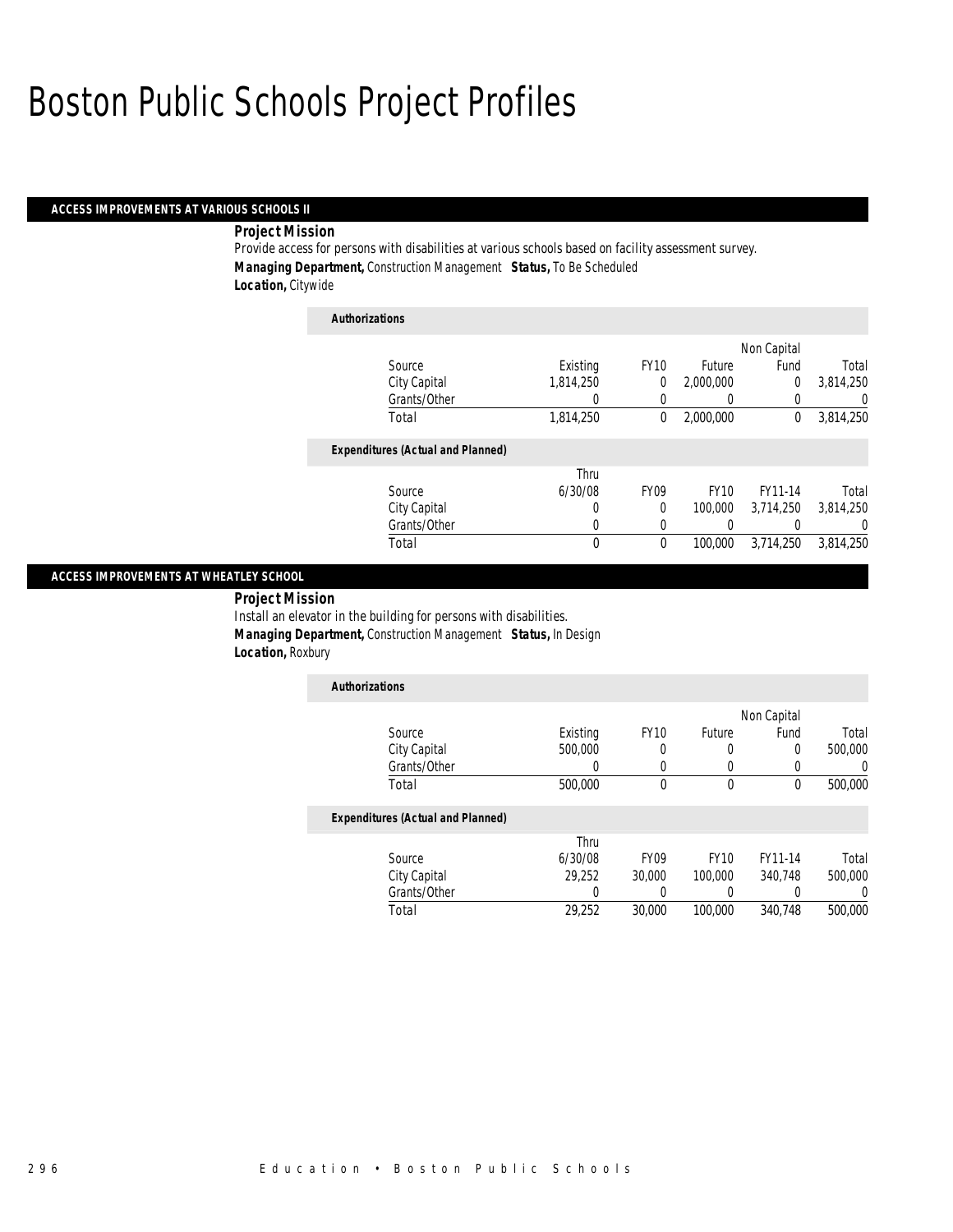# Boston Public Schools Project Profiles

## ACCESS IMPROVEMENTS AT VARIOUS SCHOOLS II

***Project Mission***

Provide access for persons with disabilities at various schools based on facility assessment survey.

***Managing Department,*** Construction Management ***Status,*** To Be Scheduled

***Location,*** Citywide

***Authorizations***

| Source | Existing | FY10 | Future | Non Capital Fund | Total |
|---|---|---|---|---|---|
| City Capital | 1,814,250 | 0 | 2,000,000 | 0 | 3,814,250 |
| Grants/Other | 0 | 0 | 0 | 0 | 0 |
| Total | 1,814,250 | 0 | 2,000,000 | 0 | 3,814,250 |

***Expenditures (Actual and Planned)***

| Source | Thru 6/30/08 | FY09 | FY10 | FY11-14 | Total |
|---|---|---|---|---|---|
| City Capital | 0 | 0 | 100,000 | 3,714,250 | 3,814,250 |
| Grants/Other | 0 | 0 | 0 | 0 | 0 |
| Total | 0 | 0 | 100,000 | 3,714,250 | 3,814,250 |

## ACCESS IMPROVEMENTS AT WHEATLEY SCHOOL

***Project Mission***

Install an elevator in the building for persons with disabilities.

***Managing Department,*** Construction Management ***Status,*** In Design

***Location,*** Roxbury

***Authorizations***

| Source | Existing | FY10 | Future | Non Capital Fund | Total |
|---|---|---|---|---|---|
| City Capital | 500,000 | 0 | 0 | 0 | 500,000 |
| Grants/Other | 0 | 0 | 0 | 0 | 0 |
| Total | 500,000 | 0 | 0 | 0 | 500,000 |

***Expenditures (Actual and Planned)***

| Source | Thru 6/30/08 | FY09 | FY10 | FY11-14 | Total |
|---|---|---|---|---|---|
| City Capital | 29,252 | 30,000 | 100,000 | 340,748 | 500,000 |
| Grants/Other | 0 | 0 | 0 | 0 | 0 |
| Total | 29,252 | 30,000 | 100,000 | 340,748 | 500,000 |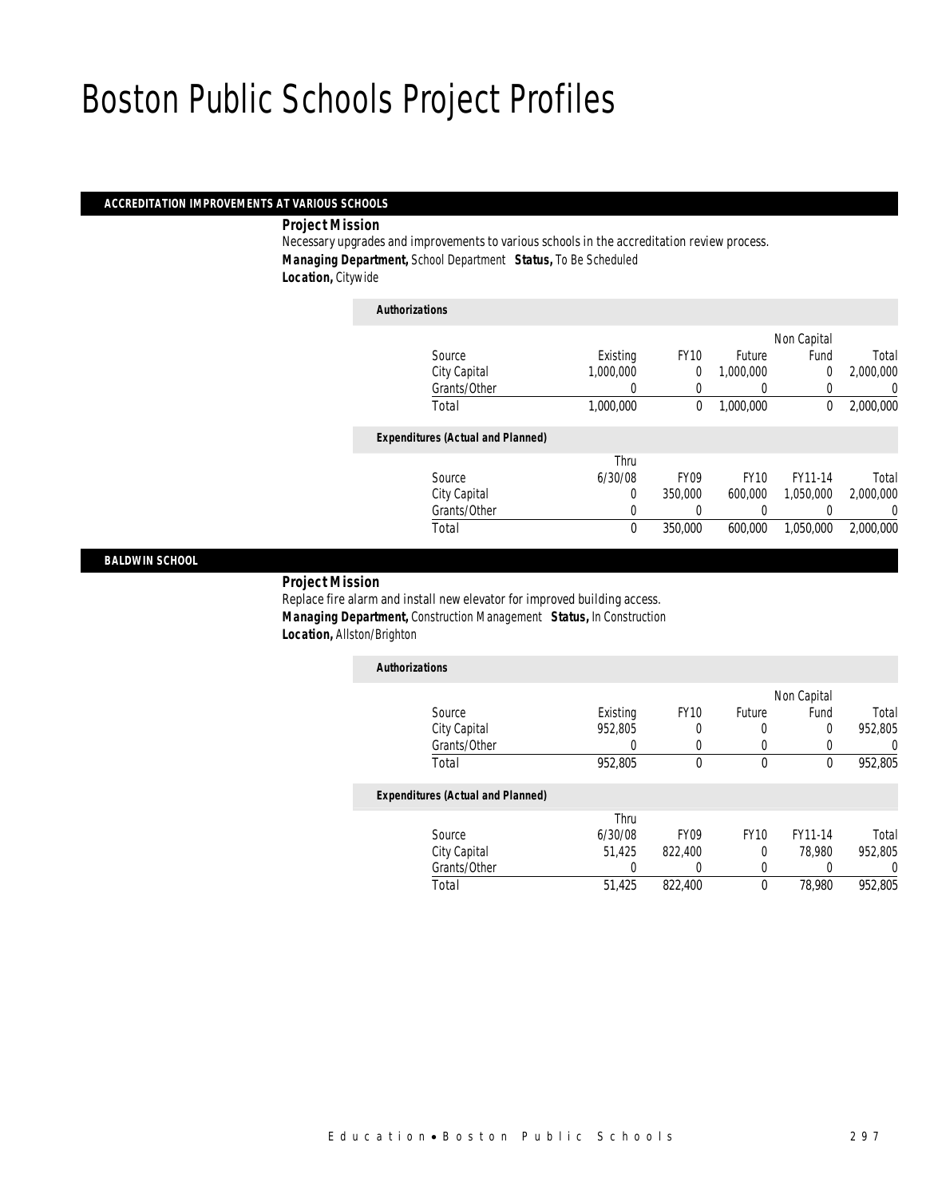# Boston Public Schools Project Profiles

## ACCREDITATION IMPROVEMENTS AT VARIOUS SCHOOLS

***Project Mission***

Necessary upgrades and improvements to various schools in the accreditation review process.

***Managing Department,*** School Department ***Status,*** To Be Scheduled

***Location,*** Citywide

***Authorizations***

| Source | Existing | FY10 | Future | Non Capital Fund | Total |
|---|---|---|---|---|---|
| City Capital | 1,000,000 | 0 | 1,000,000 | 0 | 2,000,000 |
| Grants/Other | 0 | 0 | 0 | 0 | 0 |
| Total | 1,000,000 | 0 | 1,000,000 | 0 | 2,000,000 |

***Expenditures (Actual and Planned)***

| Source | Thru 6/30/08 | FY09 | FY10 | FY11-14 | Total |
|---|---|---|---|---|---|
| City Capital | 0 | 350,000 | 600,000 | 1,050,000 | 2,000,000 |
| Grants/Other | 0 | 0 | 0 | 0 | 0 |
| Total | 0 | 350,000 | 600,000 | 1,050,000 | 2,000,000 |

## BALDWIN SCHOOL

***Project Mission***

Replace fire alarm and install new elevator for improved building access.

***Managing Department,*** Construction Management ***Status,*** In Construction

***Location,*** Allston/Brighton

***Authorizations***

| Source | Existing | FY10 | Future | Non Capital Fund | Total |
|---|---|---|---|---|---|
| City Capital | 952,805 | 0 | 0 | 0 | 952,805 |
| Grants/Other | 0 | 0 | 0 | 0 | 0 |
| Total | 952,805 | 0 | 0 | 0 | 952,805 |

***Expenditures (Actual and Planned)***

| Source | Thru 6/30/08 | FY09 | FY10 | FY11-14 | Total |
|---|---|---|---|---|---|
| City Capital | 51,425 | 822,400 | 0 | 78,980 | 952,805 |
| Grants/Other | 0 | 0 | 0 | 0 | 0 |
| Total | 51,425 | 822,400 | 0 | 78,980 | 952,805 |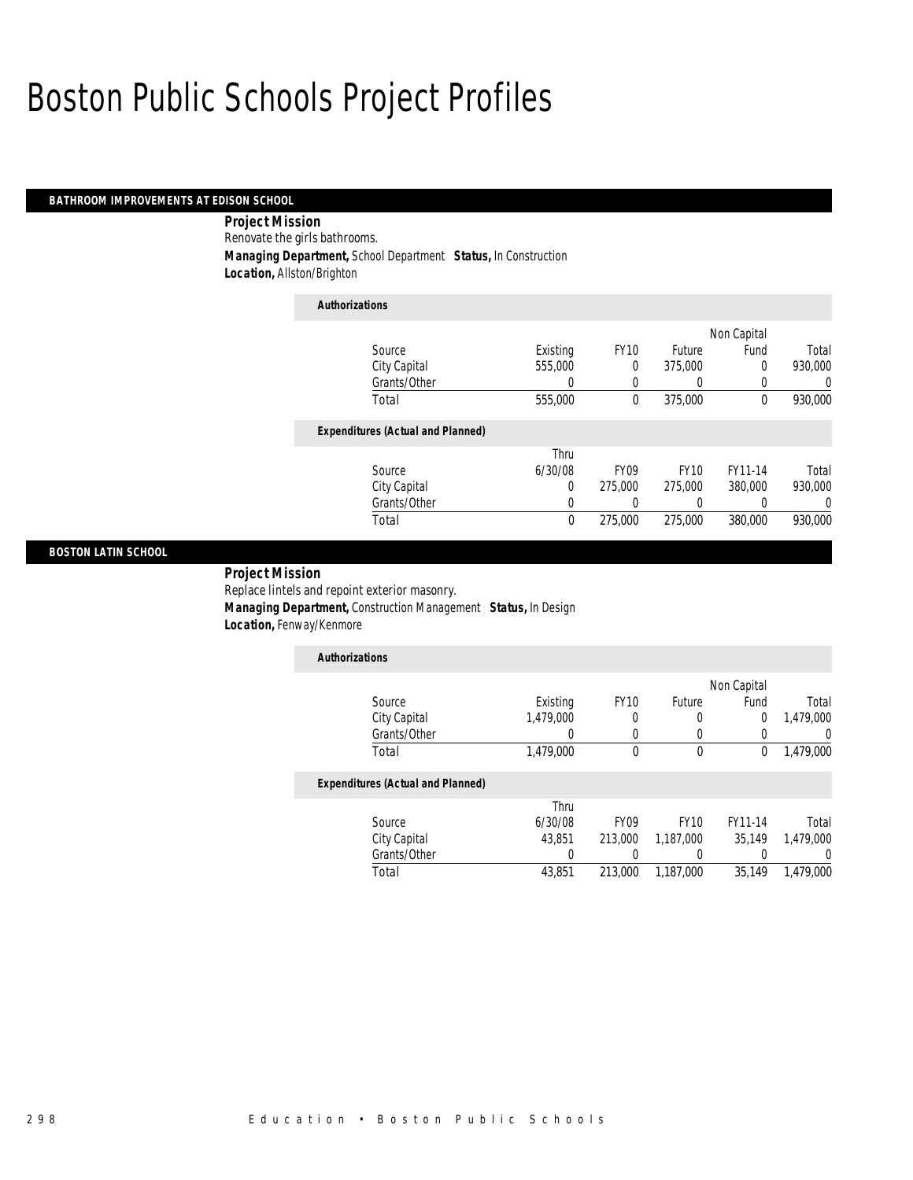# Boston Public Schools Project Profiles

## BATHROOM IMPROVEMENTS AT EDISON SCHOOL

**Project Mission**

Renovate the girls bathrooms.

**Managing Department,** School Department **Status,** In Construction

**Location,** Allston/Brighton

**Authorizations**

| Source | Existing | FY10 | Future | Non Capital Fund | Total |
|---|---|---|---|---|---|
| City Capital | 555,000 | 0 | 375,000 | 0 | 930,000 |
| Grants/Other | 0 | 0 | 0 | 0 | 0 |
| Total | 555,000 | 0 | 375,000 | 0 | 930,000 |

**Expenditures (Actual and Planned)**

| Source | Thru 6/30/08 | FY09 | FY10 | FY11-14 | Total |
|---|---|---|---|---|---|
| City Capital | 0 | 275,000 | 275,000 | 380,000 | 930,000 |
| Grants/Other | 0 | 0 | 0 | 0 | 0 |
| Total | 0 | 275,000 | 275,000 | 380,000 | 930,000 |

## BOSTON LATIN SCHOOL

**Project Mission**

Replace lintels and repoint exterior masonry.

**Managing Department,** Construction Management **Status,** In Design

**Location,** Fenway/Kenmore

**Authorizations**

| Source | Existing | FY10 | Future | Non Capital Fund | Total |
|---|---|---|---|---|---|
| City Capital | 1,479,000 | 0 | 0 | 0 | 1,479,000 |
| Grants/Other | 0 | 0 | 0 | 0 | 0 |
| Total | 1,479,000 | 0 | 0 | 0 | 1,479,000 |

**Expenditures (Actual and Planned)**

| Source | Thru 6/30/08 | FY09 | FY10 | FY11-14 | Total |
|---|---|---|---|---|---|
| City Capital | 43,851 | 213,000 | 1,187,000 | 35,149 | 1,479,000 |
| Grants/Other | 0 | 0 | 0 | 0 | 0 |
| Total | 43,851 | 213,000 | 1,187,000 | 35,149 | 1,479,000 |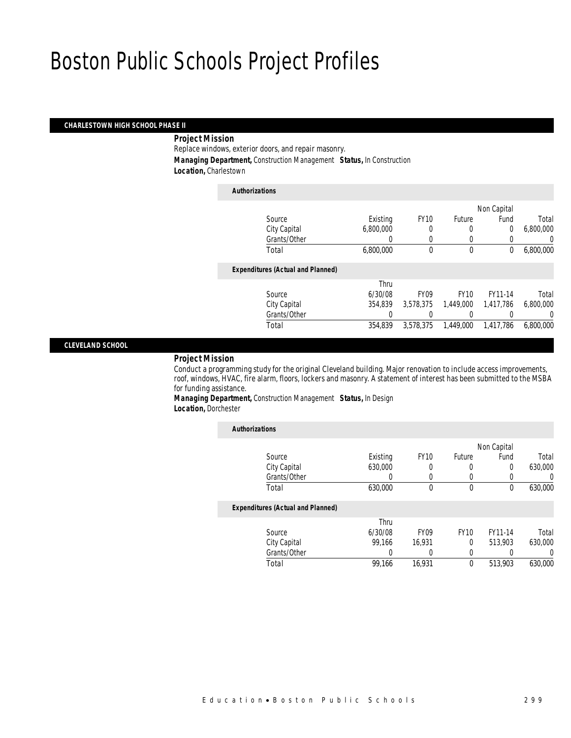# Boston Public Schools Project Profiles

## CHARLESTOWN HIGH SCHOOL PHASE II

**Project Mission**

Replace windows, exterior doors, and repair masonry.

***Managing Department,*** Construction Management ***Status,*** In Construction

***Location,*** Charlestown

***Authorizations***

| Source | Existing | FY10 | Future | Non Capital Fund | Total |
|---|---|---|---|---|---|
| City Capital | 6,800,000 | 0 | 0 | 0 | 6,800,000 |
| Grants/Other | 0 | 0 | 0 | 0 | 0 |
| Total | 6,800,000 | 0 | 0 | 0 | 6,800,000 |

***Expenditures (Actual and Planned)***

| Source | Thru 6/30/08 | FY09 | FY10 | FY11-14 | Total |
|---|---|---|---|---|---|
| City Capital | 354,839 | 3,578,375 | 1,449,000 | 1,417,786 | 6,800,000 |
| Grants/Other | 0 | 0 | 0 | 0 | 0 |
| Total | 354,839 | 3,578,375 | 1,449,000 | 1,417,786 | 6,800,000 |

## CLEVELAND SCHOOL

**Project Mission**

Conduct a programming study for the original Cleveland building. Major renovation to include access improvements, roof, windows, HVAC, fire alarm, floors, lockers and masonry. A statement of interest has been submitted to the MSBA for funding assistance.

***Managing Department,*** Construction Management ***Status,*** In Design

***Location,*** Dorchester

***Authorizations***

| Source | Existing | FY10 | Future | Non Capital Fund | Total |
|---|---|---|---|---|---|
| City Capital | 630,000 | 0 | 0 | 0 | 630,000 |
| Grants/Other | 0 | 0 | 0 | 0 | 0 |
| Total | 630,000 | 0 | 0 | 0 | 630,000 |

***Expenditures (Actual and Planned)***

| Source | Thru 6/30/08 | FY09 | FY10 | FY11-14 | Total |
|---|---|---|---|---|---|
| City Capital | 99,166 | 16,931 | 0 | 513,903 | 630,000 |
| Grants/Other | 0 | 0 | 0 | 0 | 0 |
| Total | 99,166 | 16,931 | 0 | 513,903 | 630,000 |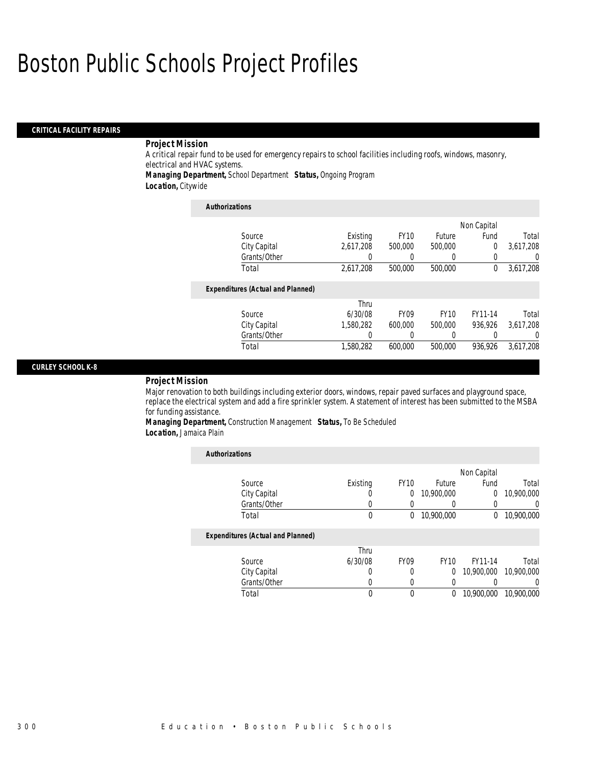# Boston Public Schools Project Profiles

## CRITICAL FACILITY REPAIRS

***Project Mission***

A critical repair fund to be used for emergency repairs to school facilities including roofs, windows, masonry, electrical and HVAC systems.

***Managing Department,*** *School Department* ***Status,*** *Ongoing Program*

***Location,*** *Citywide*

***Authorizations***

| Source | Existing | FY10 | Future | Non Capital Fund | Total |
|---|---|---|---|---|---|
| City Capital | 2,617,208 | 500,000 | 500,000 | 0 | 3,617,208 |
| Grants/Other | 0 | 0 | 0 | 0 | 0 |
| Total | 2,617,208 | 500,000 | 500,000 | 0 | 3,617,208 |

***Expenditures (Actual and Planned)***

| Source | Thru 6/30/08 | FY09 | FY10 | FY11-14 | Total |
|---|---|---|---|---|---|
| City Capital | 1,580,282 | 600,000 | 500,000 | 936,926 | 3,617,208 |
| Grants/Other | 0 | 0 | 0 | 0 | 0 |
| Total | 1,580,282 | 600,000 | 500,000 | 936,926 | 3,617,208 |

## CURLEY SCHOOL K-8

***Project Mission***

Major renovation to both buildings including exterior doors, windows, repair paved surfaces and playground space, replace the electrical system and add a fire sprinkler system. A statement of interest has been submitted to the MSBA for funding assistance.

***Managing Department,*** *Construction Management* ***Status,*** *To Be Scheduled*

***Location,*** *Jamaica Plain*

***Authorizations***

| Source | Existing | FY10 | Future | Non Capital Fund | Total |
|---|---|---|---|---|---|
| City Capital | 0 | 0 | 10,900,000 | 0 | 10,900,000 |
| Grants/Other | 0 | 0 | 0 | 0 | 0 |
| Total | 0 | 0 | 10,900,000 | 0 | 10,900,000 |

***Expenditures (Actual and Planned)***

| Source | Thru 6/30/08 | FY09 | FY10 | FY11-14 | Total |
|---|---|---|---|---|---|
| City Capital | 0 | 0 | 0 | 10,900,000 | 10,900,000 |
| Grants/Other | 0 | 0 | 0 | 0 | 0 |
| Total | 0 | 0 | 0 | 10,900,000 | 10,900,000 |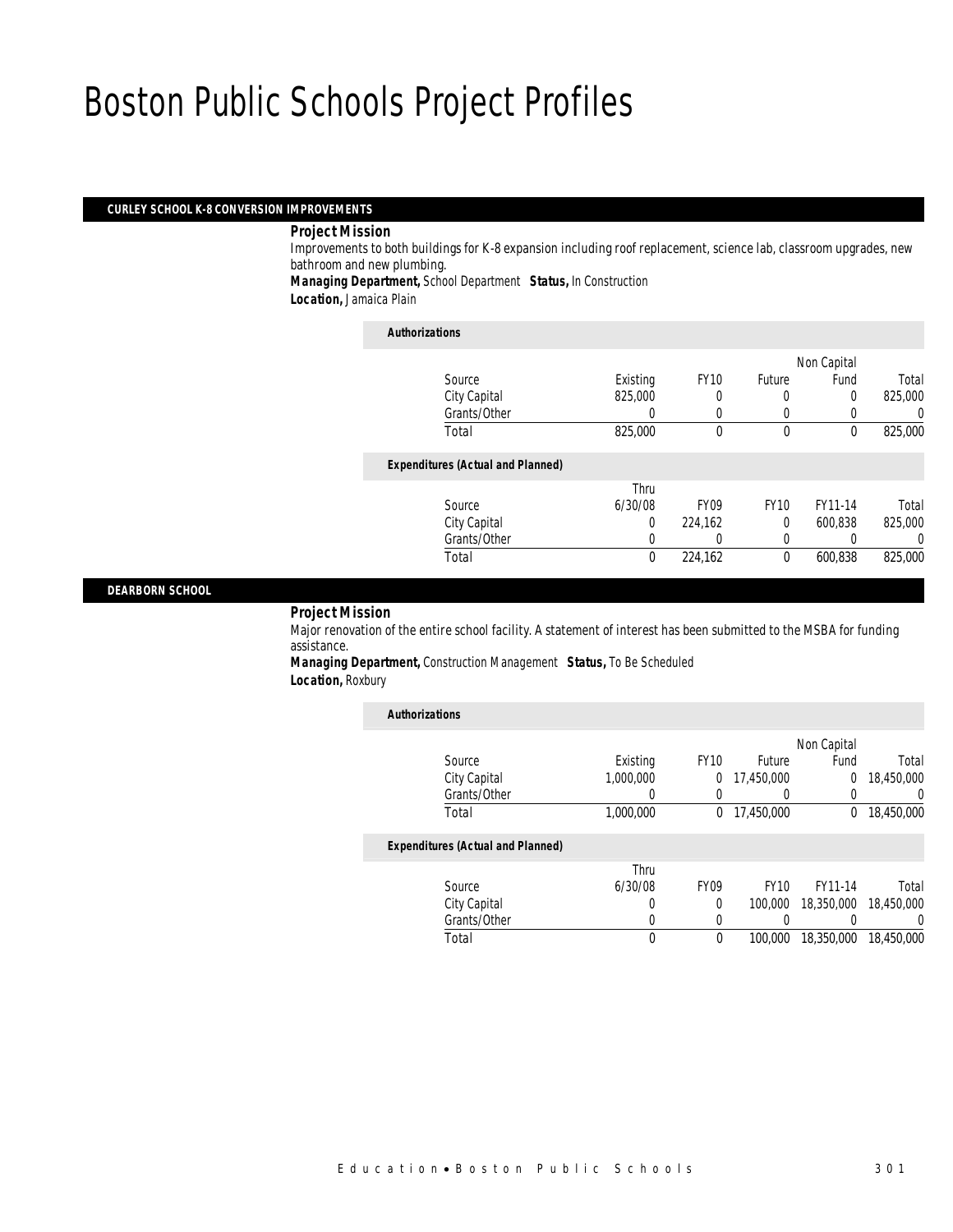# Boston Public Schools Project Profiles

## CURLEY SCHOOL K-8 CONVERSION IMPROVEMENTS

**Project Mission**

Improvements to both buildings for K-8 expansion including roof replacement, science lab, classroom upgrades, new bathroom and new plumbing.

***Managing Department,*** School Department ***Status,*** In Construction

***Location,*** Jamaica Plain

**Authorizations**

| Source | Existing | FY10 | Future | Non Capital Fund | Total |
|---|---|---|---|---|---|
| City Capital | 825,000 | 0 | 0 | 0 | 825,000 |
| Grants/Other | 0 | 0 | 0 | 0 | 0 |
| Total | 825,000 | 0 | 0 | 0 | 825,000 |

**Expenditures (Actual and Planned)**

| Source | Thru 6/30/08 | FY09 | FY10 | FY11-14 | Total |
|---|---|---|---|---|---|
| City Capital | 0 | 224,162 | 0 | 600,838 | 825,000 |
| Grants/Other | 0 | 0 | 0 | 0 | 0 |
| Total | 0 | 224,162 | 0 | 600,838 | 825,000 |

## DEARBORN SCHOOL

**Project Mission**

Major renovation of the entire school facility. A statement of interest has been submitted to the MSBA for funding assistance.

***Managing Department,*** Construction Management ***Status,*** To Be Scheduled

***Location,*** Roxbury

**Authorizations**

| Source | Existing | FY10 | Future | Non Capital Fund | Total |
|---|---|---|---|---|---|
| City Capital | 1,000,000 | 0 | 17,450,000 | 0 | 18,450,000 |
| Grants/Other | 0 | 0 | 0 | 0 | 0 |
| Total | 1,000,000 | 0 | 17,450,000 | 0 | 18,450,000 |

**Expenditures (Actual and Planned)**

| Source | Thru 6/30/08 | FY09 | FY10 | FY11-14 | Total |
|---|---|---|---|---|---|
| City Capital | 0 | 0 | 100,000 | 18,350,000 | 18,450,000 |
| Grants/Other | 0 | 0 | 0 | 0 | 0 |
| Total | 0 | 0 | 100,000 | 18,350,000 | 18,450,000 |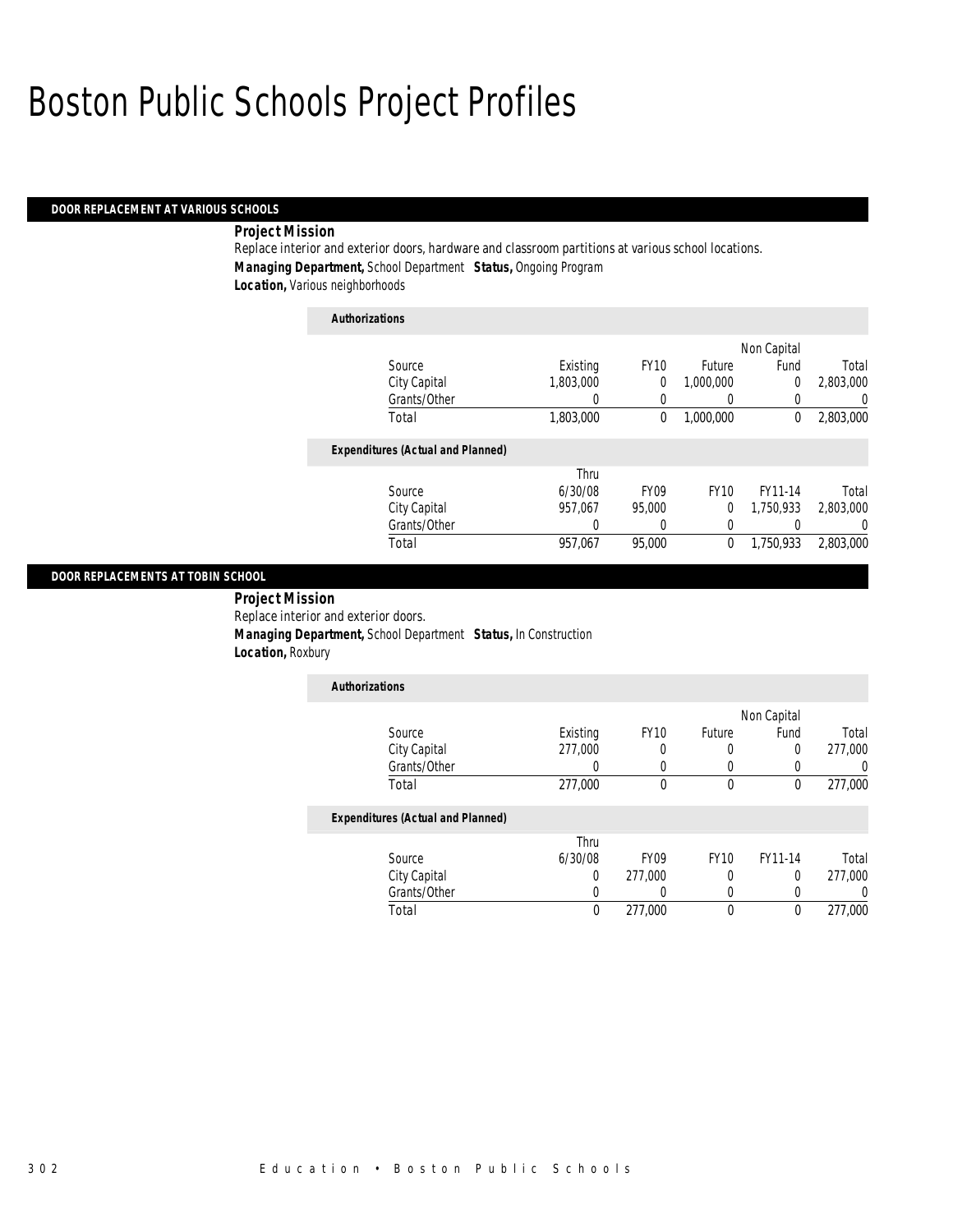# Boston Public Schools Project Profiles

## DOOR REPLACEMENT AT VARIOUS SCHOOLS

**Project Mission**

Replace interior and exterior doors, hardware and classroom partitions at various school locations.

***Managing Department,*** School Department ***Status,*** Ongoing Program

***Location,*** Various neighborhoods

**Authorizations**

| Source | Existing | FY10 | Future | Non Capital Fund | Total |
|---|---|---|---|---|---|
| City Capital | 1,803,000 | 0 | 1,000,000 | 0 | 2,803,000 |
| Grants/Other | 0 | 0 | 0 | 0 | 0 |
| Total | 1,803,000 | 0 | 1,000,000 | 0 | 2,803,000 |

**Expenditures (Actual and Planned)**

| Source | Thru 6/30/08 | FY09 | FY10 | FY11-14 | Total |
|---|---|---|---|---|---|
| City Capital | 957,067 | 95,000 | 0 | 1,750,933 | 2,803,000 |
| Grants/Other | 0 | 0 | 0 | 0 | 0 |
| Total | 957,067 | 95,000 | 0 | 1,750,933 | 2,803,000 |

## DOOR REPLACEMENTS AT TOBIN SCHOOL

**Project Mission**

Replace interior and exterior doors.

***Managing Department,*** School Department ***Status,*** In Construction

***Location,*** Roxbury

**Authorizations**

| Source | Existing | FY10 | Future | Non Capital Fund | Total |
|---|---|---|---|---|---|
| City Capital | 277,000 | 0 | 0 | 0 | 277,000 |
| Grants/Other | 0 | 0 | 0 | 0 | 0 |
| Total | 277,000 | 0 | 0 | 0 | 277,000 |

**Expenditures (Actual and Planned)**

| Source | Thru 6/30/08 | FY09 | FY10 | FY11-14 | Total |
|---|---|---|---|---|---|
| City Capital | 0 | 277,000 | 0 | 0 | 277,000 |
| Grants/Other | 0 | 0 | 0 | 0 | 0 |
| Total | 0 | 277,000 | 0 | 0 | 277,000 |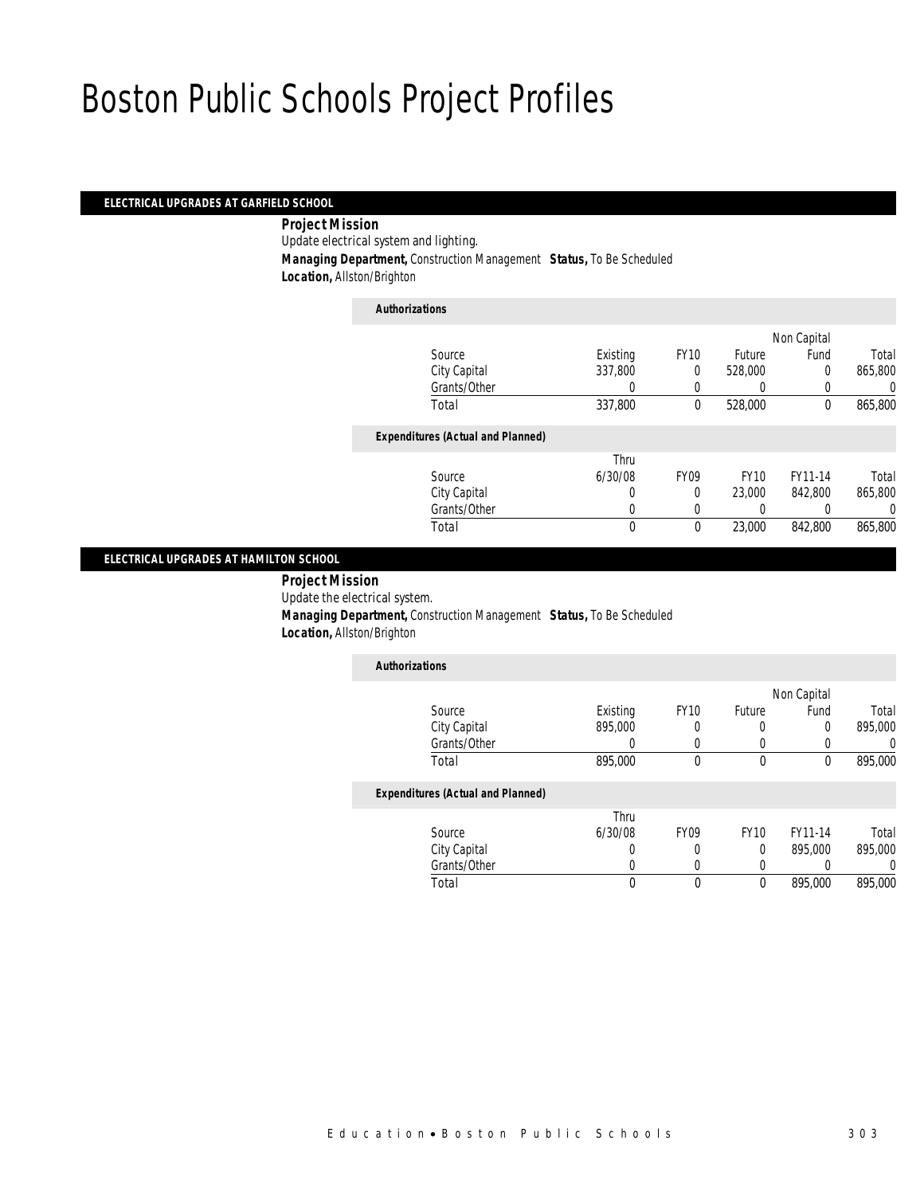# Boston Public Schools Project Profiles

## ELECTRICAL UPGRADES AT GARFIELD SCHOOL

**Project Mission**

Update electrical system and lighting.

**Managing Department,** Construction Management **Status,** To Be Scheduled

**Location,** Allston/Brighton

**Authorizations**

| Source | Existing | FY10 | Future | Non Capital Fund | Total |
|---|---|---|---|---|---|
| City Capital | 337,800 | 0 | 528,000 | 0 | 865,800 |
| Grants/Other | 0 | 0 | 0 | 0 | 0 |
| Total | 337,800 | 0 | 528,000 | 0 | 865,800 |

**Expenditures (Actual and Planned)**

| Source | Thru 6/30/08 | FY09 | FY10 | FY11-14 | Total |
|---|---|---|---|---|---|
| City Capital | 0 | 0 | 23,000 | 842,800 | 865,800 |
| Grants/Other | 0 | 0 | 0 | 0 | 0 |
| Total | 0 | 0 | 23,000 | 842,800 | 865,800 |

## ELECTRICAL UPGRADES AT HAMILTON SCHOOL

**Project Mission**

Update the electrical system.

**Managing Department,** Construction Management **Status,** To Be Scheduled

**Location,** Allston/Brighton

**Authorizations**

| Source | Existing | FY10 | Future | Non Capital Fund | Total |
|---|---|---|---|---|---|
| City Capital | 895,000 | 0 | 0 | 0 | 895,000 |
| Grants/Other | 0 | 0 | 0 | 0 | 0 |
| Total | 895,000 | 0 | 0 | 0 | 895,000 |

**Expenditures (Actual and Planned)**

| Source | Thru 6/30/08 | FY09 | FY10 | FY11-14 | Total |
|---|---|---|---|---|---|
| City Capital | 0 | 0 | 0 | 895,000 | 895,000 |
| Grants/Other | 0 | 0 | 0 | 0 | 0 |
| Total | 0 | 0 | 0 | 895,000 | 895,000 |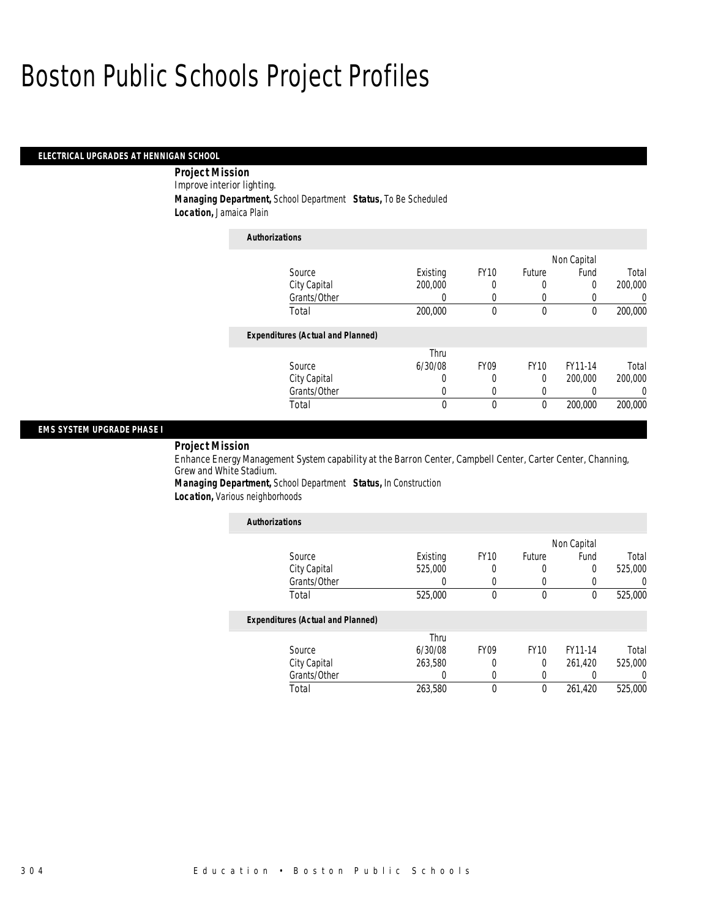# Boston Public Schools Project Profiles

## ELECTRICAL UPGRADES AT HENNIGAN SCHOOL

**Project Mission**

Improve interior lighting.

***Managing Department,*** *School Department* ***Status,*** *To Be Scheduled*

***Location,*** *Jamaica Plain*

**Authorizations**

| Source | Existing | FY10 | Future | Non Capital Fund | Total |
|---|---|---|---|---|---|
| City Capital | 200,000 | 0 | 0 | 0 | 200,000 |
| Grants/Other | 0 | 0 | 0 | 0 | 0 |
| Total | 200,000 | 0 | 0 | 0 | 200,000 |

**Expenditures (Actual and Planned)**

| Source | Thru 6/30/08 | FY09 | FY10 | FY11-14 | Total |
|---|---|---|---|---|---|
| City Capital | 0 | 0 | 0 | 200,000 | 200,000 |
| Grants/Other | 0 | 0 | 0 | 0 | 0 |
| Total | 0 | 0 | 0 | 200,000 | 200,000 |

## EMS SYSTEM UPGRADE PHASE I

**Project Mission**

Enhance Energy Management System capability at the Barron Center, Campbell Center, Carter Center, Channing, Grew and White Stadium.

***Managing Department,*** *School Department* ***Status,*** *In Construction*

***Location,*** *Various neighborhoods*

**Authorizations**

| Source | Existing | FY10 | Future | Non Capital Fund | Total |
|---|---|---|---|---|---|
| City Capital | 525,000 | 0 | 0 | 0 | 525,000 |
| Grants/Other | 0 | 0 | 0 | 0 | 0 |
| Total | 525,000 | 0 | 0 | 0 | 525,000 |

**Expenditures (Actual and Planned)**

| Source | Thru 6/30/08 | FY09 | FY10 | FY11-14 | Total |
|---|---|---|---|---|---|
| City Capital | 263,580 | 0 | 0 | 261,420 | 525,000 |
| Grants/Other | 0 | 0 | 0 | 0 | 0 |
| Total | 263,580 | 0 | 0 | 261,420 | 525,000 |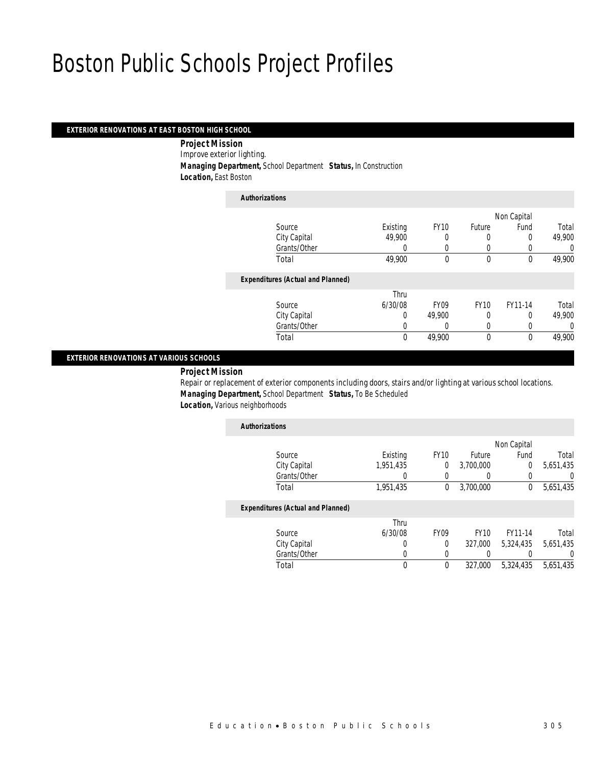# Boston Public Schools Project Profiles

## EXTERIOR RENOVATIONS AT EAST BOSTON HIGH SCHOOL

**Project Mission**

Improve exterior lighting.

**Managing Department,** School Department **Status,** In Construction

**Location,** East Boston

*Authorizations*

| Source | Existing | FY10 | Future | Non Capital Fund | Total |
|---|---|---|---|---|---|
| City Capital | 49,900 | 0 | 0 | 0 | 49,900 |
| Grants/Other | 0 | 0 | 0 | 0 | 0 |
| Total | 49,900 | 0 | 0 | 0 | 49,900 |

*Expenditures (Actual and Planned)*

| Source | Thru 6/30/08 | FY09 | FY10 | FY11-14 | Total |
|---|---|---|---|---|---|
| City Capital | 0 | 49,900 | 0 | 0 | 49,900 |
| Grants/Other | 0 | 0 | 0 | 0 | 0 |
| Total | 0 | 49,900 | 0 | 0 | 49,900 |

## EXTERIOR RENOVATIONS AT VARIOUS SCHOOLS

**Project Mission**

Repair or replacement of exterior components including doors, stairs and/or lighting at various school locations.

**Managing Department,** School Department **Status,** To Be Scheduled

**Location,** Various neighborhoods

*Authorizations*

| Source | Existing | FY10 | Future | Non Capital Fund | Total |
|---|---|---|---|---|---|
| City Capital | 1,951,435 | 0 | 3,700,000 | 0 | 5,651,435 |
| Grants/Other | 0 | 0 | 0 | 0 | 0 |
| Total | 1,951,435 | 0 | 3,700,000 | 0 | 5,651,435 |

*Expenditures (Actual and Planned)*

| Source | Thru 6/30/08 | FY09 | FY10 | FY11-14 | Total |
|---|---|---|---|---|---|
| City Capital | 0 | 0 | 327,000 | 5,324,435 | 5,651,435 |
| Grants/Other | 0 | 0 | 0 | 0 | 0 |
| Total | 0 | 0 | 327,000 | 5,324,435 | 5,651,435 |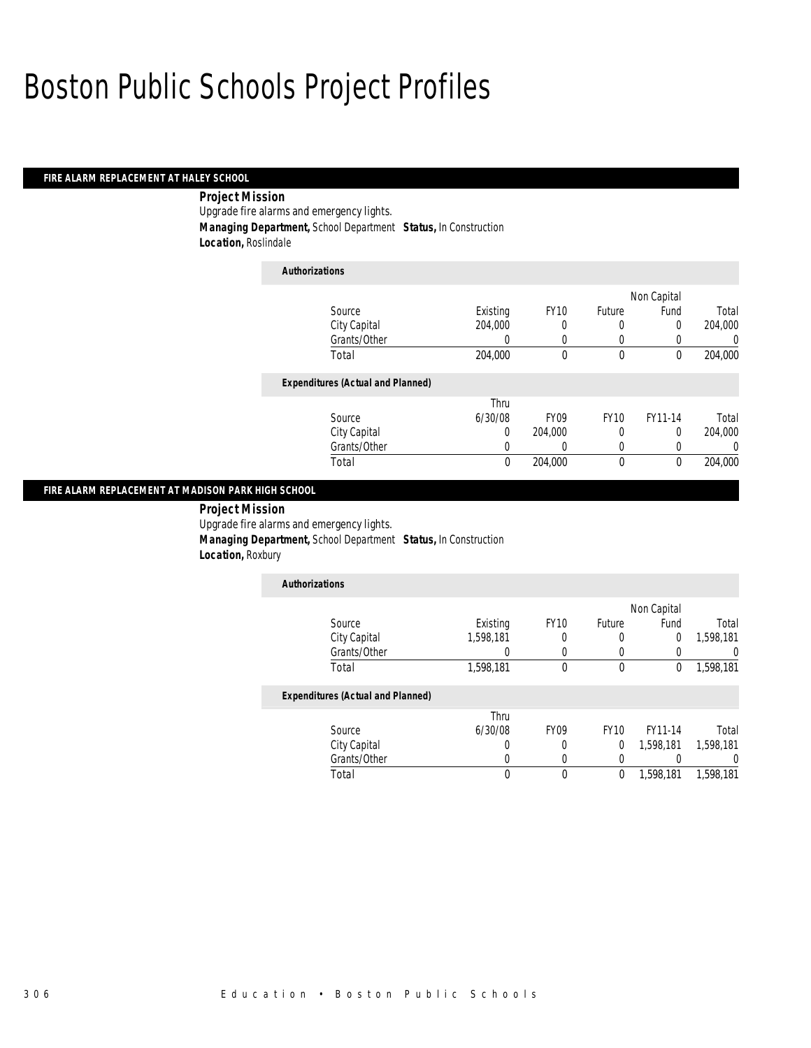# Boston Public Schools Project Profiles

## FIRE ALARM REPLACEMENT AT HALEY SCHOOL

**Project Mission**

Upgrade fire alarms and emergency lights.

**Managing Department,** School Department **Status,** In Construction

**Location,** Roslindale

**Authorizations**

| Source | Existing | FY10 | Future | Non Capital Fund | Total |
|---|---|---|---|---|---|
| City Capital | 204,000 | 0 | 0 | 0 | 204,000 |
| Grants/Other | 0 | 0 | 0 | 0 | 0 |
| Total | 204,000 | 0 | 0 | 0 | 204,000 |

**Expenditures (Actual and Planned)**

| Source | Thru 6/30/08 | FY09 | FY10 | FY11-14 | Total |
|---|---|---|---|---|---|
| City Capital | 0 | 204,000 | 0 | 0 | 204,000 |
| Grants/Other | 0 | 0 | 0 | 0 | 0 |
| Total | 0 | 204,000 | 0 | 0 | 204,000 |

## FIRE ALARM REPLACEMENT AT MADISON PARK HIGH SCHOOL

**Project Mission**

Upgrade fire alarms and emergency lights.

**Managing Department,** School Department **Status,** In Construction

**Location,** Roxbury

**Authorizations**

| Source | Existing | FY10 | Future | Non Capital Fund | Total |
|---|---|---|---|---|---|
| City Capital | 1,598,181 | 0 | 0 | 0 | 1,598,181 |
| Grants/Other | 0 | 0 | 0 | 0 | 0 |
| Total | 1,598,181 | 0 | 0 | 0 | 1,598,181 |

**Expenditures (Actual and Planned)**

| Source | Thru 6/30/08 | FY09 | FY10 | FY11-14 | Total |
|---|---|---|---|---|---|
| City Capital | 0 | 0 | 0 | 1,598,181 | 1,598,181 |
| Grants/Other | 0 | 0 | 0 | 0 | 0 |
| Total | 0 | 0 | 0 | 1,598,181 | 1,598,181 |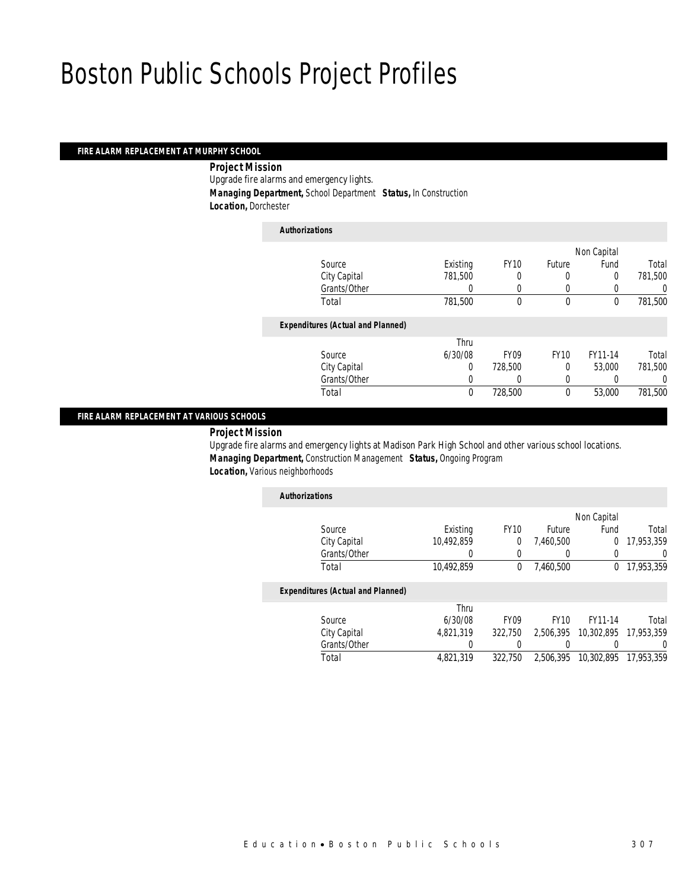# Boston Public Schools Project Profiles

## FIRE ALARM REPLACEMENT AT MURPHY SCHOOL

**Project Mission**

Upgrade fire alarms and emergency lights.

**Managing Department,** School Department **Status,** In Construction

**Location,** Dorchester

*Authorizations*

| Source | Existing | FY10 | Future | Non Capital Fund | Total |
|---|---|---|---|---|---|
| City Capital | 781,500 | 0 | 0 | 0 | 781,500 |
| Grants/Other | 0 | 0 | 0 | 0 | 0 |
| Total | 781,500 | 0 | 0 | 0 | 781,500 |

*Expenditures (Actual and Planned)*

| Source | Thru 6/30/08 | FY09 | FY10 | FY11-14 | Total |
|---|---|---|---|---|---|
| City Capital | 0 | 728,500 | 0 | 53,000 | 781,500 |
| Grants/Other | 0 | 0 | 0 | 0 | 0 |
| Total | 0 | 728,500 | 0 | 53,000 | 781,500 |

## FIRE ALARM REPLACEMENT AT VARIOUS SCHOOLS

**Project Mission**

Upgrade fire alarms and emergency lights at Madison Park High School and other various school locations.

**Managing Department,** Construction Management **Status,** Ongoing Program

**Location,** Various neighborhoods

*Authorizations*

| Source | Existing | FY10 | Future | Non Capital Fund | Total |
|---|---|---|---|---|---|
| City Capital | 10,492,859 | 0 | 7,460,500 | 0 | 17,953,359 |
| Grants/Other | 0 | 0 | 0 | 0 | 0 |
| Total | 10,492,859 | 0 | 7,460,500 | 0 | 17,953,359 |

*Expenditures (Actual and Planned)*

| Source | Thru 6/30/08 | FY09 | FY10 | FY11-14 | Total |
|---|---|---|---|---|---|
| City Capital | 4,821,319 | 322,750 | 2,506,395 | 10,302,895 | 17,953,359 |
| Grants/Other | 0 | 0 | 0 | 0 | 0 |
| Total | 4,821,319 | 322,750 | 2,506,395 | 10,302,895 | 17,953,359 |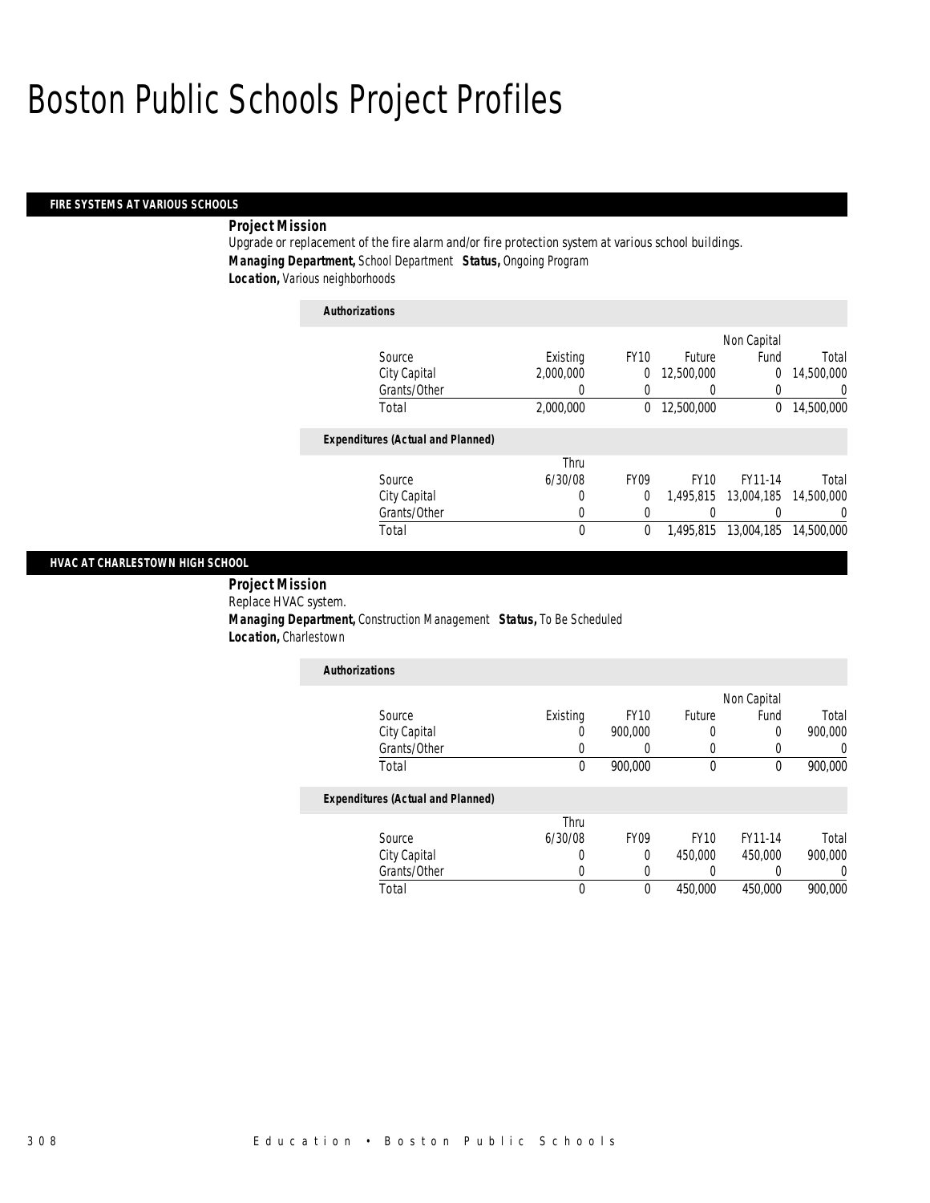# Boston Public Schools Project Profiles

## FIRE SYSTEMS AT VARIOUS SCHOOLS

***Project Mission***

Upgrade or replacement of the fire alarm and/or fire protection system at various school buildings.

***Managing Department,*** School Department ***Status,*** Ongoing Program

***Location,*** Various neighborhoods

***Authorizations***

| Source | Existing | FY10 | Future | Non Capital Fund | Total |
|---|---|---|---|---|---|
| City Capital | 2,000,000 | 0 | 12,500,000 | 0 | 14,500,000 |
| Grants/Other | 0 | 0 | 0 | 0 | 0 |
| Total | 2,000,000 | 0 | 12,500,000 | 0 | 14,500,000 |

***Expenditures (Actual and Planned)***

| Source | Thru 6/30/08 | FY09 | FY10 | FY11-14 | Total |
|---|---|---|---|---|---|
| City Capital | 0 | 0 | 1,495,815 | 13,004,185 | 14,500,000 |
| Grants/Other | 0 | 0 | 0 | 0 | 0 |
| Total | 0 | 0 | 1,495,815 | 13,004,185 | 14,500,000 |

## HVAC AT CHARLESTOWN HIGH SCHOOL

***Project Mission***

Replace HVAC system.

***Managing Department,*** Construction Management ***Status,*** To Be Scheduled

***Location,*** Charlestown

***Authorizations***

| Source | Existing | FY10 | Future | Non Capital Fund | Total |
|---|---|---|---|---|---|
| City Capital | 0 | 900,000 | 0 | 0 | 900,000 |
| Grants/Other | 0 | 0 | 0 | 0 | 0 |
| Total | 0 | 900,000 | 0 | 0 | 900,000 |

***Expenditures (Actual and Planned)***

| Source | Thru 6/30/08 | FY09 | FY10 | FY11-14 | Total |
|---|---|---|---|---|---|
| City Capital | 0 | 0 | 450,000 | 450,000 | 900,000 |
| Grants/Other | 0 | 0 | 0 | 0 | 0 |
| Total | 0 | 0 | 450,000 | 450,000 | 900,000 |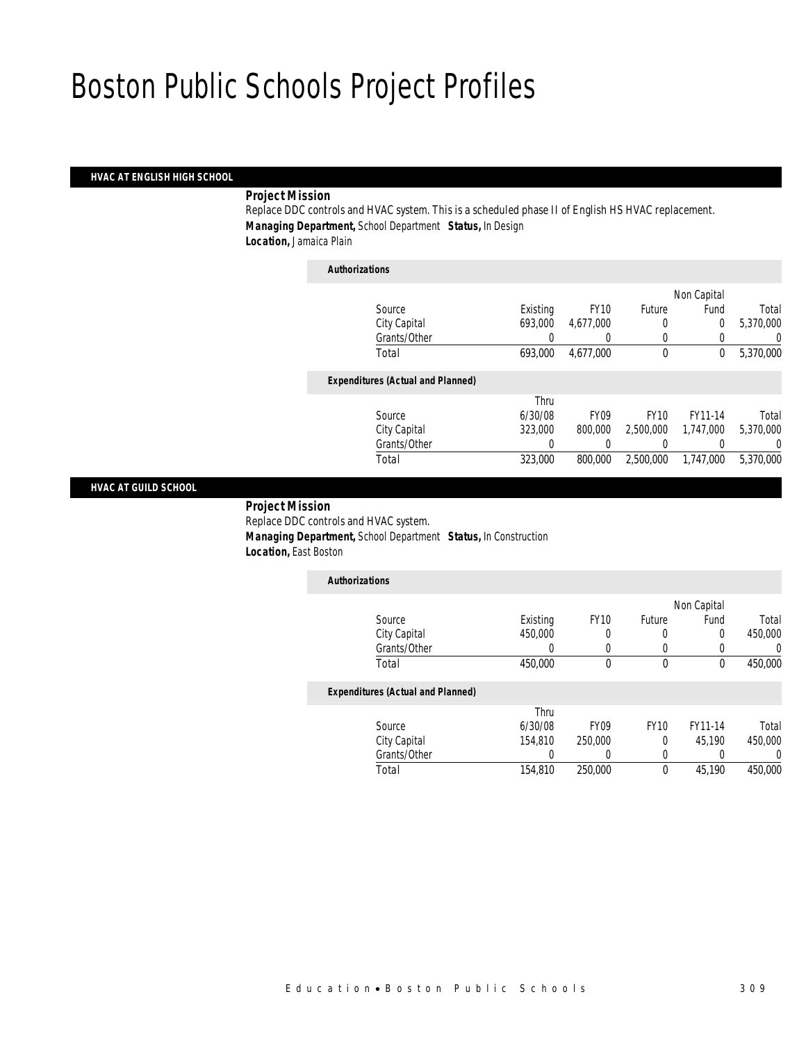# Boston Public Schools Project Profiles

## HVAC AT ENGLISH HIGH SCHOOL

***Project Mission***

Replace DDC controls and HVAC system. This is a scheduled phase II of English HS HVAC replacement.

***Managing Department,*** School Department ***Status,*** In Design

***Location,*** Jamaica Plain

***Authorizations***

| Source | Existing | FY10 | Future | Non Capital Fund | Total |
|---|---|---|---|---|---|
| City Capital | 693,000 | 4,677,000 | 0 | 0 | 5,370,000 |
| Grants/Other | 0 | 0 | 0 | 0 | 0 |
| Total | 693,000 | 4,677,000 | 0 | 0 | 5,370,000 |

***Expenditures (Actual and Planned)***

| Source | Thru 6/30/08 | FY09 | FY10 | FY11-14 | Total |
|---|---|---|---|---|---|
| City Capital | 323,000 | 800,000 | 2,500,000 | 1,747,000 | 5,370,000 |
| Grants/Other | 0 | 0 | 0 | 0 | 0 |
| Total | 323,000 | 800,000 | 2,500,000 | 1,747,000 | 5,370,000 |

## HVAC AT GUILD SCHOOL

***Project Mission***

Replace DDC controls and HVAC system.

***Managing Department,*** School Department ***Status,*** In Construction

***Location,*** East Boston

***Authorizations***

| Source | Existing | FY10 | Future | Non Capital Fund | Total |
|---|---|---|---|---|---|
| City Capital | 450,000 | 0 | 0 | 0 | 450,000 |
| Grants/Other | 0 | 0 | 0 | 0 | 0 |
| Total | 450,000 | 0 | 0 | 0 | 450,000 |

***Expenditures (Actual and Planned)***

| Source | Thru 6/30/08 | FY09 | FY10 | FY11-14 | Total |
|---|---|---|---|---|---|
| City Capital | 154,810 | 250,000 | 0 | 45,190 | 450,000 |
| Grants/Other | 0 | 0 | 0 | 0 | 0 |
| Total | 154,810 | 250,000 | 0 | 45,190 | 450,000 |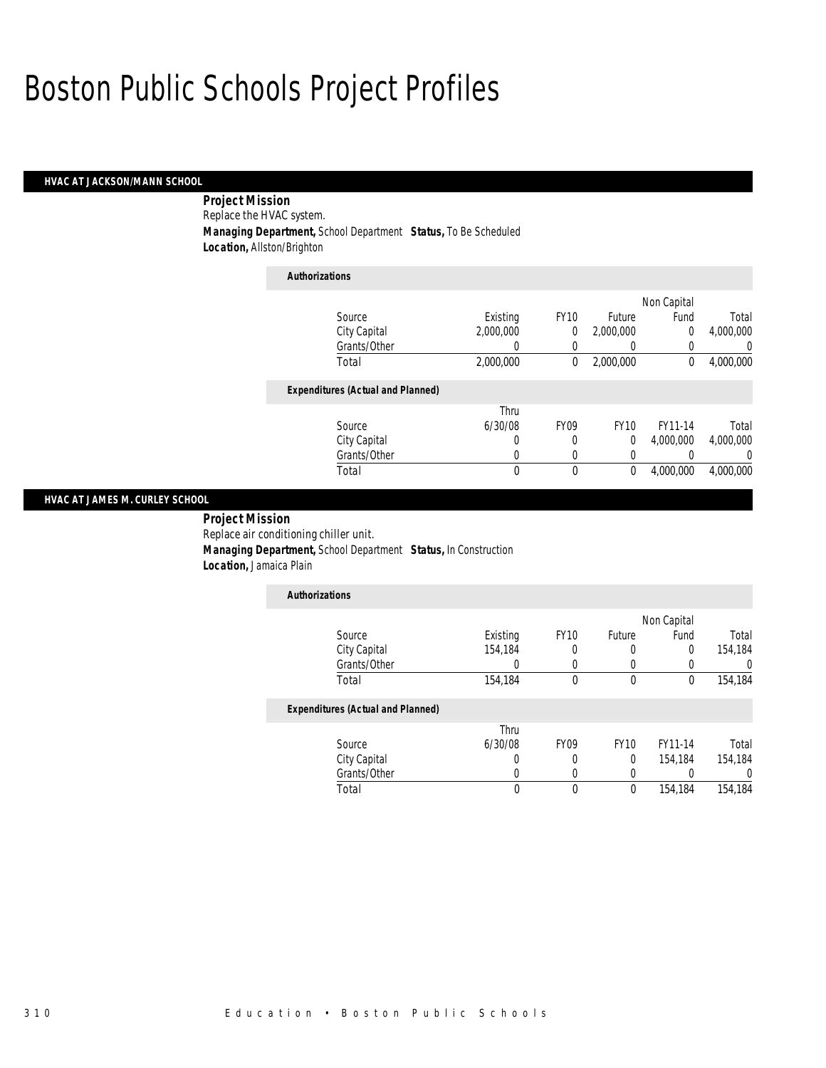# Boston Public Schools Project Profiles

## HVAC AT JACKSON/MANN SCHOOL

**Project Mission**
Replace the HVAC system.
**Managing Department,** School Department **Status,** To Be Scheduled
**Location,** Allston/Brighton

**Authorizations**

| Source | Existing | FY10 | Future | Non Capital Fund | Total |
|---|---|---|---|---|---|
| City Capital | 2,000,000 | 0 | 2,000,000 | 0 | 4,000,000 |
| Grants/Other | 0 | 0 | 0 | 0 | 0 |
| Total | 2,000,000 | 0 | 2,000,000 | 0 | 4,000,000 |

**Expenditures (Actual and Planned)**

| Source | Thru 6/30/08 | FY09 | FY10 | FY11-14 | Total |
|---|---|---|---|---|---|
| City Capital | 0 | 0 | 0 | 4,000,000 | 4,000,000 |
| Grants/Other | 0 | 0 | 0 | 0 | 0 |
| Total | 0 | 0 | 0 | 4,000,000 | 4,000,000 |

## HVAC AT JAMES M. CURLEY SCHOOL

**Project Mission**
Replace air conditioning chiller unit.
**Managing Department,** School Department **Status,** In Construction
**Location,** Jamaica Plain

**Authorizations**

| Source | Existing | FY10 | Future | Non Capital Fund | Total |
|---|---|---|---|---|---|
| City Capital | 154,184 | 0 | 0 | 0 | 154,184 |
| Grants/Other | 0 | 0 | 0 | 0 | 0 |
| Total | 154,184 | 0 | 0 | 0 | 154,184 |

**Expenditures (Actual and Planned)**

| Source | Thru 6/30/08 | FY09 | FY10 | FY11-14 | Total |
|---|---|---|---|---|---|
| City Capital | 0 | 0 | 0 | 154,184 | 154,184 |
| Grants/Other | 0 | 0 | 0 | 0 | 0 |
| Total | 0 | 0 | 0 | 154,184 | 154,184 |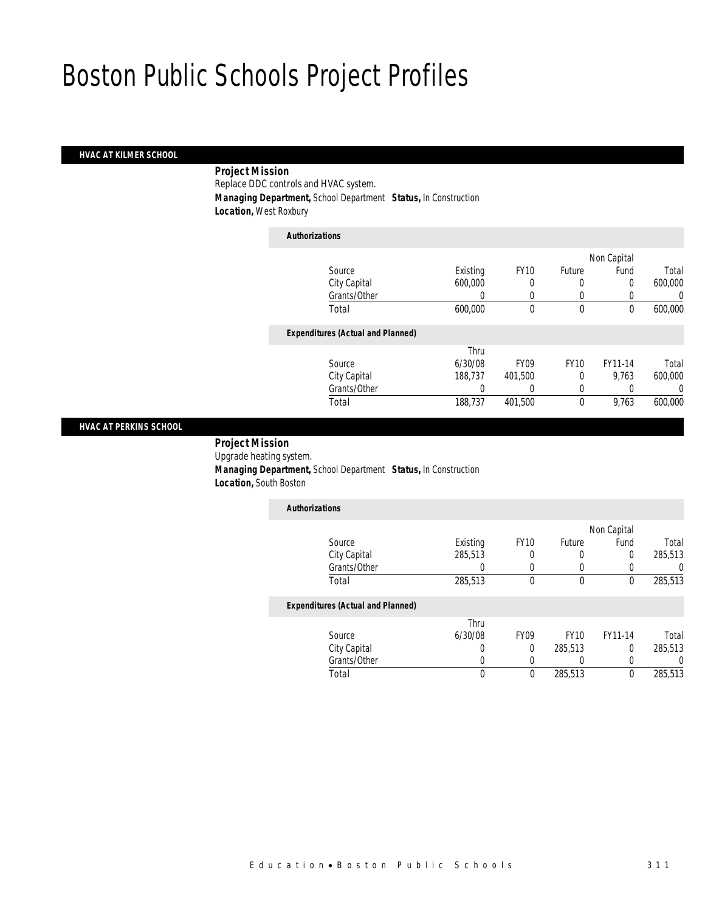# Boston Public Schools Project Profiles

## HVAC AT KILMER SCHOOL

**Project Mission**
Replace DDC controls and HVAC system.
**Managing Department,** School Department **Status,** In Construction
**Location,** West Roxbury

*Authorizations*

| Source | Existing | FY10 | Future | Non Capital Fund | Total |
|---|---|---|---|---|---|
| City Capital | 600,000 | 0 | 0 | 0 | 600,000 |
| Grants/Other | 0 | 0 | 0 | 0 | 0 |
| Total | 600,000 | 0 | 0 | 0 | 600,000 |

*Expenditures (Actual and Planned)*

| Source | Thru 6/30/08 | FY09 | FY10 | FY11-14 | Total |
|---|---|---|---|---|---|
| City Capital | 188,737 | 401,500 | 0 | 9,763 | 600,000 |
| Grants/Other | 0 | 0 | 0 | 0 | 0 |
| Total | 188,737 | 401,500 | 0 | 9,763 | 600,000 |

## HVAC AT PERKINS SCHOOL

**Project Mission**
Upgrade heating system.
**Managing Department,** School Department **Status,** In Construction
**Location,** South Boston

*Authorizations*

| Source | Existing | FY10 | Future | Non Capital Fund | Total |
|---|---|---|---|---|---|
| City Capital | 285,513 | 0 | 0 | 0 | 285,513 |
| Grants/Other | 0 | 0 | 0 | 0 | 0 |
| Total | 285,513 | 0 | 0 | 0 | 285,513 |

*Expenditures (Actual and Planned)*

| Source | Thru 6/30/08 | FY09 | FY10 | FY11-14 | Total |
|---|---|---|---|---|---|
| City Capital | 0 | 0 | 285,513 | 0 | 285,513 |
| Grants/Other | 0 | 0 | 0 | 0 | 0 |
| Total | 0 | 0 | 285,513 | 0 | 285,513 |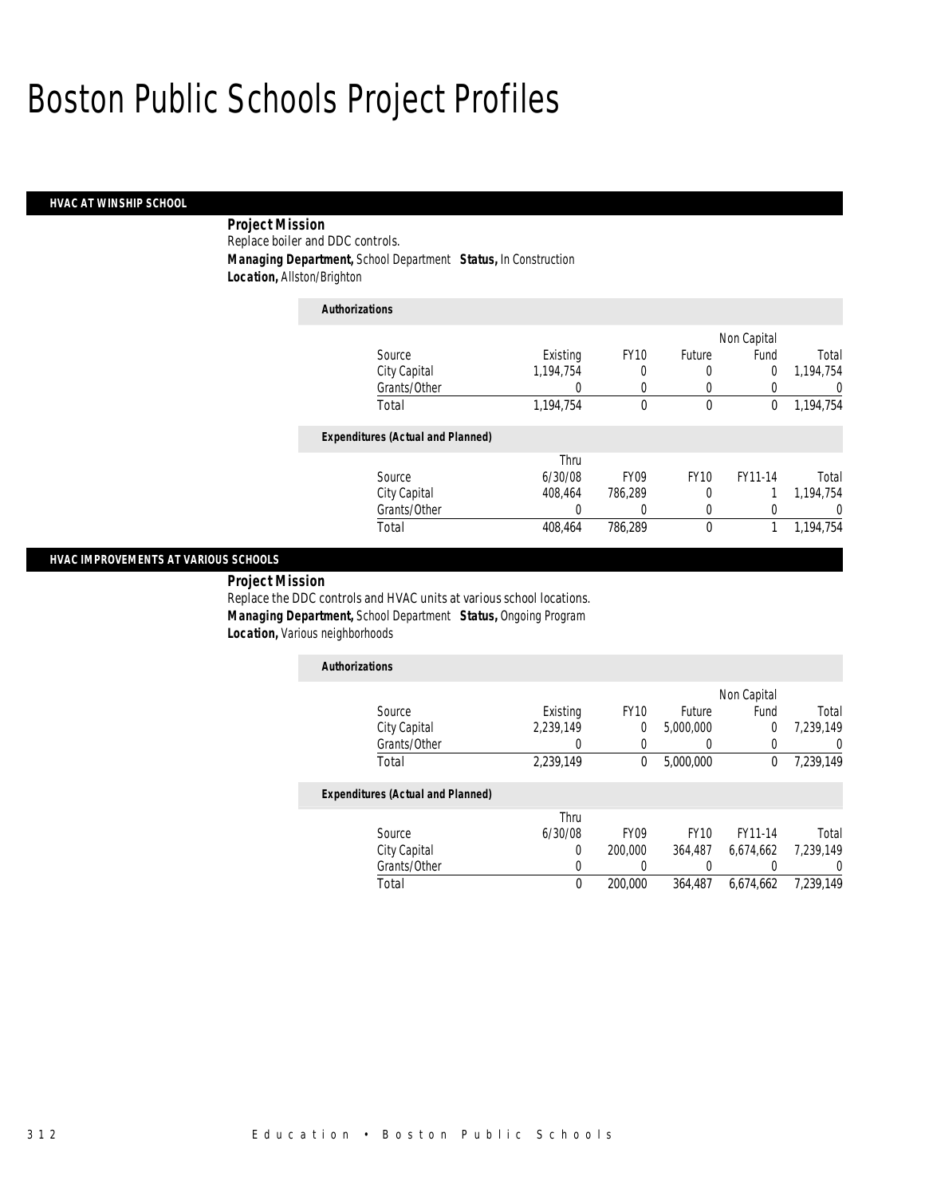# Boston Public Schools Project Profiles

## HVAC AT WINSHIP SCHOOL

**Project Mission**

Replace boiler and DDC controls.

***Managing Department,*** School Department ***Status,*** In Construction

***Location,*** Allston/Brighton

**Authorizations**

| Source | Existing | FY10 | Future | Non Capital Fund | Total |
|---|---|---|---|---|---|
| City Capital | 1,194,754 | 0 | 0 | 0 | 1,194,754 |
| Grants/Other | 0 | 0 | 0 | 0 | 0 |
| Total | 1,194,754 | 0 | 0 | 0 | 1,194,754 |

**Expenditures (Actual and Planned)**

| Source | Thru 6/30/08 | FY09 | FY10 | FY11-14 | Total |
|---|---|---|---|---|---|
| City Capital | 408,464 | 786,289 | 0 | 1 | 1,194,754 |
| Grants/Other | 0 | 0 | 0 | 0 | 0 |
| Total | 408,464 | 786,289 | 0 | 1 | 1,194,754 |

## HVAC IMPROVEMENTS AT VARIOUS SCHOOLS

**Project Mission**

Replace the DDC controls and HVAC units at various school locations.

***Managing Department,*** School Department ***Status,*** Ongoing Program

***Location,*** Various neighborhoods

**Authorizations**

| Source | Existing | FY10 | Future | Non Capital Fund | Total |
|---|---|---|---|---|---|
| City Capital | 2,239,149 | 0 | 5,000,000 | 0 | 7,239,149 |
| Grants/Other | 0 | 0 | 0 | 0 | 0 |
| Total | 2,239,149 | 0 | 5,000,000 | 0 | 7,239,149 |

**Expenditures (Actual and Planned)**

| Source | Thru 6/30/08 | FY09 | FY10 | FY11-14 | Total |
|---|---|---|---|---|---|
| City Capital | 0 | 200,000 | 364,487 | 6,674,662 | 7,239,149 |
| Grants/Other | 0 | 0 | 0 | 0 | 0 |
| Total | 0 | 200,000 | 364,487 | 6,674,662 | 7,239,149 |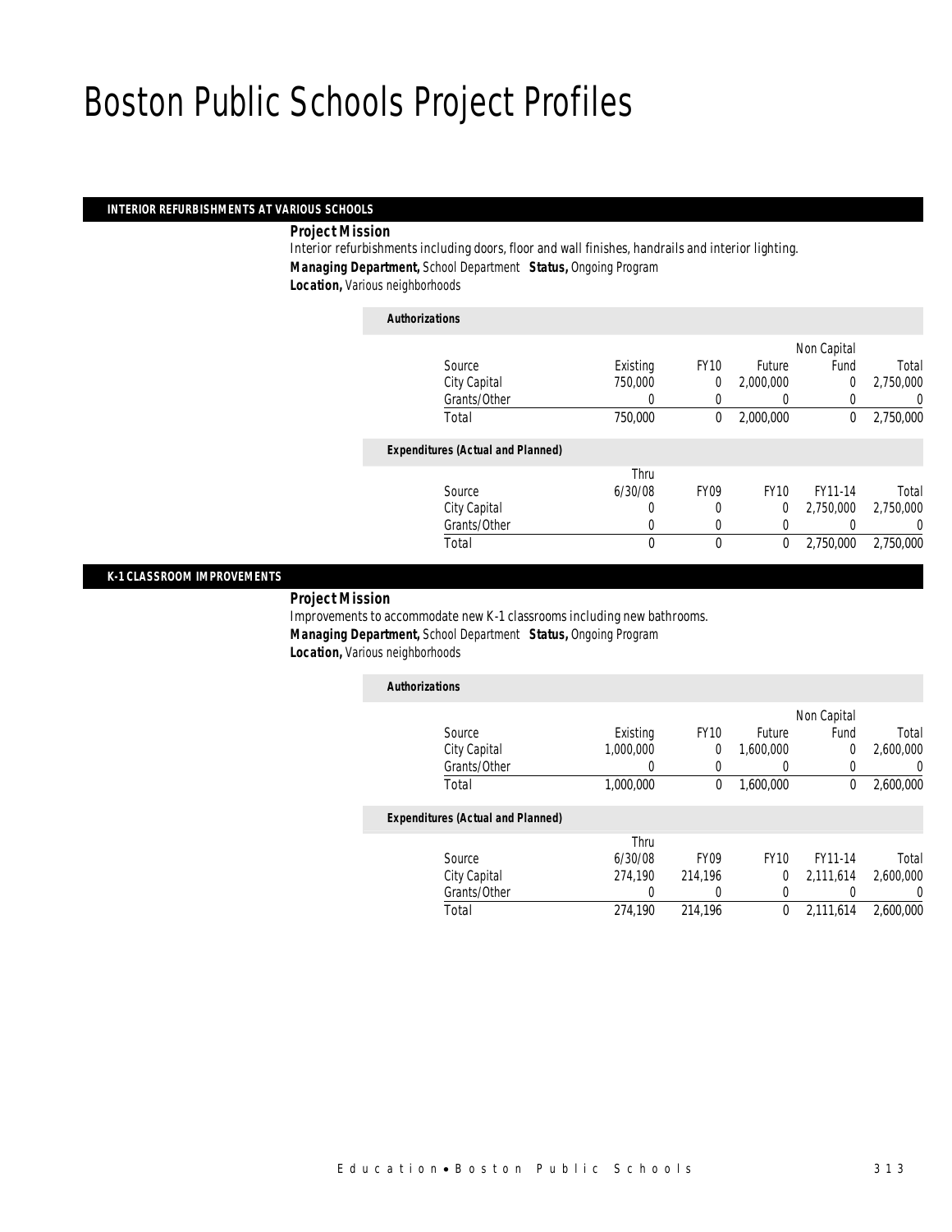# Boston Public Schools Project Profiles

## INTERIOR REFURBISHMENTS AT VARIOUS SCHOOLS

***Project Mission***

Interior refurbishments including doors, floor and wall finishes, handrails and interior lighting.

***Managing Department,*** School Department ***Status,*** Ongoing Program

***Location,*** Various neighborhoods

***Authorizations***

| Source | Existing | FY10 | Future | Non Capital Fund | Total |
|---|---|---|---|---|---|
| City Capital | 750,000 | 0 | 2,000,000 | 0 | 2,750,000 |
| Grants/Other | 0 | 0 | 0 | 0 | 0 |
| Total | 750,000 | 0 | 2,000,000 | 0 | 2,750,000 |

***Expenditures (Actual and Planned)***

| Source | Thru 6/30/08 | FY09 | FY10 | FY11-14 | Total |
|---|---|---|---|---|---|
| City Capital | 0 | 0 | 0 | 2,750,000 | 2,750,000 |
| Grants/Other | 0 | 0 | 0 | 0 | 0 |
| Total | 0 | 0 | 0 | 2,750,000 | 2,750,000 |

## K-1 CLASSROOM IMPROVEMENTS

***Project Mission***

Improvements to accommodate new K-1 classrooms including new bathrooms.

***Managing Department,*** School Department ***Status,*** Ongoing Program

***Location,*** Various neighborhoods

***Authorizations***

| Source | Existing | FY10 | Future | Non Capital Fund | Total |
|---|---|---|---|---|---|
| City Capital | 1,000,000 | 0 | 1,600,000 | 0 | 2,600,000 |
| Grants/Other | 0 | 0 | 0 | 0 | 0 |
| Total | 1,000,000 | 0 | 1,600,000 | 0 | 2,600,000 |

***Expenditures (Actual and Planned)***

| Source | Thru 6/30/08 | FY09 | FY10 | FY11-14 | Total |
|---|---|---|---|---|---|
| City Capital | 274,190 | 214,196 | 0 | 2,111,614 | 2,600,000 |
| Grants/Other | 0 | 0 | 0 | 0 | 0 |
| Total | 274,190 | 214,196 | 0 | 2,111,614 | 2,600,000 |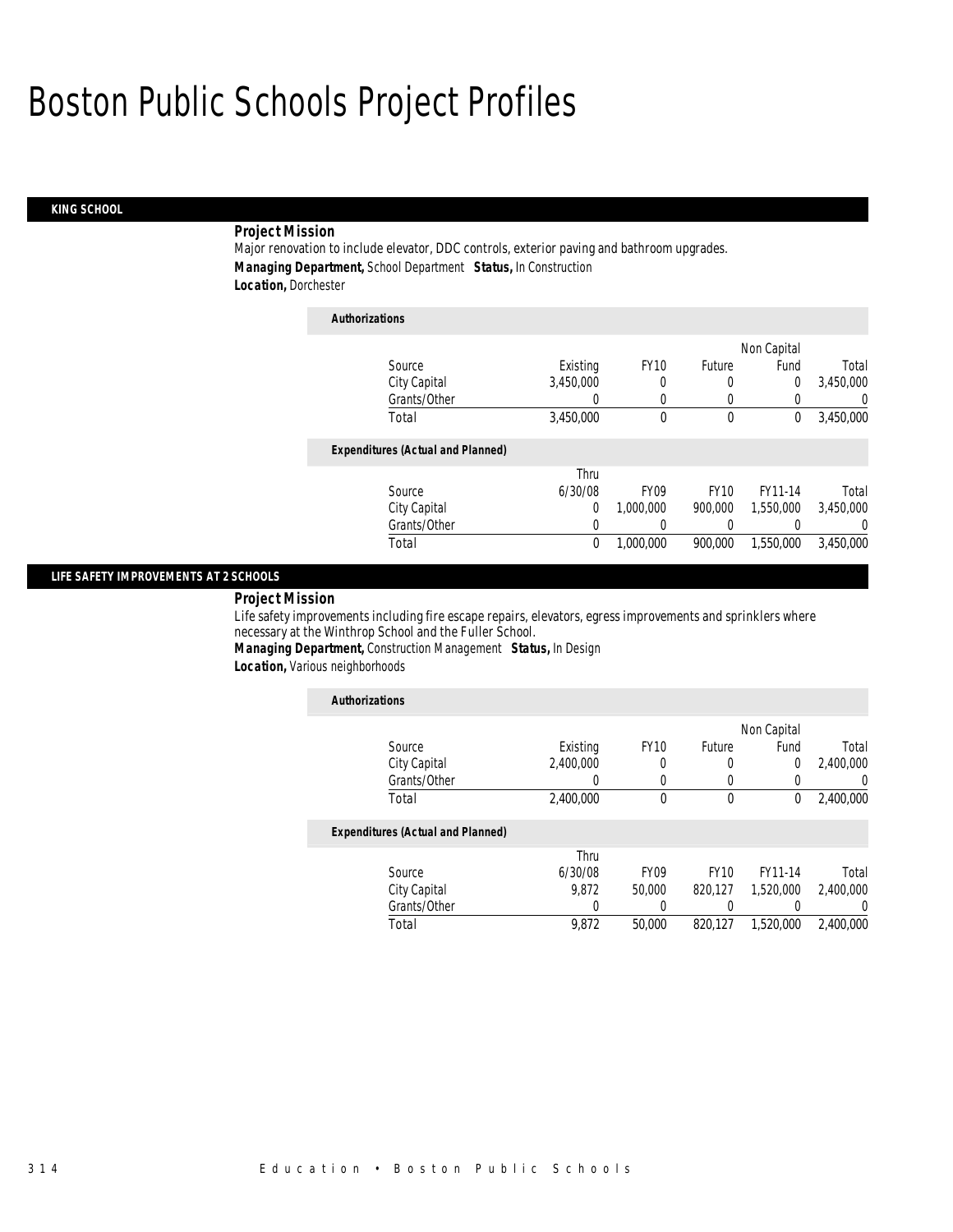# Boston Public Schools Project Profiles

## KING SCHOOL

**Project Mission**

Major renovation to include elevator, DDC controls, exterior paving and bathroom upgrades.

***Managing Department,*** *School Department* ***Status,*** *In Construction*

***Location,*** *Dorchester*

**Authorizations**

| Source | Existing | FY10 | Future | Non Capital Fund | Total |
|---|---|---|---|---|---|
| City Capital | 3,450,000 | 0 | 0 | 0 | 3,450,000 |
| Grants/Other | 0 | 0 | 0 | 0 | 0 |
| Total | 3,450,000 | 0 | 0 | 0 | 3,450,000 |

**Expenditures (Actual and Planned)**

| Source | Thru 6/30/08 | FY09 | FY10 | FY11-14 | Total |
|---|---|---|---|---|---|
| City Capital | 0 | 1,000,000 | 900,000 | 1,550,000 | 3,450,000 |
| Grants/Other | 0 | 0 | 0 | 0 | 0 |
| Total | 0 | 1,000,000 | 900,000 | 1,550,000 | 3,450,000 |

## LIFE SAFETY IMPROVEMENTS AT 2 SCHOOLS

**Project Mission**

Life safety improvements including fire escape repairs, elevators, egress improvements and sprinklers where necessary at the Winthrop School and the Fuller School.

***Managing Department,*** *Construction Management* ***Status,*** *In Design*

***Location,*** *Various neighborhoods*

**Authorizations**

| Source | Existing | FY10 | Future | Non Capital Fund | Total |
|---|---|---|---|---|---|
| City Capital | 2,400,000 | 0 | 0 | 0 | 2,400,000 |
| Grants/Other | 0 | 0 | 0 | 0 | 0 |
| Total | 2,400,000 | 0 | 0 | 0 | 2,400,000 |

**Expenditures (Actual and Planned)**

| Source | Thru 6/30/08 | FY09 | FY10 | FY11-14 | Total |
|---|---|---|---|---|---|
| City Capital | 9,872 | 50,000 | 820,127 | 1,520,000 | 2,400,000 |
| Grants/Other | 0 | 0 | 0 | 0 | 0 |
| Total | 9,872 | 50,000 | 820,127 | 1,520,000 | 2,400,000 |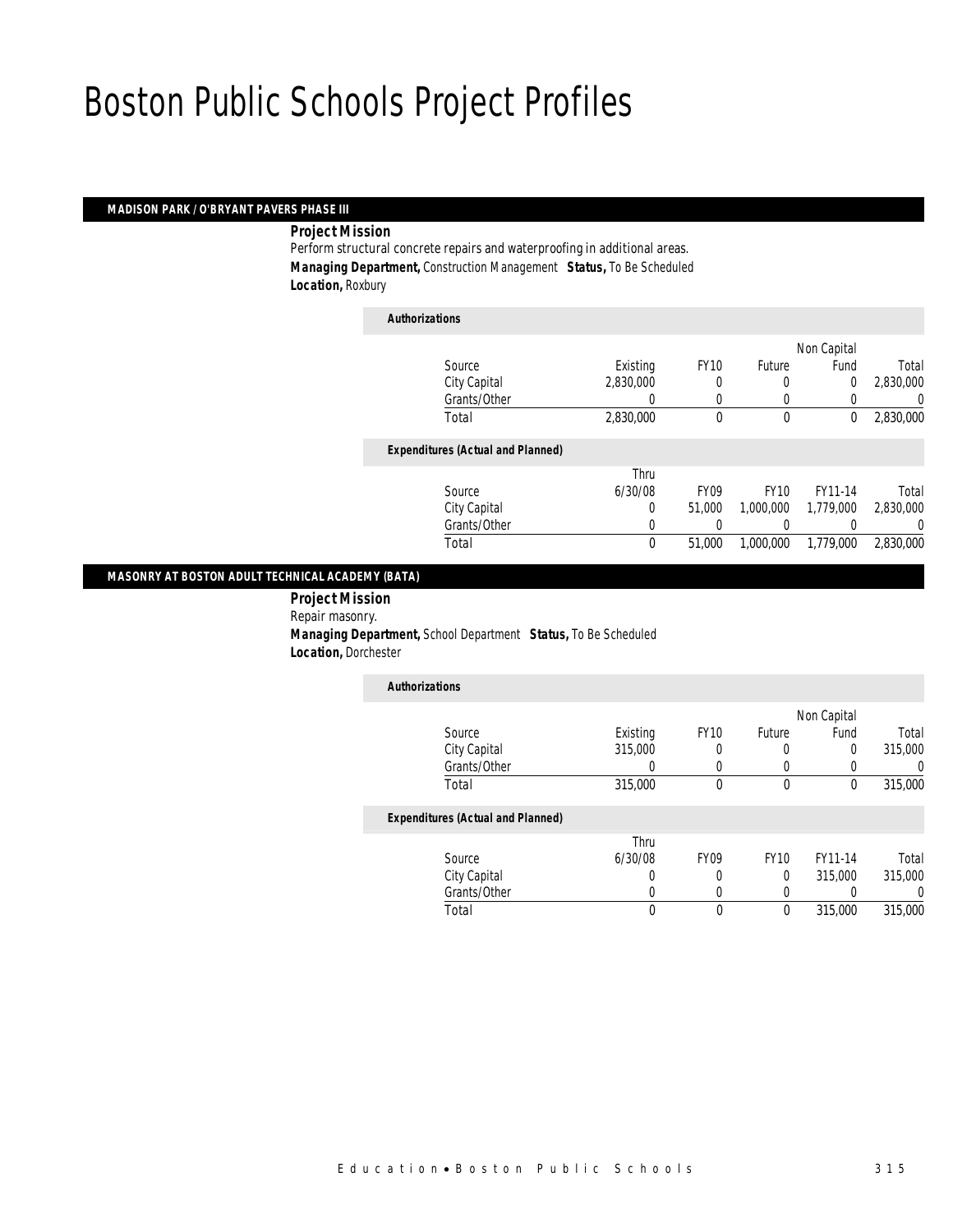# Boston Public Schools Project Profiles

## MADISON PARK / O'BRYANT PAVERS PHASE III

**Project Mission**

Perform structural concrete repairs and waterproofing in additional areas.

***Managing Department,*** Construction Management ***Status,*** To Be Scheduled

***Location,*** Roxbury

***Authorizations***

| Source | Existing | FY10 | Future | Non Capital Fund | Total |
|---|---|---|---|---|---|
| City Capital | 2,830,000 | 0 | 0 | 0 | 2,830,000 |
| Grants/Other | 0 | 0 | 0 | 0 | 0 |
| Total | 2,830,000 | 0 | 0 | 0 | 2,830,000 |

***Expenditures (Actual and Planned)***

| Source | Thru 6/30/08 | FY09 | FY10 | FY11-14 | Total |
|---|---|---|---|---|---|
| City Capital | 0 | 51,000 | 1,000,000 | 1,779,000 | 2,830,000 |
| Grants/Other | 0 | 0 | 0 | 0 | 0 |
| Total | 0 | 51,000 | 1,000,000 | 1,779,000 | 2,830,000 |

## MASONRY AT BOSTON ADULT TECHNICAL ACADEMY (BATA)

**Project Mission**

Repair masonry.

***Managing Department,*** School Department ***Status,*** To Be Scheduled

***Location,*** Dorchester

***Authorizations***

| Source | Existing | FY10 | Future | Non Capital Fund | Total |
|---|---|---|---|---|---|
| City Capital | 315,000 | 0 | 0 | 0 | 315,000 |
| Grants/Other | 0 | 0 | 0 | 0 | 0 |
| Total | 315,000 | 0 | 0 | 0 | 315,000 |

***Expenditures (Actual and Planned)***

| Source | Thru 6/30/08 | FY09 | FY10 | FY11-14 | Total |
|---|---|---|---|---|---|
| City Capital | 0 | 0 | 0 | 315,000 | 315,000 |
| Grants/Other | 0 | 0 | 0 | 0 | 0 |
| Total | 0 | 0 | 0 | 315,000 | 315,000 |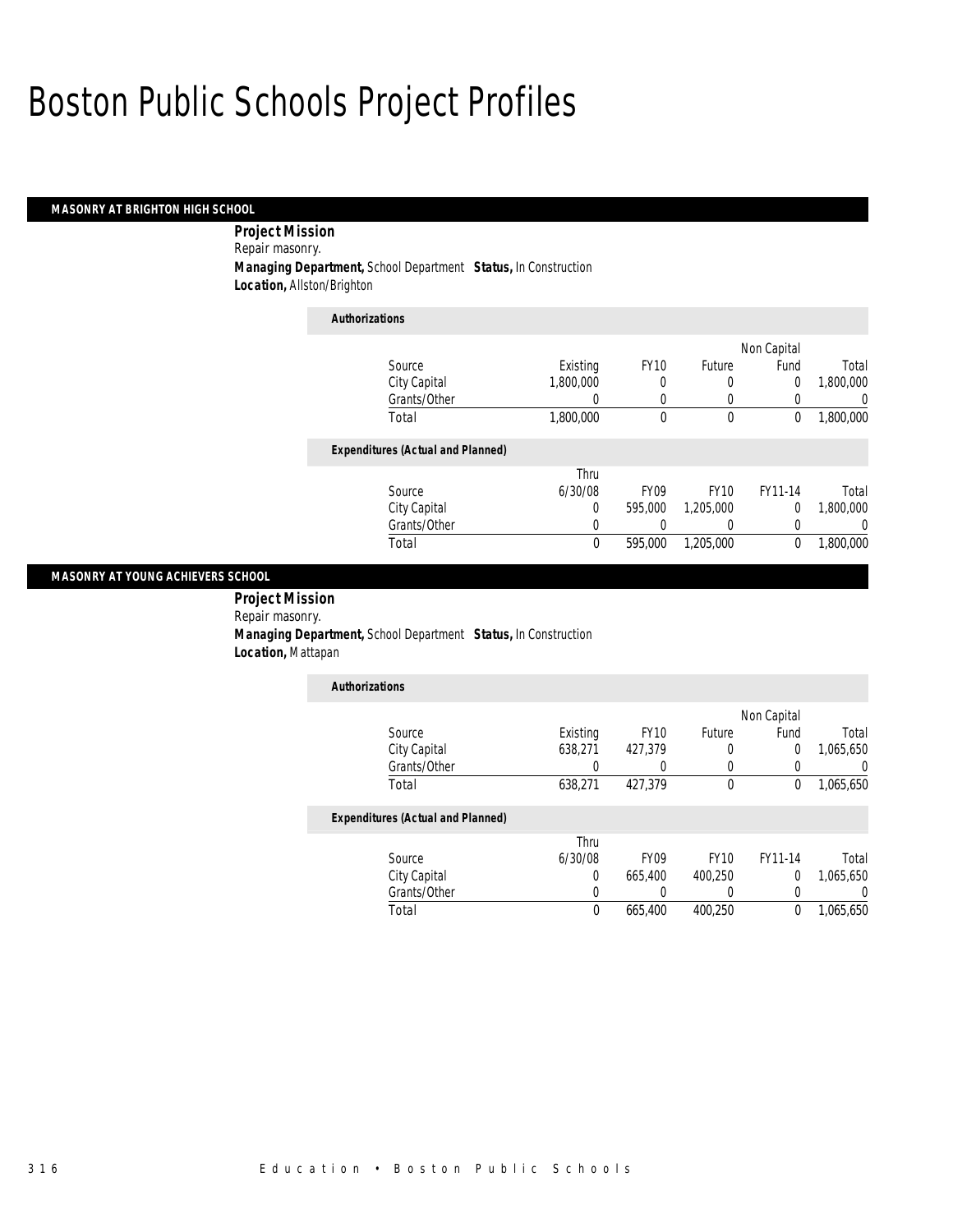# Boston Public Schools Project Profiles

## MASONRY AT BRIGHTON HIGH SCHOOL

**Project Mission**

Repair masonry.

**Managing Department,** School Department **Status,** In Construction

**Location,** Allston/Brighton

### Authorizations

| Source | Existing | FY10 | Future | Non Capital Fund | Total |
|---|---|---|---|---|---|
| City Capital | 1,800,000 | 0 | 0 | 0 | 1,800,000 |
| Grants/Other | 0 | 0 | 0 | 0 | 0 |
| Total | 1,800,000 | 0 | 0 | 0 | 1,800,000 |

### Expenditures (Actual and Planned)

| Source | Thru 6/30/08 | FY09 | FY10 | FY11-14 | Total |
|---|---|---|---|---|---|
| City Capital | 0 | 595,000 | 1,205,000 | 0 | 1,800,000 |
| Grants/Other | 0 | 0 | 0 | 0 | 0 |
| Total | 0 | 595,000 | 1,205,000 | 0 | 1,800,000 |

## MASONRY AT YOUNG ACHIEVERS SCHOOL

**Project Mission**

Repair masonry.

**Managing Department,** School Department **Status,** In Construction

**Location,** Mattapan

### Authorizations

| Source | Existing | FY10 | Future | Non Capital Fund | Total |
|---|---|---|---|---|---|
| City Capital | 638,271 | 427,379 | 0 | 0 | 1,065,650 |
| Grants/Other | 0 | 0 | 0 | 0 | 0 |
| Total | 638,271 | 427,379 | 0 | 0 | 1,065,650 |

### Expenditures (Actual and Planned)

| Source | Thru 6/30/08 | FY09 | FY10 | FY11-14 | Total |
|---|---|---|---|---|---|
| City Capital | 0 | 665,400 | 400,250 | 0 | 1,065,650 |
| Grants/Other | 0 | 0 | 0 | 0 | 0 |
| Total | 0 | 665,400 | 400,250 | 0 | 1,065,650 |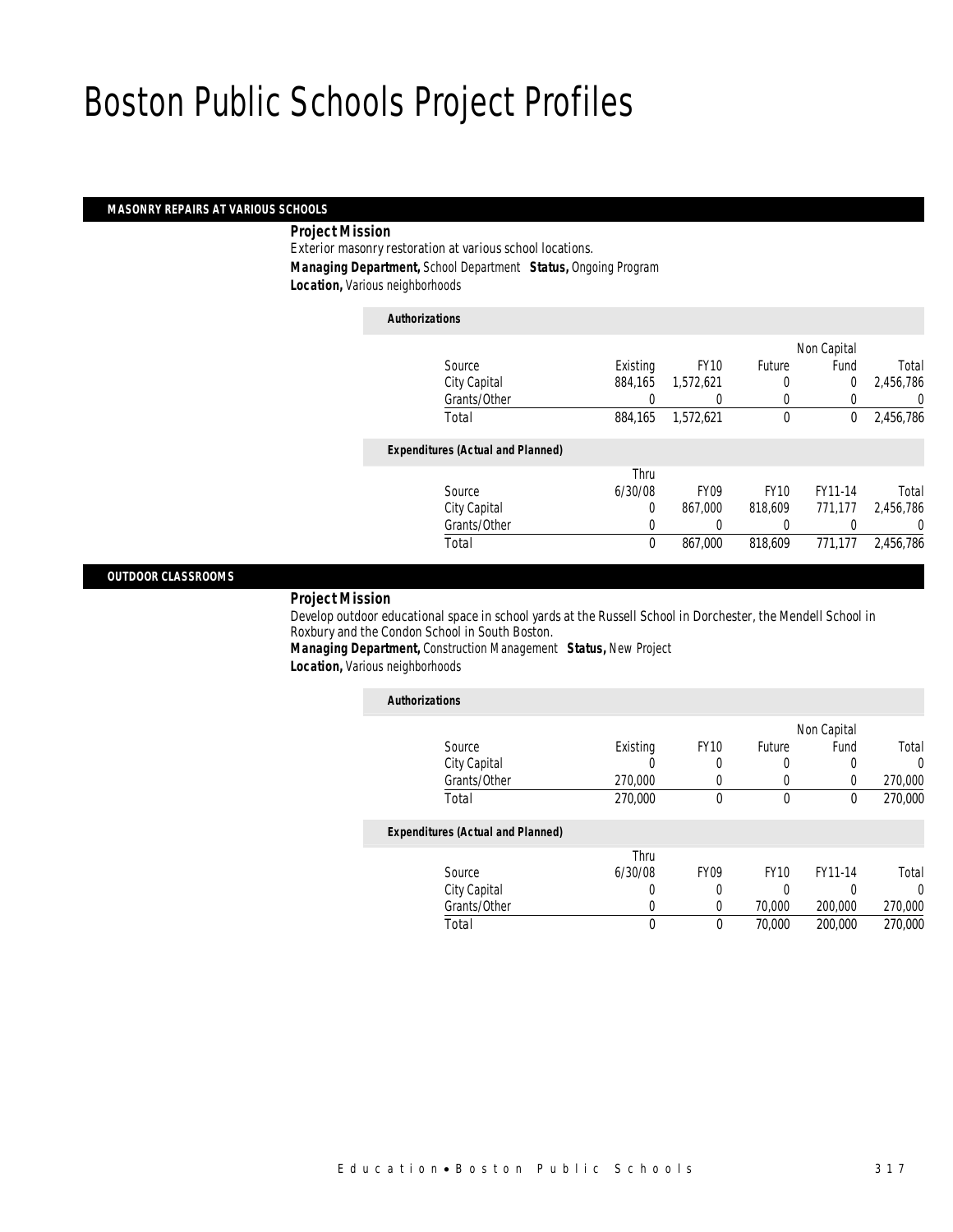# Boston Public Schools Project Profiles

## MASONRY REPAIRS AT VARIOUS SCHOOLS

**Project Mission**

Exterior masonry restoration at various school locations.

**Managing Department,** School Department **Status,** Ongoing Program

**Location,** Various neighborhoods

***Authorizations***

| Source | Existing | FY10 | Future | Non Capital Fund | Total |
|---|---|---|---|---|---|
| City Capital | 884,165 | 1,572,621 | 0 | 0 | 2,456,786 |
| Grants/Other | 0 | 0 | 0 | 0 | 0 |
| Total | 884,165 | 1,572,621 | 0 | 0 | 2,456,786 |

***Expenditures (Actual and Planned)***

| Source | Thru 6/30/08 | FY09 | FY10 | FY11-14 | Total |
|---|---|---|---|---|---|
| City Capital | 0 | 867,000 | 818,609 | 771,177 | 2,456,786 |
| Grants/Other | 0 | 0 | 0 | 0 | 0 |
| Total | 0 | 867,000 | 818,609 | 771,177 | 2,456,786 |

## OUTDOOR CLASSROOMS

**Project Mission**

Develop outdoor educational space in school yards at the Russell School in Dorchester, the Mendell School in Roxbury and the Condon School in South Boston.

**Managing Department,** Construction Management **Status,** New Project

**Location,** Various neighborhoods

***Authorizations***

| Source | Existing | FY10 | Future | Non Capital Fund | Total |
|---|---|---|---|---|---|
| City Capital | 0 | 0 | 0 | 0 | 0 |
| Grants/Other | 270,000 | 0 | 0 | 0 | 270,000 |
| Total | 270,000 | 0 | 0 | 0 | 270,000 |

***Expenditures (Actual and Planned)***

| Source | Thru 6/30/08 | FY09 | FY10 | FY11-14 | Total |
|---|---|---|---|---|---|
| City Capital | 0 | 0 | 0 | 0 | 0 |
| Grants/Other | 0 | 0 | 70,000 | 200,000 | 270,000 |
| Total | 0 | 0 | 70,000 | 200,000 | 270,000 |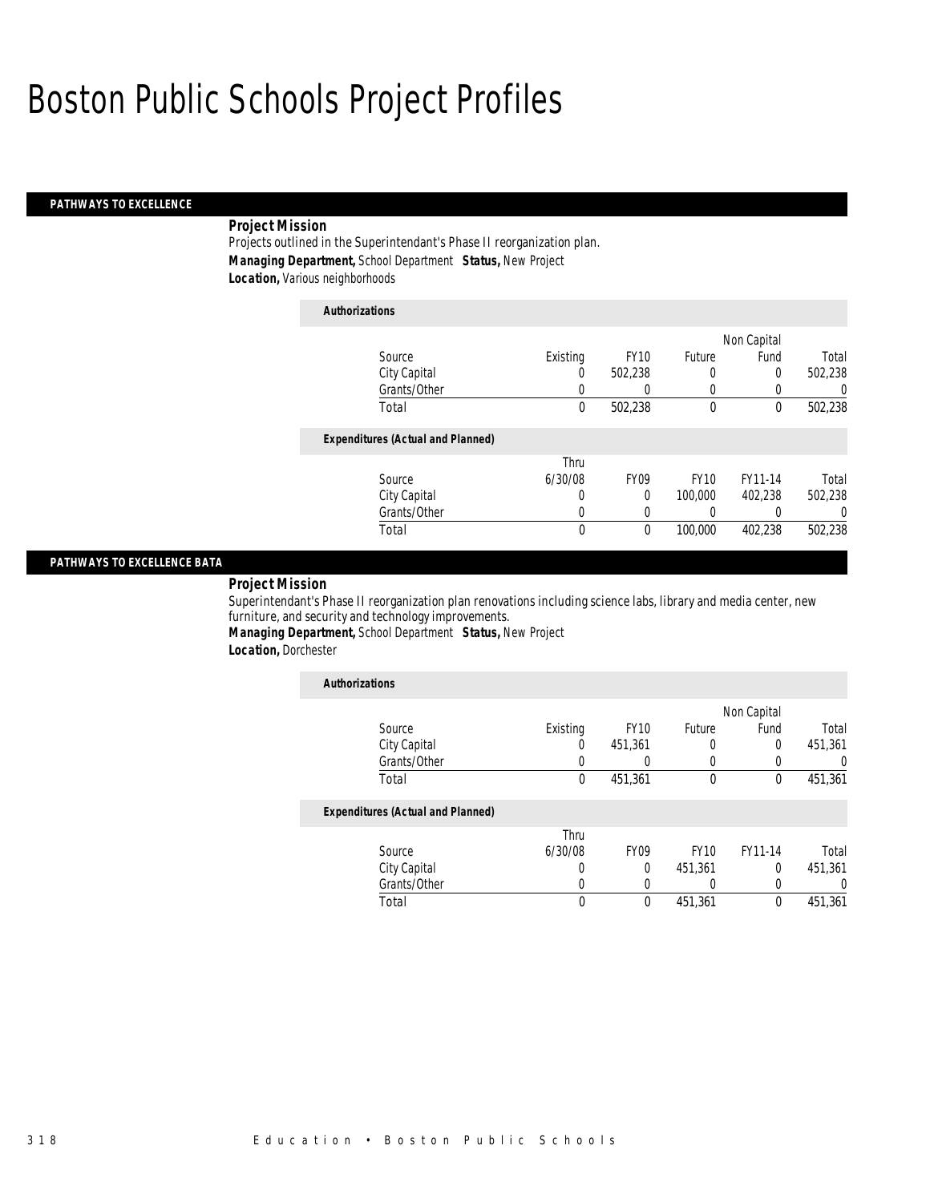# Boston Public Schools Project Profiles

## PATHWAYS TO EXCELLENCE

***Project Mission***

Projects outlined in the Superintendant's Phase II reorganization plan.

***Managing Department,*** *School Department* ***Status,*** *New Project*

***Location,*** *Various neighborhoods*

***Authorizations***

| Source | Existing | FY10 | Future | Non Capital Fund | Total |
|---|---|---|---|---|---|
| City Capital | 0 | 502,238 | 0 | 0 | 502,238 |
| Grants/Other | 0 | 0 | 0 | 0 | 0 |
| Total | 0 | 502,238 | 0 | 0 | 502,238 |

***Expenditures (Actual and Planned)***

| Source | Thru 6/30/08 | FY09 | FY10 | FY11-14 | Total |
|---|---|---|---|---|---|
| City Capital | 0 | 0 | 100,000 | 402,238 | 502,238 |
| Grants/Other | 0 | 0 | 0 | 0 | 0 |
| Total | 0 | 0 | 100,000 | 402,238 | 502,238 |

## PATHWAYS TO EXCELLENCE BATA

***Project Mission***

Superintendant's Phase II reorganization plan renovations including science labs, library and media center, new furniture, and security and technology improvements.

***Managing Department,*** *School Department* ***Status,*** *New Project*

***Location,*** *Dorchester*

***Authorizations***

| Source | Existing | FY10 | Future | Non Capital Fund | Total |
|---|---|---|---|---|---|
| City Capital | 0 | 451,361 | 0 | 0 | 451,361 |
| Grants/Other | 0 | 0 | 0 | 0 | 0 |
| Total | 0 | 451,361 | 0 | 0 | 451,361 |

***Expenditures (Actual and Planned)***

| Source | Thru 6/30/08 | FY09 | FY10 | FY11-14 | Total |
|---|---|---|---|---|---|
| City Capital | 0 | 0 | 451,361 | 0 | 451,361 |
| Grants/Other | 0 | 0 | 0 | 0 | 0 |
| Total | 0 | 0 | 451,361 | 0 | 451,361 |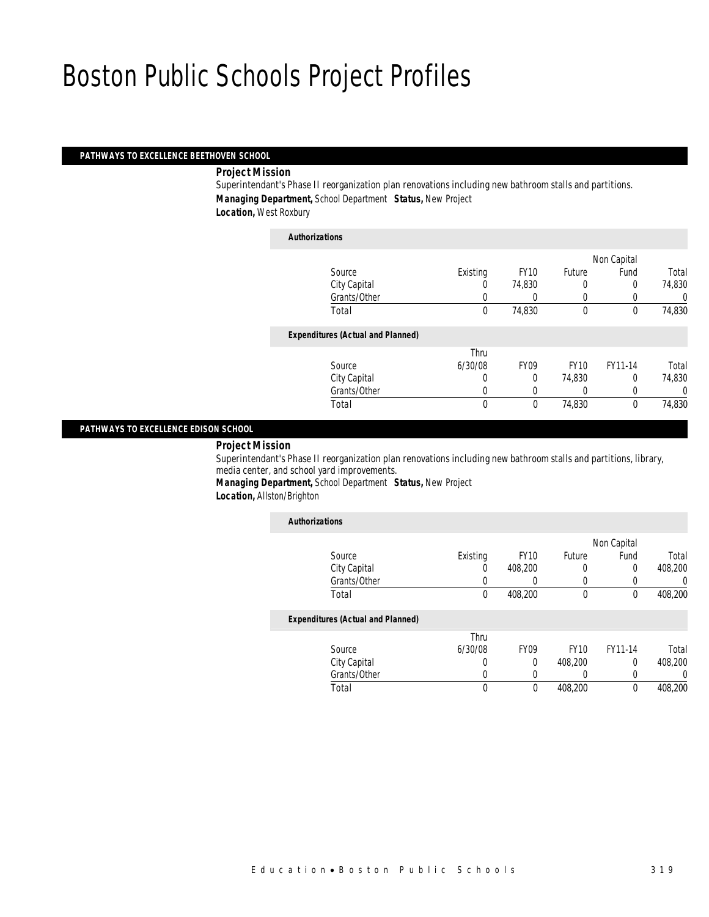# Boston Public Schools Project Profiles

## PATHWAYS TO EXCELLENCE BEETHOVEN SCHOOL

***Project Mission***

Superintendant's Phase II reorganization plan renovations including new bathroom stalls and partitions.

***Managing Department,*** School Department ***Status,*** New Project

***Location,*** West Roxbury

***Authorizations***

| Source | Existing | FY10 | Future | Non Capital Fund | Total |
|---|---|---|---|---|---|
| City Capital | 0 | 74,830 | 0 | 0 | 74,830 |
| Grants/Other | 0 | 0 | 0 | 0 | 0 |
| Total | 0 | 74,830 | 0 | 0 | 74,830 |

***Expenditures (Actual and Planned)***

| Source | Thru 6/30/08 | FY09 | FY10 | FY11-14 | Total |
|---|---|---|---|---|---|
| City Capital | 0 | 0 | 74,830 | 0 | 74,830 |
| Grants/Other | 0 | 0 | 0 | 0 | 0 |
| Total | 0 | 0 | 74,830 | 0 | 74,830 |

## PATHWAYS TO EXCELLENCE EDISON SCHOOL

***Project Mission***

Superintendant's Phase II reorganization plan renovations including new bathroom stalls and partitions, library, media center, and school yard improvements.

***Managing Department,*** School Department ***Status,*** New Project

***Location,*** Allston/Brighton

***Authorizations***

| Source | Existing | FY10 | Future | Non Capital Fund | Total |
|---|---|---|---|---|---|
| City Capital | 0 | 408,200 | 0 | 0 | 408,200 |
| Grants/Other | 0 | 0 | 0 | 0 | 0 |
| Total | 0 | 408,200 | 0 | 0 | 408,200 |

***Expenditures (Actual and Planned)***

| Source | Thru 6/30/08 | FY09 | FY10 | FY11-14 | Total |
|---|---|---|---|---|---|
| City Capital | 0 | 0 | 408,200 | 0 | 408,200 |
| Grants/Other | 0 | 0 | 0 | 0 | 0 |
| Total | 0 | 0 | 408,200 | 0 | 408,200 |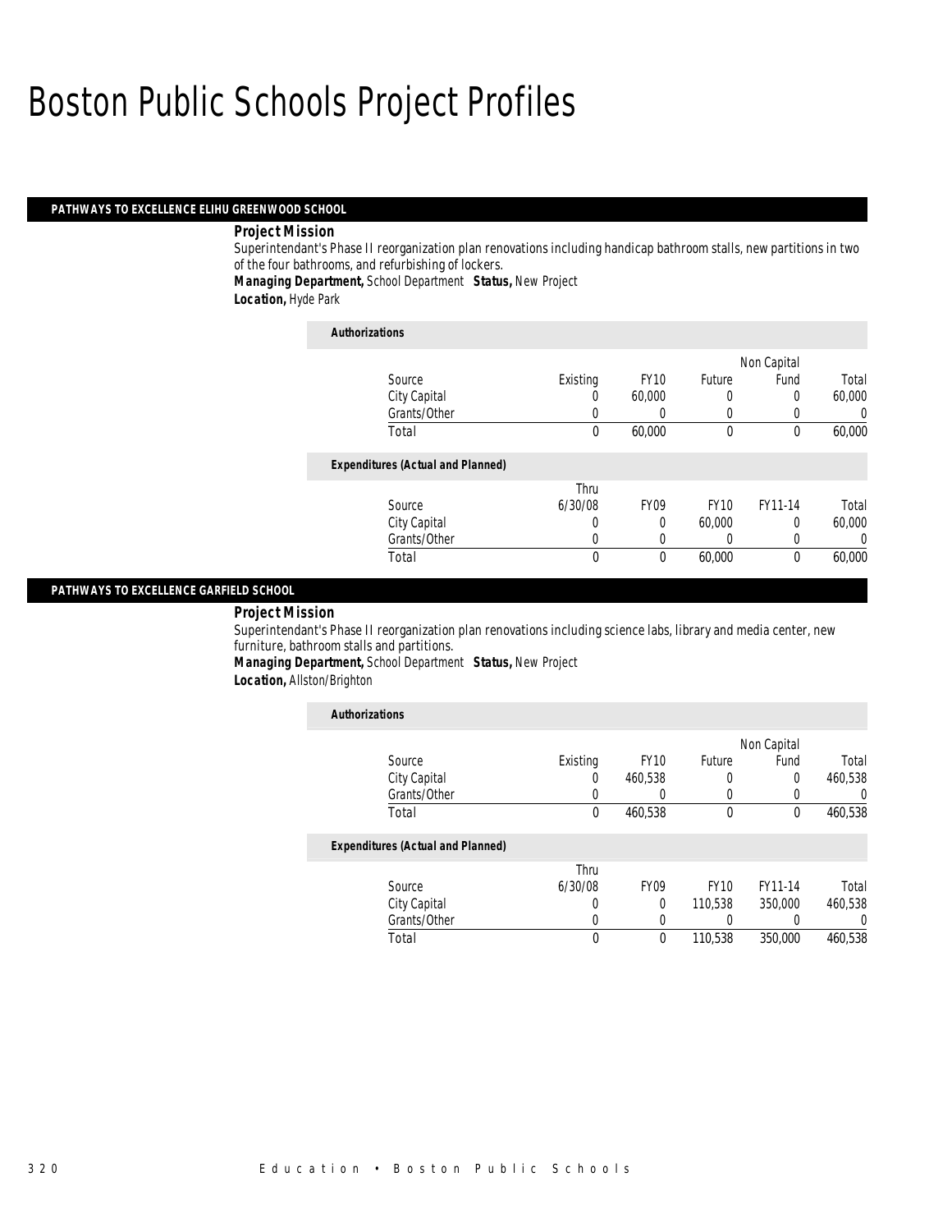# Boston Public Schools Project Profiles

## PATHWAYS TO EXCELLENCE ELIHU GREENWOOD SCHOOL

### Project Mission

Superintendant's Phase II reorganization plan renovations including handicap bathroom stalls, new partitions in two of the four bathrooms, and refurbishing of lockers.

***Managing Department,*** School Department ***Status,*** New Project

***Location,*** Hyde Park

**Authorizations**

| Source | Existing | FY10 | Future | Non Capital Fund | Total |
|---|---|---|---|---|---|
| City Capital | 0 | 60,000 | 0 | 0 | 60,000 |
| Grants/Other | 0 | 0 | 0 | 0 | 0 |
| Total | 0 | 60,000 | 0 | 0 | 60,000 |

**Expenditures (Actual and Planned)**

| Source | Thru 6/30/08 | FY09 | FY10 | FY11-14 | Total |
|---|---|---|---|---|---|
| City Capital | 0 | 0 | 60,000 | 0 | 60,000 |
| Grants/Other | 0 | 0 | 0 | 0 | 0 |
| Total | 0 | 0 | 60,000 | 0 | 60,000 |

## PATHWAYS TO EXCELLENCE GARFIELD SCHOOL

### Project Mission

Superintendant's Phase II reorganization plan renovations including science labs, library and media center, new furniture, bathroom stalls and partitions.

***Managing Department,*** School Department ***Status,*** New Project

***Location,*** Allston/Brighton

**Authorizations**

| Source | Existing | FY10 | Future | Non Capital Fund | Total |
|---|---|---|---|---|---|
| City Capital | 0 | 460,538 | 0 | 0 | 460,538 |
| Grants/Other | 0 | 0 | 0 | 0 | 0 |
| Total | 0 | 460,538 | 0 | 0 | 460,538 |

**Expenditures (Actual and Planned)**

| Source | Thru 6/30/08 | FY09 | FY10 | FY11-14 | Total |
|---|---|---|---|---|---|
| City Capital | 0 | 0 | 110,538 | 350,000 | 460,538 |
| Grants/Other | 0 | 0 | 0 | 0 | 0 |
| Total | 0 | 0 | 110,538 | 350,000 | 460,538 |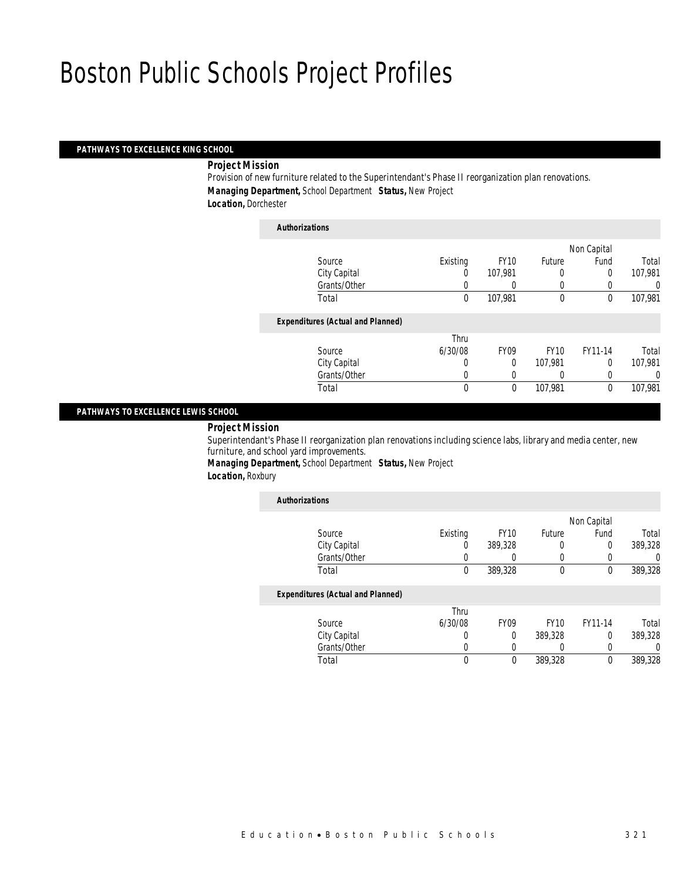# Boston Public Schools Project Profiles

## PATHWAYS TO EXCELLENCE KING SCHOOL

***Project Mission***

Provision of new furniture related to the Superintendant's Phase II reorganization plan renovations.

***Managing Department,*** School Department ***Status,*** New Project

***Location,*** Dorchester

***Authorizations***

| Source | Existing | FY10 | Future | Non Capital Fund | Total |
|---|---|---|---|---|---|
| City Capital | 0 | 107,981 | 0 | 0 | 107,981 |
| Grants/Other | 0 | 0 | 0 | 0 | 0 |
| Total | 0 | 107,981 | 0 | 0 | 107,981 |

***Expenditures (Actual and Planned)***

| Source | Thru 6/30/08 | FY09 | FY10 | FY11-14 | Total |
|---|---|---|---|---|---|
| City Capital | 0 | 0 | 107,981 | 0 | 107,981 |
| Grants/Other | 0 | 0 | 0 | 0 | 0 |
| Total | 0 | 0 | 107,981 | 0 | 107,981 |

## PATHWAYS TO EXCELLENCE LEWIS SCHOOL

***Project Mission***

Superintendant's Phase II reorganization plan renovations including science labs, library and media center, new furniture, and school yard improvements.

***Managing Department,*** School Department ***Status,*** New Project

***Location,*** Roxbury

***Authorizations***

| Source | Existing | FY10 | Future | Non Capital Fund | Total |
|---|---|---|---|---|---|
| City Capital | 0 | 389,328 | 0 | 0 | 389,328 |
| Grants/Other | 0 | 0 | 0 | 0 | 0 |
| Total | 0 | 389,328 | 0 | 0 | 389,328 |

***Expenditures (Actual and Planned)***

| Source | Thru 6/30/08 | FY09 | FY10 | FY11-14 | Total |
|---|---|---|---|---|---|
| City Capital | 0 | 0 | 389,328 | 0 | 389,328 |
| Grants/Other | 0 | 0 | 0 | 0 | 0 |
| Total | 0 | 0 | 389,328 | 0 | 389,328 |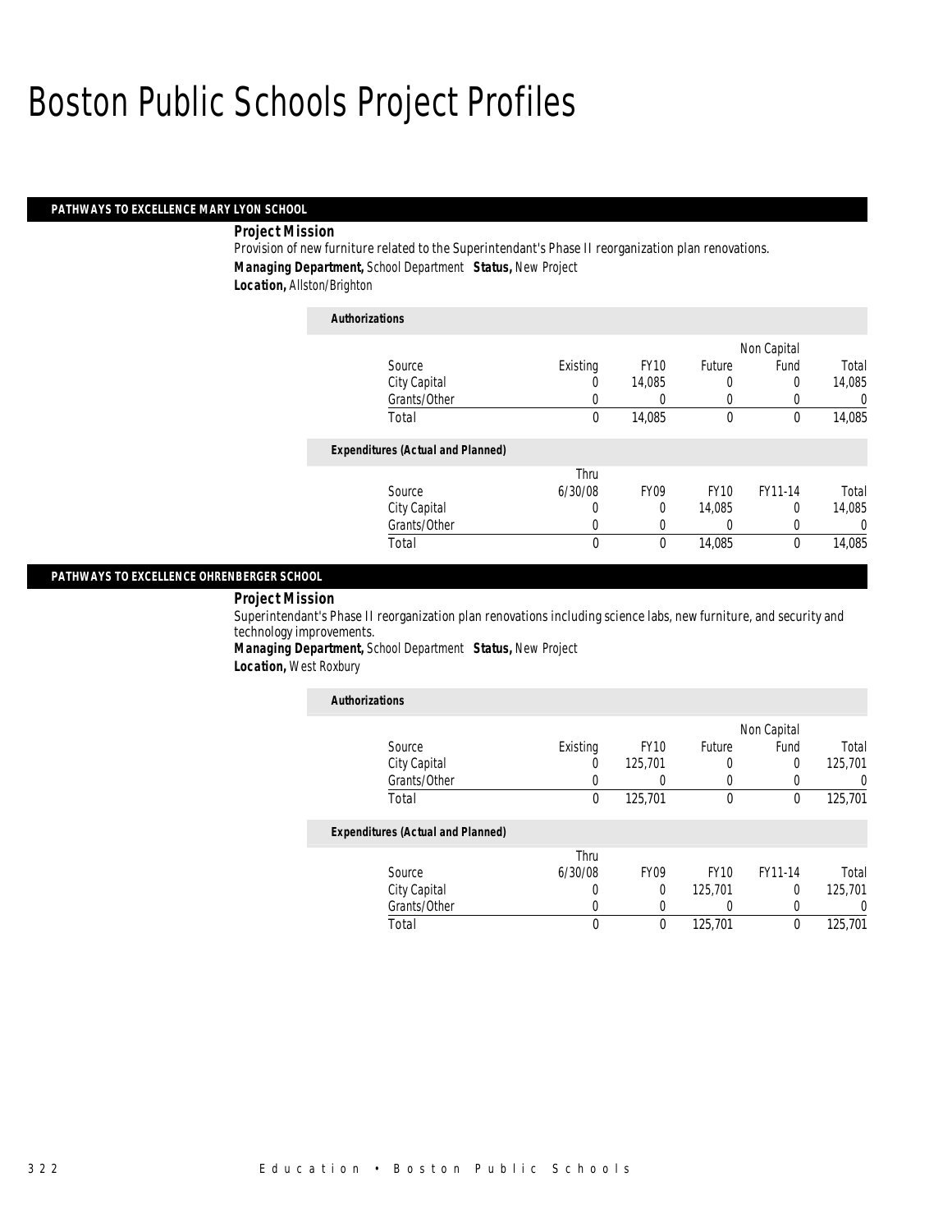# Boston Public Schools Project Profiles

## PATHWAYS TO EXCELLENCE MARY LYON SCHOOL

**Project Mission**

Provision of new furniture related to the Superintendant's Phase II reorganization plan renovations.

***Managing Department,*** *School Department* ***Status,*** *New Project*

***Location,*** *Allston/Brighton*

**Authorizations**

| Source | Existing | FY10 | Future | Non Capital Fund | Total |
|---|---|---|---|---|---|
| City Capital | 0 | 14,085 | 0 | 0 | 14,085 |
| Grants/Other | 0 | 0 | 0 | 0 | 0 |
| Total | 0 | 14,085 | 0 | 0 | 14,085 |

**Expenditures (Actual and Planned)**

| Source | Thru 6/30/08 | FY09 | FY10 | FY11-14 | Total |
|---|---|---|---|---|---|
| City Capital | 0 | 0 | 14,085 | 0 | 14,085 |
| Grants/Other | 0 | 0 | 0 | 0 | 0 |
| Total | 0 | 0 | 14,085 | 0 | 14,085 |

## PATHWAYS TO EXCELLENCE OHRENBERGER SCHOOL

**Project Mission**

Superintendant's Phase II reorganization plan renovations including science labs, new furniture, and security and technology improvements.

***Managing Department,*** *School Department* ***Status,*** *New Project*

***Location,*** *West Roxbury*

**Authorizations**

| Source | Existing | FY10 | Future | Non Capital Fund | Total |
|---|---|---|---|---|---|
| City Capital | 0 | 125,701 | 0 | 0 | 125,701 |
| Grants/Other | 0 | 0 | 0 | 0 | 0 |
| Total | 0 | 125,701 | 0 | 0 | 125,701 |

**Expenditures (Actual and Planned)**

| Source | Thru 6/30/08 | FY09 | FY10 | FY11-14 | Total |
|---|---|---|---|---|---|
| City Capital | 0 | 0 | 125,701 | 0 | 125,701 |
| Grants/Other | 0 | 0 | 0 | 0 | 0 |
| Total | 0 | 0 | 125,701 | 0 | 125,701 |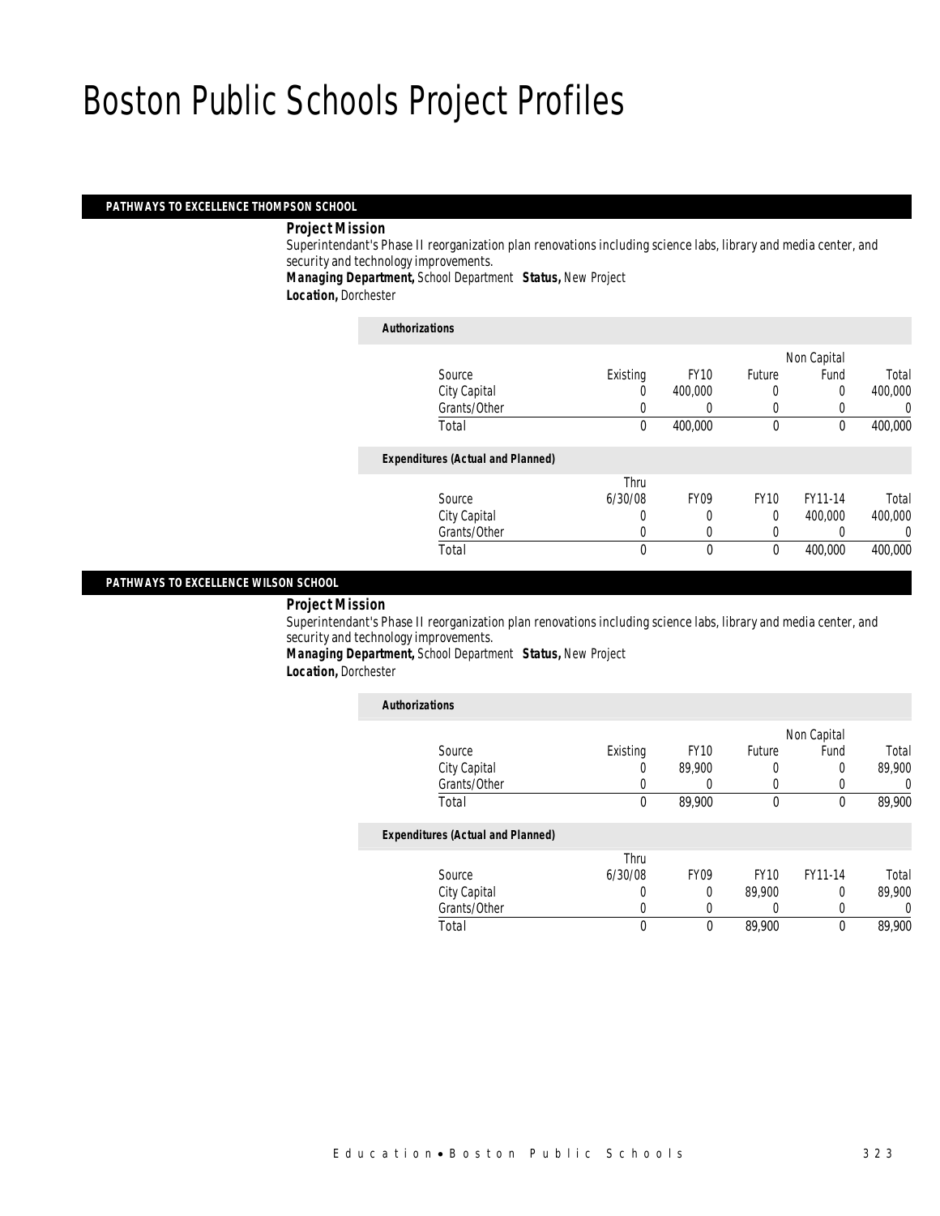# Boston Public Schools Project Profiles

## PATHWAYS TO EXCELLENCE THOMPSON SCHOOL

**Project Mission**

Superintendant's Phase II reorganization plan renovations including science labs, library and media center, and security and technology improvements.

***Managing Department,*** School Department ***Status,*** New Project

***Location,*** Dorchester

**Authorizations**

| Source | Existing | FY10 | Future | Non Capital Fund | Total |
|---|---|---|---|---|---|
| City Capital | 0 | 400,000 | 0 | 0 | 400,000 |
| Grants/Other | 0 | 0 | 0 | 0 | 0 |
| Total | 0 | 400,000 | 0 | 0 | 400,000 |

**Expenditures (Actual and Planned)**

| Source | Thru 6/30/08 | FY09 | FY10 | FY11-14 | Total |
|---|---|---|---|---|---|
| City Capital | 0 | 0 | 0 | 400,000 | 400,000 |
| Grants/Other | 0 | 0 | 0 | 0 | 0 |
| Total | 0 | 0 | 0 | 400,000 | 400,000 |

## PATHWAYS TO EXCELLENCE WILSON SCHOOL

**Project Mission**

Superintendant's Phase II reorganization plan renovations including science labs, library and media center, and security and technology improvements.

***Managing Department,*** School Department ***Status,*** New Project

***Location,*** Dorchester

**Authorizations**

| Source | Existing | FY10 | Future | Non Capital Fund | Total |
|---|---|---|---|---|---|
| City Capital | 0 | 89,900 | 0 | 0 | 89,900 |
| Grants/Other | 0 | 0 | 0 | 0 | 0 |
| Total | 0 | 89,900 | 0 | 0 | 89,900 |

**Expenditures (Actual and Planned)**

| Source | Thru 6/30/08 | FY09 | FY10 | FY11-14 | Total |
|---|---|---|---|---|---|
| City Capital | 0 | 0 | 89,900 | 0 | 89,900 |
| Grants/Other | 0 | 0 | 0 | 0 | 0 |
| Total | 0 | 0 | 89,900 | 0 | 89,900 |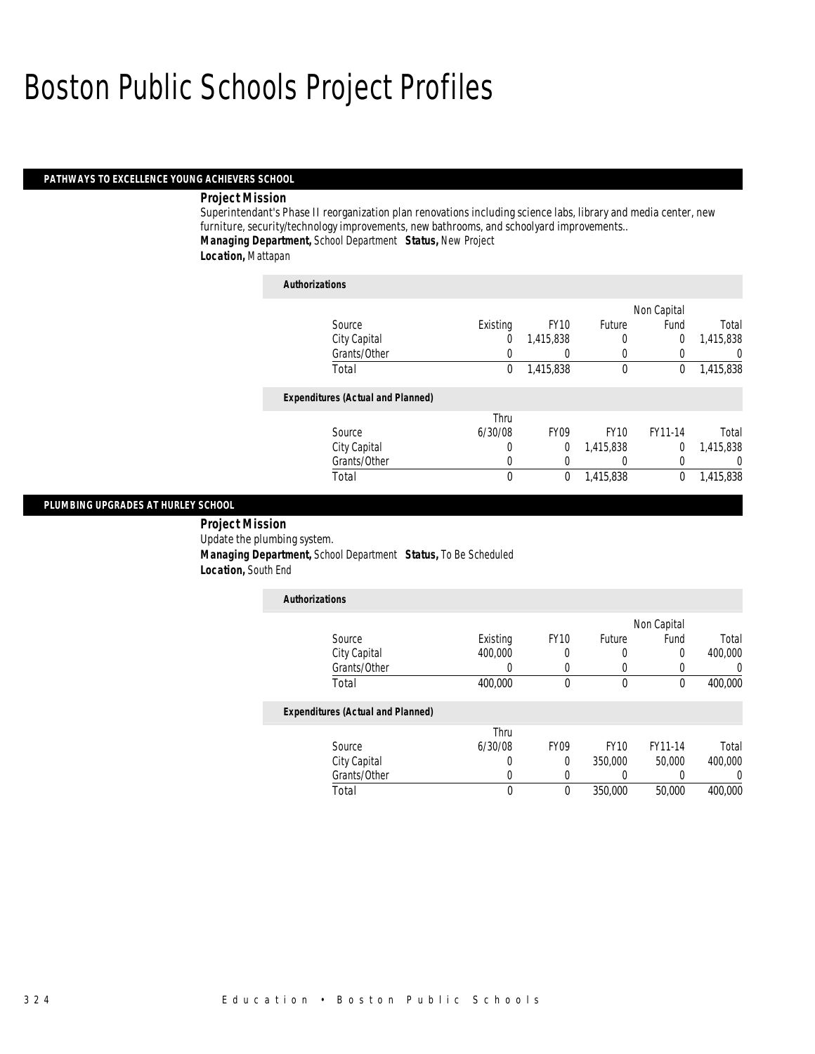# Boston Public Schools Project Profiles

## PATHWAYS TO EXCELLENCE YOUNG ACHIEVERS SCHOOL

**Project Mission**

Superintendant's Phase II reorganization plan renovations including science labs, library and media center, new furniture, security/technology improvements, new bathrooms, and schoolyard improvements..

***Managing Department,*** School Department ***Status,*** New Project

***Location,*** Mattapan

**Authorizations**

| Source | Existing | FY10 | Future | Non Capital Fund | Total |
|---|---|---|---|---|---|
| City Capital | 0 | 1,415,838 | 0 | 0 | 1,415,838 |
| Grants/Other | 0 | 0 | 0 | 0 | 0 |
| Total | 0 | 1,415,838 | 0 | 0 | 1,415,838 |

**Expenditures (Actual and Planned)**

| Source | Thru 6/30/08 | FY09 | FY10 | FY11-14 | Total |
|---|---|---|---|---|---|
| City Capital | 0 | 0 | 1,415,838 | 0 | 1,415,838 |
| Grants/Other | 0 | 0 | 0 | 0 | 0 |
| Total | 0 | 0 | 1,415,838 | 0 | 1,415,838 |

## PLUMBING UPGRADES AT HURLEY SCHOOL

**Project Mission**

Update the plumbing system.

***Managing Department,*** School Department ***Status,*** To Be Scheduled

***Location,*** South End

**Authorizations**

| Source | Existing | FY10 | Future | Non Capital Fund | Total |
|---|---|---|---|---|---|
| City Capital | 400,000 | 0 | 0 | 0 | 400,000 |
| Grants/Other | 0 | 0 | 0 | 0 | 0 |
| Total | 400,000 | 0 | 0 | 0 | 400,000 |

**Expenditures (Actual and Planned)**

| Source | Thru 6/30/08 | FY09 | FY10 | FY11-14 | Total |
|---|---|---|---|---|---|
| City Capital | 0 | 0 | 350,000 | 50,000 | 400,000 |
| Grants/Other | 0 | 0 | 0 | 0 | 0 |
| Total | 0 | 0 | 350,000 | 50,000 | 400,000 |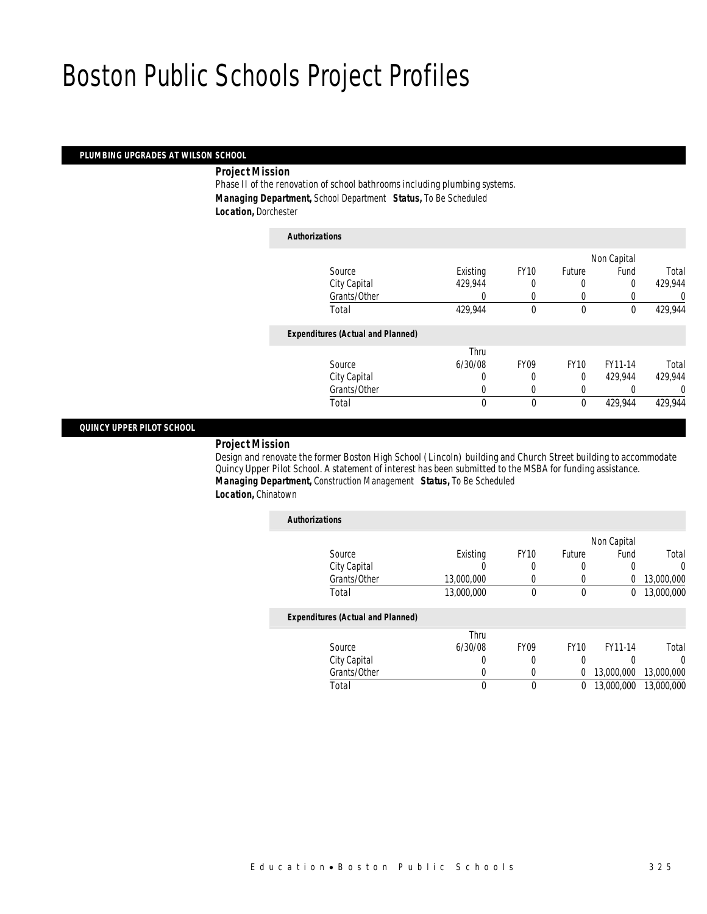# Boston Public Schools Project Profiles

## PLUMBING UPGRADES AT WILSON SCHOOL

***Project Mission***

Phase II of the renovation of school bathrooms including plumbing systems.

***Managing Department,*** School Department ***Status,*** To Be Scheduled

***Location,*** Dorchester

***Authorizations***

| Source | Existing | FY10 | Future | Non Capital Fund | Total |
|---|---|---|---|---|---|
| City Capital | 429,944 | 0 | 0 | 0 | 429,944 |
| Grants/Other | 0 | 0 | 0 | 0 | 0 |
| Total | 429,944 | 0 | 0 | 0 | 429,944 |

***Expenditures (Actual and Planned)***

| Source | Thru 6/30/08 | FY09 | FY10 | FY11-14 | Total |
|---|---|---|---|---|---|
| City Capital | 0 | 0 | 0 | 429,944 | 429,944 |
| Grants/Other | 0 | 0 | 0 | 0 | 0 |
| Total | 0 | 0 | 0 | 429,944 | 429,944 |

## QUINCY UPPER PILOT SCHOOL

***Project Mission***

Design and renovate the former Boston High School ( Lincoln) building and Church Street building to accommodate Quincy Upper Pilot School. A statement of interest has been submitted to the MSBA for funding assistance.

***Managing Department,*** Construction Management ***Status,*** To Be Scheduled

***Location,*** Chinatown

***Authorizations***

| Source | Existing | FY10 | Future | Non Capital Fund | Total |
|---|---|---|---|---|---|
| City Capital | 0 | 0 | 0 | 0 | 0 |
| Grants/Other | 13,000,000 | 0 | 0 | 0 | 13,000,000 |
| Total | 13,000,000 | 0 | 0 | 0 | 13,000,000 |

***Expenditures (Actual and Planned)***

| Source | Thru 6/30/08 | FY09 | FY10 | FY11-14 | Total |
|---|---|---|---|---|---|
| City Capital | 0 | 0 | 0 | 0 | 0 |
| Grants/Other | 0 | 0 | 0 | 13,000,000 | 13,000,000 |
| Total | 0 | 0 | 0 | 13,000,000 | 13,000,000 |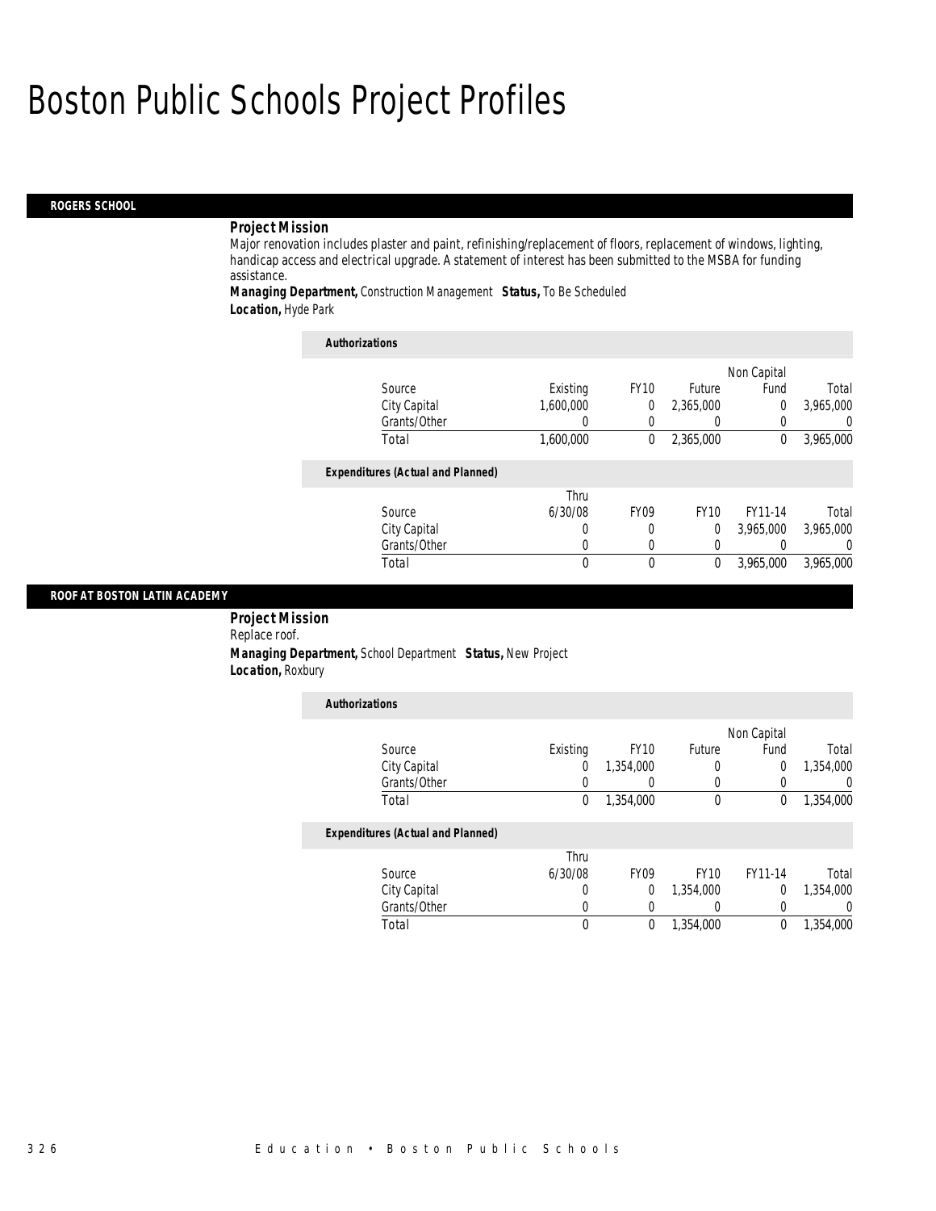# Boston Public Schools Project Profiles

## ROGERS SCHOOL

**Project Mission**

Major renovation includes plaster and paint, refinishing/replacement of floors, replacement of windows, lighting, handicap access and electrical upgrade. A statement of interest has been submitted to the MSBA for funding assistance.

**Managing Department,** Construction Management **Status,** To Be Scheduled

**Location,** Hyde Park

**Authorizations**

| Source | Existing | FY10 | Future | Non Capital Fund | Total |
|---|---|---|---|---|---|
| City Capital | 1,600,000 | 0 | 2,365,000 | 0 | 3,965,000 |
| Grants/Other | 0 | 0 | 0 | 0 | 0 |
| Total | 1,600,000 | 0 | 2,365,000 | 0 | 3,965,000 |

**Expenditures (Actual and Planned)**

| Source | Thru 6/30/08 | FY09 | FY10 | FY11-14 | Total |
|---|---|---|---|---|---|
| City Capital | 0 | 0 | 0 | 3,965,000 | 3,965,000 |
| Grants/Other | 0 | 0 | 0 | 0 | 0 |
| Total | 0 | 0 | 0 | 3,965,000 | 3,965,000 |

## ROOF AT BOSTON LATIN ACADEMY

**Project Mission**

Replace roof.

**Managing Department,** School Department **Status,** New Project

**Location,** Roxbury

**Authorizations**

| Source | Existing | FY10 | Future | Non Capital Fund | Total |
|---|---|---|---|---|---|
| City Capital | 0 | 1,354,000 | 0 | 0 | 1,354,000 |
| Grants/Other | 0 | 0 | 0 | 0 | 0 |
| Total | 0 | 1,354,000 | 0 | 0 | 1,354,000 |

**Expenditures (Actual and Planned)**

| Source | Thru 6/30/08 | FY09 | FY10 | FY11-14 | Total |
|---|---|---|---|---|---|
| City Capital | 0 | 0 | 1,354,000 | 0 | 1,354,000 |
| Grants/Other | 0 | 0 | 0 | 0 | 0 |
| Total | 0 | 0 | 1,354,000 | 0 | 1,354,000 |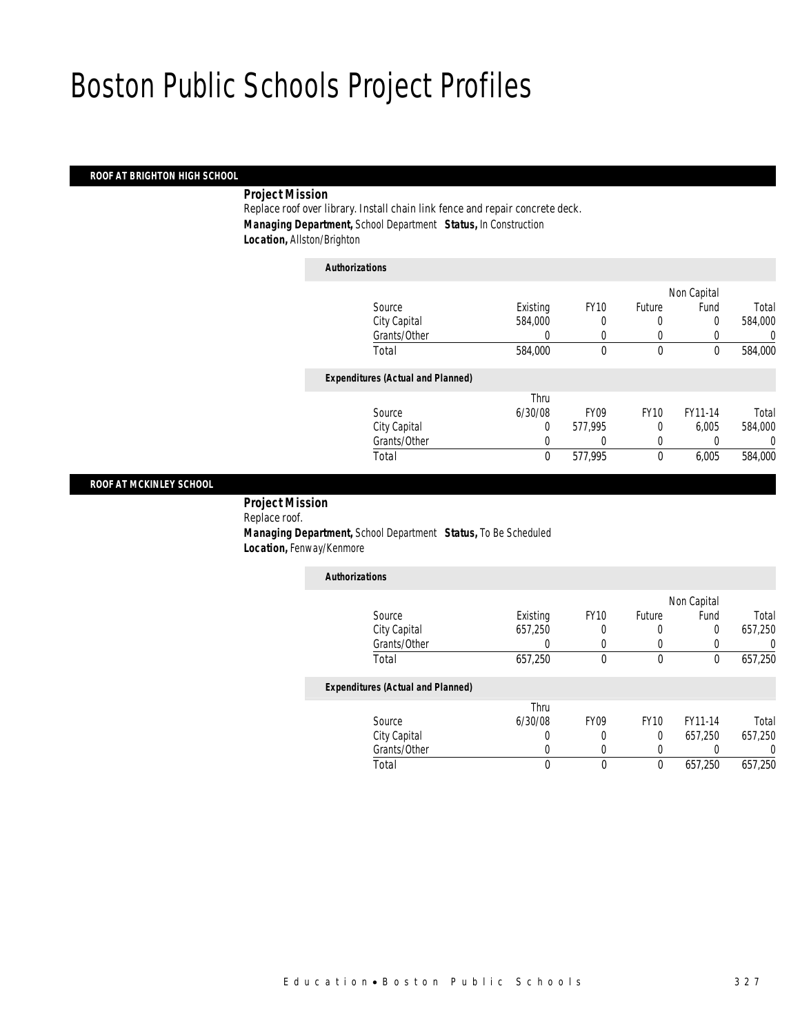# Boston Public Schools Project Profiles

## ROOF AT BRIGHTON HIGH SCHOOL

***Project Mission***

Replace roof over library. Install chain link fence and repair concrete deck.

***Managing Department,*** School Department ***Status,*** In Construction

***Location,*** Allston/Brighton

***Authorizations***

| Source | Existing | FY10 | Future | Non Capital Fund | Total |
|---|---|---|---|---|---|
| City Capital | 584,000 | 0 | 0 | 0 | 584,000 |
| Grants/Other | 0 | 0 | 0 | 0 | 0 |
| Total | 584,000 | 0 | 0 | 0 | 584,000 |

***Expenditures (Actual and Planned)***

| Source | Thru 6/30/08 | FY09 | FY10 | FY11-14 | Total |
|---|---|---|---|---|---|
| City Capital | 0 | 577,995 | 0 | 6,005 | 584,000 |
| Grants/Other | 0 | 0 | 0 | 0 | 0 |
| Total | 0 | 577,995 | 0 | 6,005 | 584,000 |

## ROOF AT MCKINLEY SCHOOL

***Project Mission***

Replace roof.

***Managing Department,*** School Department ***Status,*** To Be Scheduled

***Location,*** Fenway/Kenmore

***Authorizations***

| Source | Existing | FY10 | Future | Non Capital Fund | Total |
|---|---|---|---|---|---|
| City Capital | 657,250 | 0 | 0 | 0 | 657,250 |
| Grants/Other | 0 | 0 | 0 | 0 | 0 |
| Total | 657,250 | 0 | 0 | 0 | 657,250 |

***Expenditures (Actual and Planned)***

| Source | Thru 6/30/08 | FY09 | FY10 | FY11-14 | Total |
|---|---|---|---|---|---|
| City Capital | 0 | 0 | 0 | 657,250 | 657,250 |
| Grants/Other | 0 | 0 | 0 | 0 | 0 |
| Total | 0 | 0 | 0 | 657,250 | 657,250 |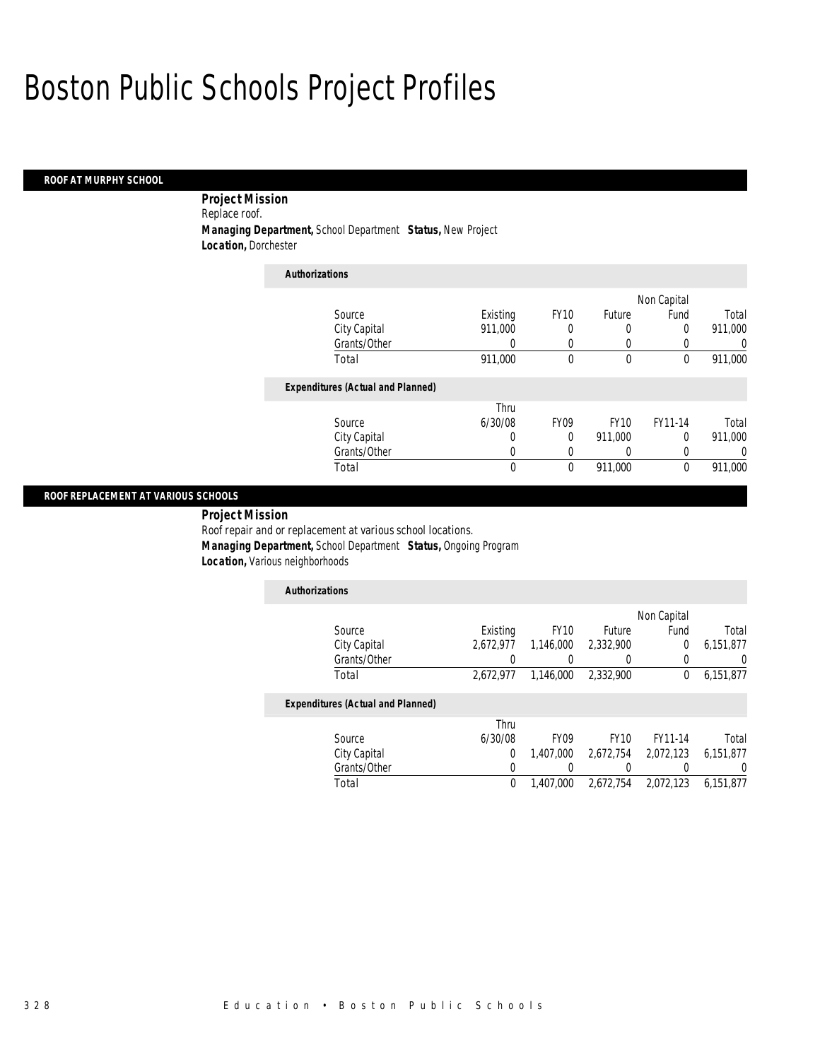# Boston Public Schools Project Profiles

## ROOF AT MURPHY SCHOOL

**Project Mission**
Replace roof.
**Managing Department,** School Department **Status,** New Project
**Location,** Dorchester

**Authorizations**

| Source | Existing | FY10 | Future | Non Capital Fund | Total |
|---|---|---|---|---|---|
| City Capital | 911,000 | 0 | 0 | 0 | 911,000 |
| Grants/Other | 0 | 0 | 0 | 0 | 0 |
| Total | 911,000 | 0 | 0 | 0 | 911,000 |

**Expenditures (Actual and Planned)**

| Source | Thru 6/30/08 | FY09 | FY10 | FY11-14 | Total |
|---|---|---|---|---|---|
| City Capital | 0 | 0 | 911,000 | 0 | 911,000 |
| Grants/Other | 0 | 0 | 0 | 0 | 0 |
| Total | 0 | 0 | 911,000 | 0 | 911,000 |

## ROOF REPLACEMENT AT VARIOUS SCHOOLS

**Project Mission**
Roof repair and or replacement at various school locations.
**Managing Department,** School Department **Status,** Ongoing Program
**Location,** Various neighborhoods

**Authorizations**

| Source | Existing | FY10 | Future | Non Capital Fund | Total |
|---|---|---|---|---|---|
| City Capital | 2,672,977 | 1,146,000 | 2,332,900 | 0 | 6,151,877 |
| Grants/Other | 0 | 0 | 0 | 0 | 0 |
| Total | 2,672,977 | 1,146,000 | 2,332,900 | 0 | 6,151,877 |

**Expenditures (Actual and Planned)**

| Source | Thru 6/30/08 | FY09 | FY10 | FY11-14 | Total |
|---|---|---|---|---|---|
| City Capital | 0 | 1,407,000 | 2,672,754 | 2,072,123 | 6,151,877 |
| Grants/Other | 0 | 0 | 0 | 0 | 0 |
| Total | 0 | 1,407,000 | 2,672,754 | 2,072,123 | 6,151,877 |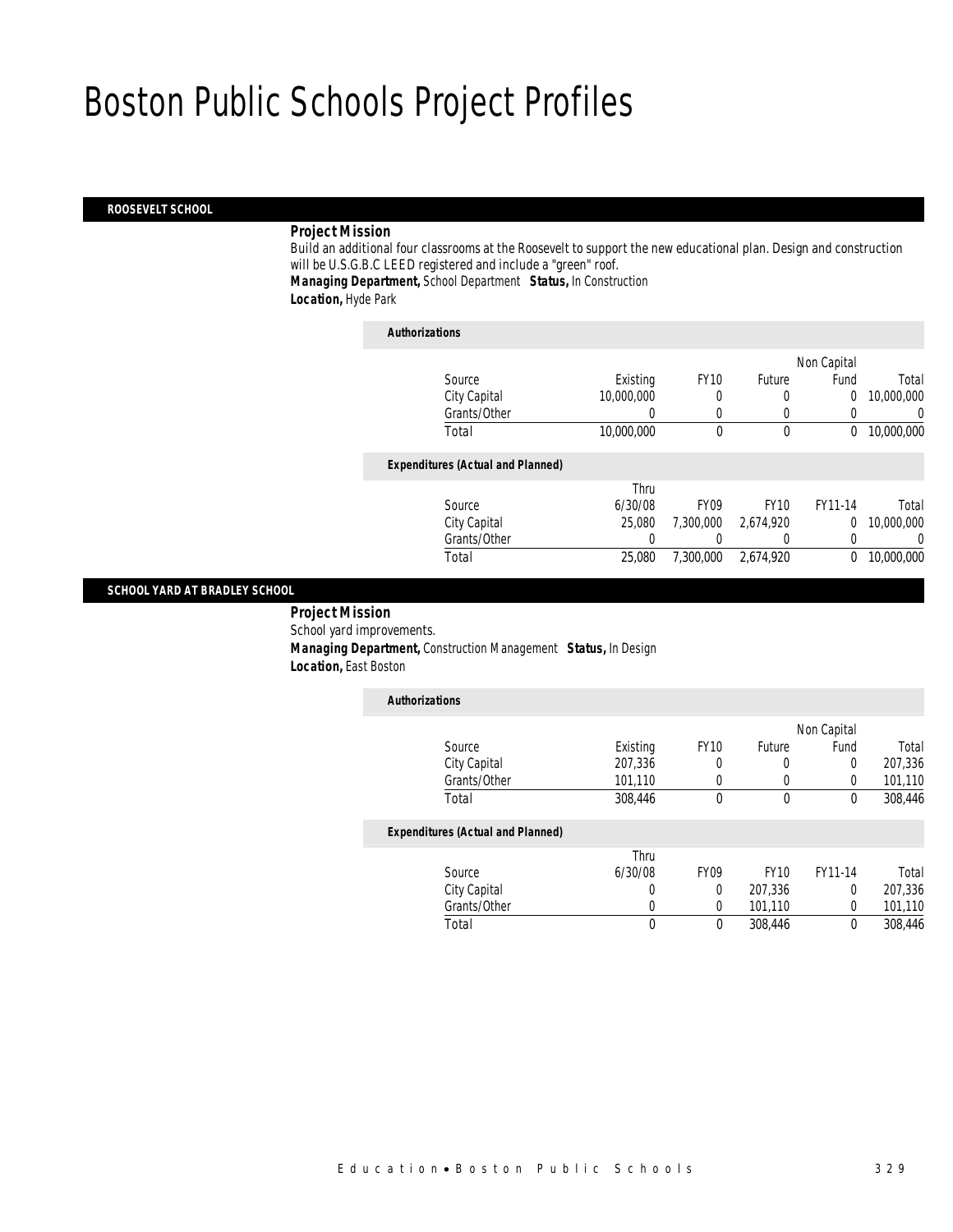# Boston Public Schools Project Profiles

## ROOSEVELT SCHOOL

**Project Mission**

Build an additional four classrooms at the Roosevelt to support the new educational plan. Design and construction will be U.S.G.B.C LEED registered and include a "green" roof.

**Managing Department,** School Department **Status,** In Construction

**Location,** Hyde Park

**Authorizations**

| Source | Existing | FY10 | Future | Non Capital Fund | Total |
|---|---|---|---|---|---|
| City Capital | 10,000,000 | 0 | 0 | 0 | 10,000,000 |
| Grants/Other | 0 | 0 | 0 | 0 | 0 |
| Total | 10,000,000 | 0 | 0 | 0 | 10,000,000 |

**Expenditures (Actual and Planned)**

| Source | Thru 6/30/08 | FY09 | FY10 | FY11-14 | Total |
|---|---|---|---|---|---|
| City Capital | 25,080 | 7,300,000 | 2,674,920 | 0 | 10,000,000 |
| Grants/Other | 0 | 0 | 0 | 0 | 0 |
| Total | 25,080 | 7,300,000 | 2,674,920 | 0 | 10,000,000 |

## SCHOOL YARD AT BRADLEY SCHOOL

**Project Mission**

School yard improvements.

**Managing Department,** Construction Management **Status,** In Design

**Location,** East Boston

**Authorizations**

| Source | Existing | FY10 | Future | Non Capital Fund | Total |
|---|---|---|---|---|---|
| City Capital | 207,336 | 0 | 0 | 0 | 207,336 |
| Grants/Other | 101,110 | 0 | 0 | 0 | 101,110 |
| Total | 308,446 | 0 | 0 | 0 | 308,446 |

**Expenditures (Actual and Planned)**

| Source | Thru 6/30/08 | FY09 | FY10 | FY11-14 | Total |
|---|---|---|---|---|---|
| City Capital | 0 | 0 | 207,336 | 0 | 207,336 |
| Grants/Other | 0 | 0 | 101,110 | 0 | 101,110 |
| Total | 0 | 0 | 308,446 | 0 | 308,446 |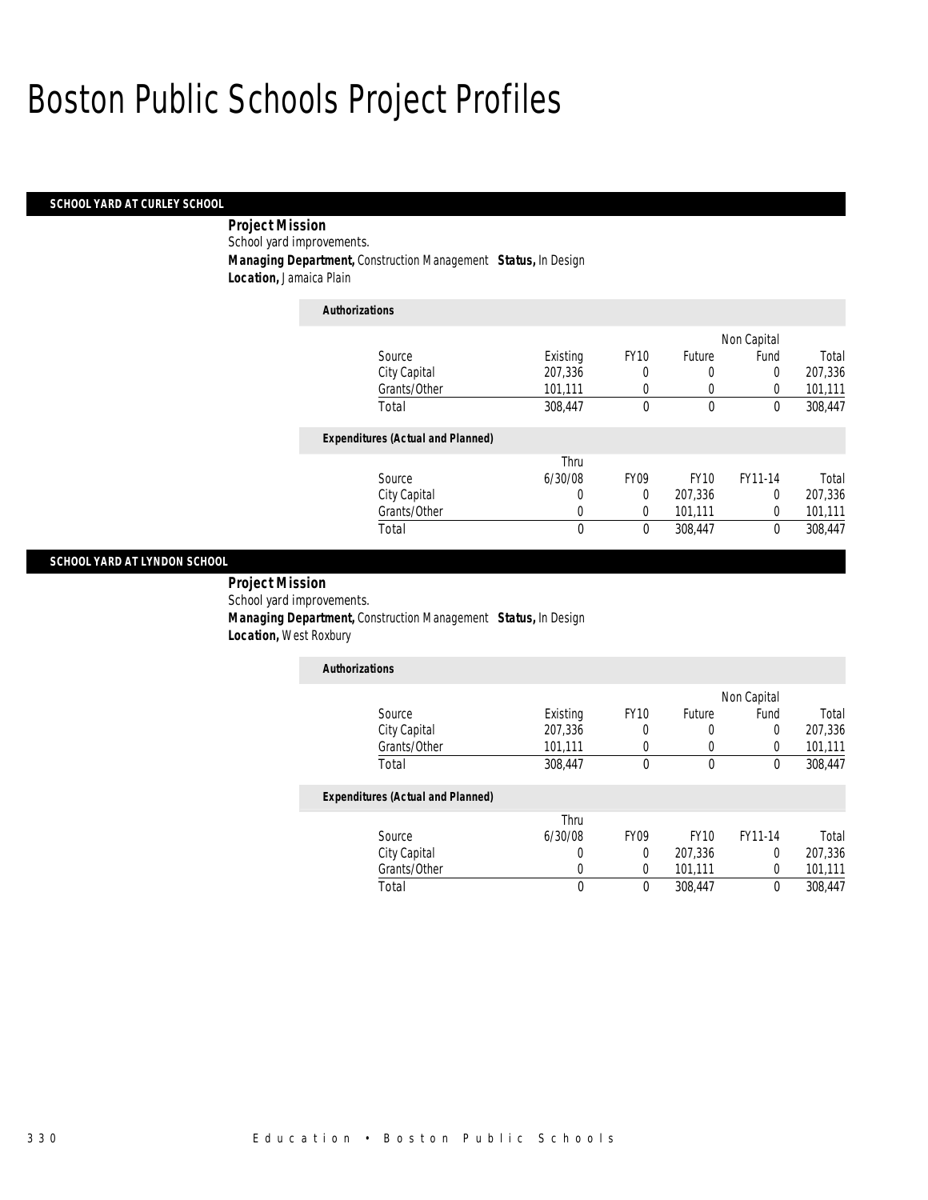# Boston Public Schools Project Profiles

## SCHOOL YARD AT CURLEY SCHOOL

**Project Mission**

School yard improvements.

***Managing Department,*** *Construction Management* ***Status,*** *In Design*

***Location,*** *Jamaica Plain*

**Authorizations**

| Source | Existing | FY10 | Future | Non Capital Fund | Total |
|---|---|---|---|---|---|
| City Capital | 207,336 | 0 | 0 | 0 | 207,336 |
| Grants/Other | 101,111 | 0 | 0 | 0 | 101,111 |
| Total | 308,447 | 0 | 0 | 0 | 308,447 |

**Expenditures (Actual and Planned)**

| Source | Thru 6/30/08 | FY09 | FY10 | FY11-14 | Total |
|---|---|---|---|---|---|
| City Capital | 0 | 0 | 207,336 | 0 | 207,336 |
| Grants/Other | 0 | 0 | 101,111 | 0 | 101,111 |
| Total | 0 | 0 | 308,447 | 0 | 308,447 |

## SCHOOL YARD AT LYNDON SCHOOL

**Project Mission**

School yard improvements.

***Managing Department,*** *Construction Management* ***Status,*** *In Design*

***Location,*** *West Roxbury*

**Authorizations**

| Source | Existing | FY10 | Future | Non Capital Fund | Total |
|---|---|---|---|---|---|
| City Capital | 207,336 | 0 | 0 | 0 | 207,336 |
| Grants/Other | 101,111 | 0 | 0 | 0 | 101,111 |
| Total | 308,447 | 0 | 0 | 0 | 308,447 |

**Expenditures (Actual and Planned)**

| Source | Thru 6/30/08 | FY09 | FY10 | FY11-14 | Total |
|---|---|---|---|---|---|
| City Capital | 0 | 0 | 207,336 | 0 | 207,336 |
| Grants/Other | 0 | 0 | 101,111 | 0 | 101,111 |
| Total | 0 | 0 | 308,447 | 0 | 308,447 |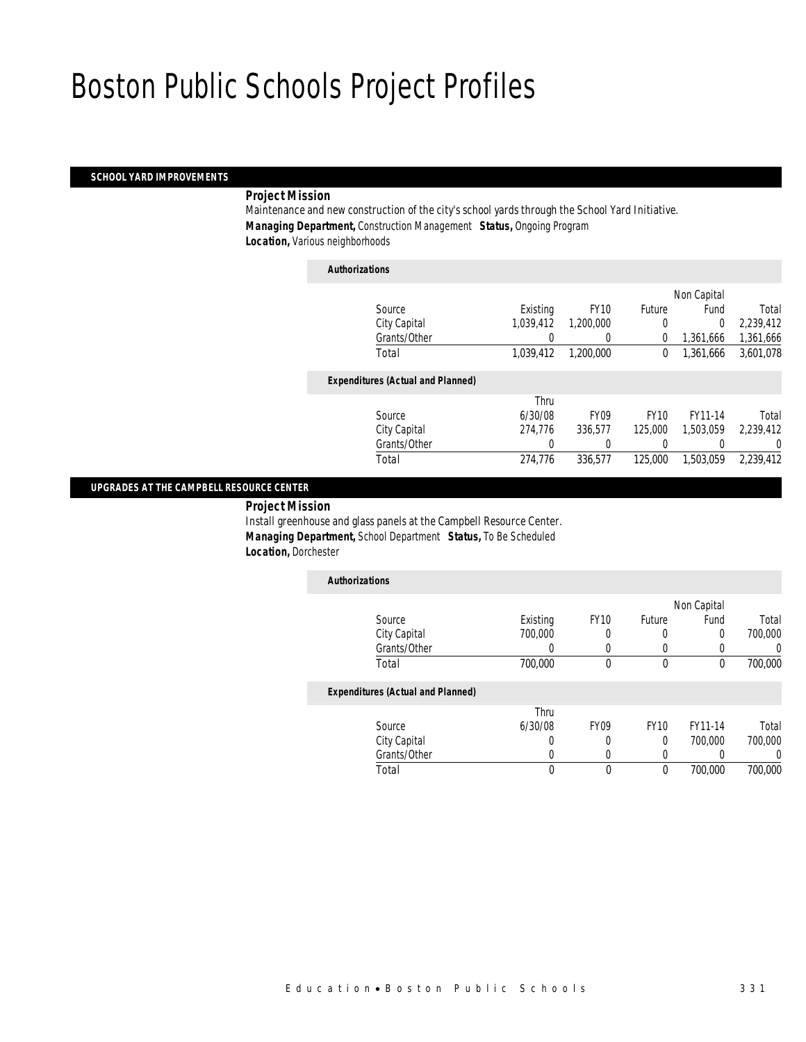# Boston Public Schools Project Profiles

## SCHOOL YARD IMPROVEMENTS

***Project Mission***

Maintenance and new construction of the city's school yards through the School Yard Initiative.

***Managing Department,*** Construction Management ***Status,*** Ongoing Program

***Location,*** Various neighborhoods

***Authorizations***

| Source | Existing | FY10 | Future | Non Capital Fund | Total |
|---|---|---|---|---|---|
| City Capital | 1,039,412 | 1,200,000 | 0 | 0 | 2,239,412 |
| Grants/Other | 0 | 0 | 0 | 1,361,666 | 1,361,666 |
| Total | 1,039,412 | 1,200,000 | 0 | 1,361,666 | 3,601,078 |

***Expenditures (Actual and Planned)***

| Source | Thru 6/30/08 | FY09 | FY10 | FY11-14 | Total |
|---|---|---|---|---|---|
| City Capital | 274,776 | 336,577 | 125,000 | 1,503,059 | 2,239,412 |
| Grants/Other | 0 | 0 | 0 | 0 | 0 |
| Total | 274,776 | 336,577 | 125,000 | 1,503,059 | 2,239,412 |

## UPGRADES AT THE CAMPBELL RESOURCE CENTER

***Project Mission***

Install greenhouse and glass panels at the Campbell Resource Center.

***Managing Department,*** School Department ***Status,*** To Be Scheduled

***Location,*** Dorchester

***Authorizations***

| Source | Existing | FY10 | Future | Non Capital Fund | Total |
|---|---|---|---|---|---|
| City Capital | 700,000 | 0 | 0 | 0 | 700,000 |
| Grants/Other | 0 | 0 | 0 | 0 | 0 |
| Total | 700,000 | 0 | 0 | 0 | 700,000 |

***Expenditures (Actual and Planned)***

| Source | Thru 6/30/08 | FY09 | FY10 | FY11-14 | Total |
|---|---|---|---|---|---|
| City Capital | 0 | 0 | 0 | 700,000 | 700,000 |
| Grants/Other | 0 | 0 | 0 | 0 | 0 |
| Total | 0 | 0 | 0 | 700,000 | 700,000 |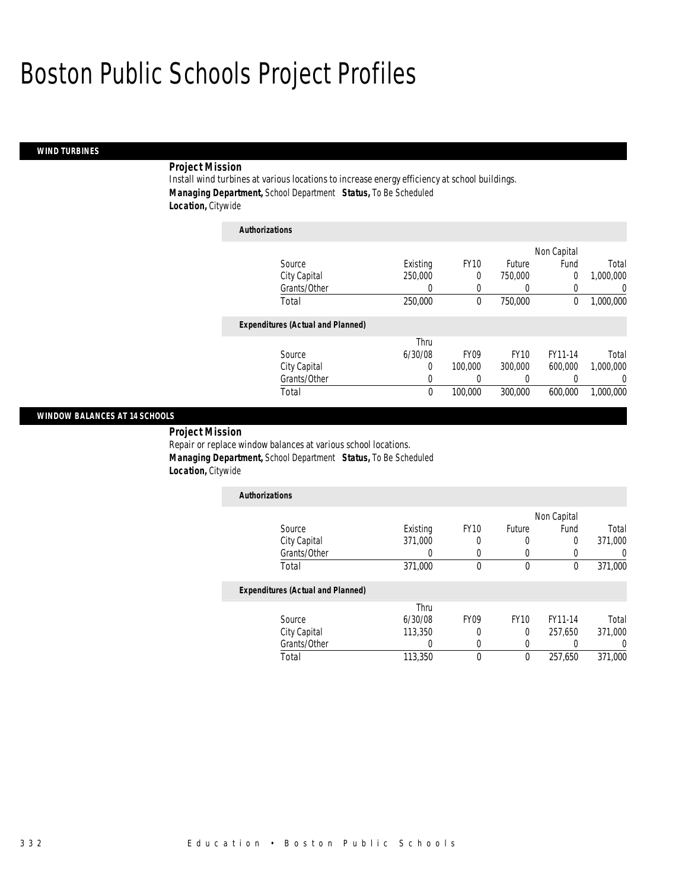# Boston Public Schools Project Profiles

## WIND TURBINES

***Project Mission***

Install wind turbines at various locations to increase energy efficiency at school buildings.

***Managing Department,*** *School Department* ***Status,*** *To Be Scheduled*

***Location,*** *Citywide*

**Authorizations**

| Source | Existing | FY10 | Future | Non Capital Fund | Total |
|---|---|---|---|---|---|
| City Capital | 250,000 | 0 | 750,000 | 0 | 1,000,000 |
| Grants/Other | 0 | 0 | 0 | 0 | 0 |
| Total | 250,000 | 0 | 750,000 | 0 | 1,000,000 |

**Expenditures (Actual and Planned)**

| Source | Thru 6/30/08 | FY09 | FY10 | FY11-14 | Total |
|---|---|---|---|---|---|
| City Capital | 0 | 100,000 | 300,000 | 600,000 | 1,000,000 |
| Grants/Other | 0 | 0 | 0 | 0 | 0 |
| Total | 0 | 100,000 | 300,000 | 600,000 | 1,000,000 |

## WINDOW BALANCES AT 14 SCHOOLS

***Project Mission***

Repair or replace window balances at various school locations.

***Managing Department,*** *School Department* ***Status,*** *To Be Scheduled*

***Location,*** *Citywide*

**Authorizations**

| Source | Existing | FY10 | Future | Non Capital Fund | Total |
|---|---|---|---|---|---|
| City Capital | 371,000 | 0 | 0 | 0 | 371,000 |
| Grants/Other | 0 | 0 | 0 | 0 | 0 |
| Total | 371,000 | 0 | 0 | 0 | 371,000 |

**Expenditures (Actual and Planned)**

| Source | Thru 6/30/08 | FY09 | FY10 | FY11-14 | Total |
|---|---|---|---|---|---|
| City Capital | 113,350 | 0 | 0 | 257,650 | 371,000 |
| Grants/Other | 0 | 0 | 0 | 0 | 0 |
| Total | 113,350 | 0 | 0 | 257,650 | 371,000 |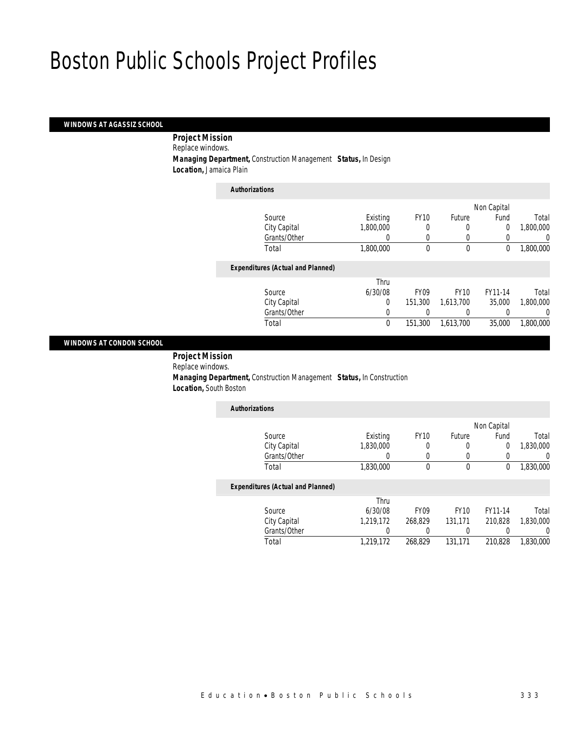# Boston Public Schools Project Profiles

## WINDOWS AT AGASSIZ SCHOOL

**Project Mission**
Replace windows.
**Managing Department,** Construction Management **Status,** In Design
**Location,** Jamaica Plain

**Authorizations**

| Source | Existing | FY10 | Future | Non Capital Fund | Total |
|---|---|---|---|---|---|
| City Capital | 1,800,000 | 0 | 0 | 0 | 1,800,000 |
| Grants/Other | 0 | 0 | 0 | 0 | 0 |
| Total | 1,800,000 | 0 | 0 | 0 | 1,800,000 |

**Expenditures (Actual and Planned)**

| Source | Thru 6/30/08 | FY09 | FY10 | FY11-14 | Total |
|---|---|---|---|---|---|
| City Capital | 0 | 151,300 | 1,613,700 | 35,000 | 1,800,000 |
| Grants/Other | 0 | 0 | 0 | 0 | 0 |
| Total | 0 | 151,300 | 1,613,700 | 35,000 | 1,800,000 |

## WINDOWS AT CONDON SCHOOL

**Project Mission**
Replace windows.
**Managing Department,** Construction Management **Status,** In Construction
**Location,** South Boston

**Authorizations**

| Source | Existing | FY10 | Future | Non Capital Fund | Total |
|---|---|---|---|---|---|
| City Capital | 1,830,000 | 0 | 0 | 0 | 1,830,000 |
| Grants/Other | 0 | 0 | 0 | 0 | 0 |
| Total | 1,830,000 | 0 | 0 | 0 | 1,830,000 |

**Expenditures (Actual and Planned)**

| Source | Thru 6/30/08 | FY09 | FY10 | FY11-14 | Total |
|---|---|---|---|---|---|
| City Capital | 1,219,172 | 268,829 | 131,171 | 210,828 | 1,830,000 |
| Grants/Other | 0 | 0 | 0 | 0 | 0 |
| Total | 1,219,172 | 268,829 | 131,171 | 210,828 | 1,830,000 |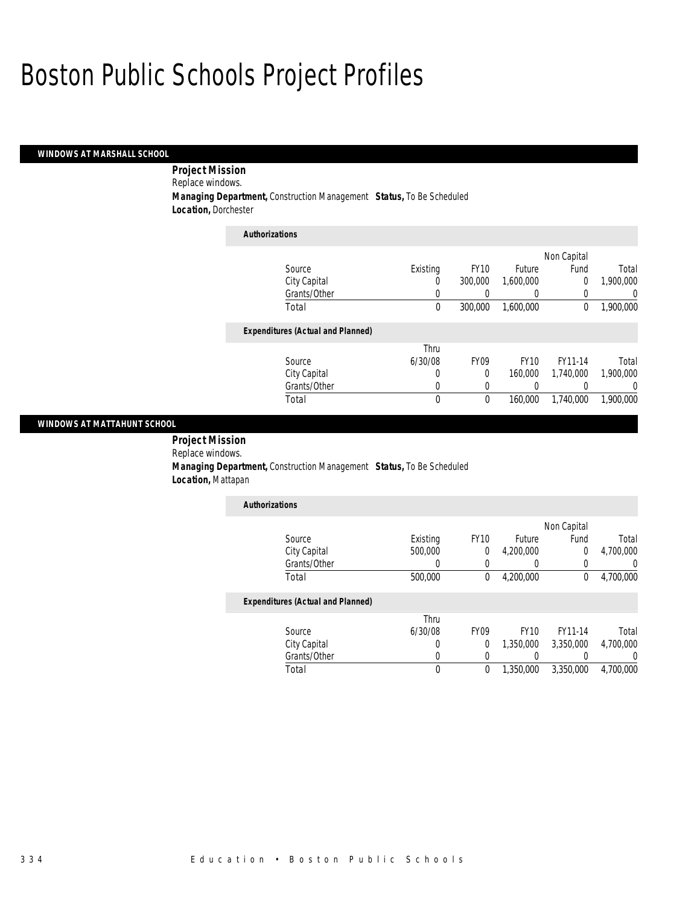# Boston Public Schools Project Profiles

## WINDOWS AT MARSHALL SCHOOL

**Project Mission**
Replace windows.
**Managing Department,** Construction Management **Status,** To Be Scheduled
**Location,** Dorchester

**Authorizations**

| Source | Existing | FY10 | Future | Non Capital Fund | Total |
|---|---|---|---|---|---|
| City Capital | 0 | 300,000 | 1,600,000 | 0 | 1,900,000 |
| Grants/Other | 0 | 0 | 0 | 0 | 0 |
| Total | 0 | 300,000 | 1,600,000 | 0 | 1,900,000 |

**Expenditures (Actual and Planned)**

| Source | Thru 6/30/08 | FY09 | FY10 | FY11-14 | Total |
|---|---|---|---|---|---|
| City Capital | 0 | 0 | 160,000 | 1,740,000 | 1,900,000 |
| Grants/Other | 0 | 0 | 0 | 0 | 0 |
| Total | 0 | 0 | 160,000 | 1,740,000 | 1,900,000 |

## WINDOWS AT MATTAHUNT SCHOOL

**Project Mission**
Replace windows.
**Managing Department,** Construction Management **Status,** To Be Scheduled
**Location,** Mattapan

**Authorizations**

| Source | Existing | FY10 | Future | Non Capital Fund | Total |
|---|---|---|---|---|---|
| City Capital | 500,000 | 0 | 4,200,000 | 0 | 4,700,000 |
| Grants/Other | 0 | 0 | 0 | 0 | 0 |
| Total | 500,000 | 0 | 4,200,000 | 0 | 4,700,000 |

**Expenditures (Actual and Planned)**

| Source | Thru 6/30/08 | FY09 | FY10 | FY11-14 | Total |
|---|---|---|---|---|---|
| City Capital | 0 | 0 | 1,350,000 | 3,350,000 | 4,700,000 |
| Grants/Other | 0 | 0 | 0 | 0 | 0 |
| Total | 0 | 0 | 1,350,000 | 3,350,000 | 4,700,000 |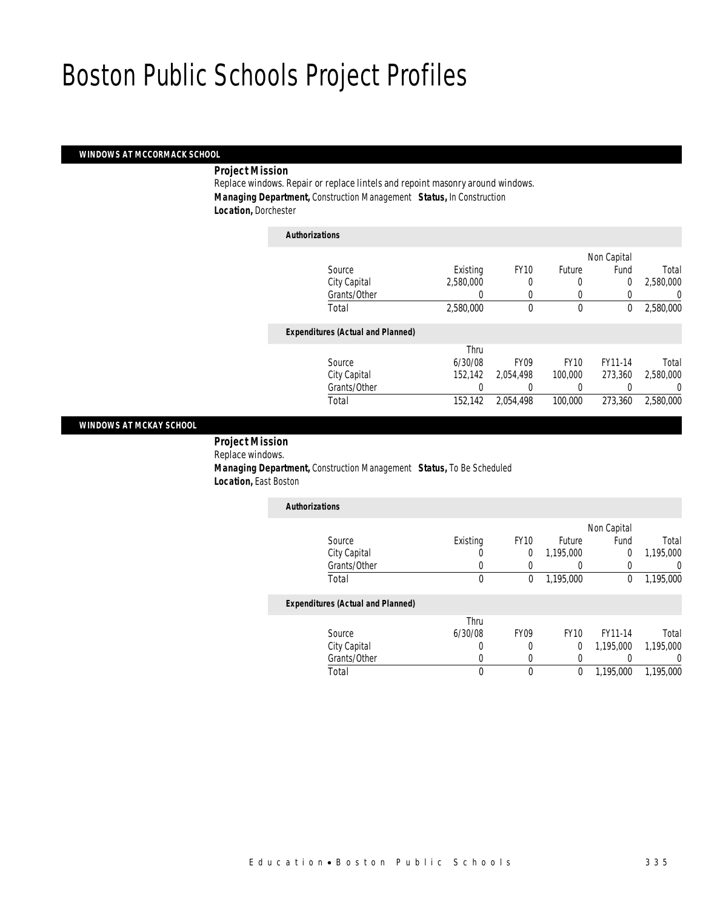# Boston Public Schools Project Profiles

## WINDOWS AT MCCORMACK SCHOOL

**Project Mission**

Replace windows. Repair or replace lintels and repoint masonry around windows.

***Managing Department,*** Construction Management ***Status,*** In Construction

***Location,*** Dorchester

***Authorizations***

| Source | Existing | FY10 | Future | Non Capital Fund | Total |
|---|---|---|---|---|---|
| City Capital | 2,580,000 | 0 | 0 | 0 | 2,580,000 |
| Grants/Other | 0 | 0 | 0 | 0 | 0 |
| Total | 2,580,000 | 0 | 0 | 0 | 2,580,000 |

***Expenditures (Actual and Planned)***

| Source | Thru 6/30/08 | FY09 | FY10 | FY11-14 | Total |
|---|---|---|---|---|---|
| City Capital | 152,142 | 2,054,498 | 100,000 | 273,360 | 2,580,000 |
| Grants/Other | 0 | 0 | 0 | 0 | 0 |
| Total | 152,142 | 2,054,498 | 100,000 | 273,360 | 2,580,000 |

## WINDOWS AT MCKAY SCHOOL

**Project Mission**

Replace windows.

***Managing Department,*** Construction Management ***Status,*** To Be Scheduled

***Location,*** East Boston

***Authorizations***

| Source | Existing | FY10 | Future | Non Capital Fund | Total |
|---|---|---|---|---|---|
| City Capital | 0 | 0 | 1,195,000 | 0 | 1,195,000 |
| Grants/Other | 0 | 0 | 0 | 0 | 0 |
| Total | 0 | 0 | 1,195,000 | 0 | 1,195,000 |

***Expenditures (Actual and Planned)***

| Source | Thru 6/30/08 | FY09 | FY10 | FY11-14 | Total |
|---|---|---|---|---|---|
| City Capital | 0 | 0 | 0 | 1,195,000 | 1,195,000 |
| Grants/Other | 0 | 0 | 0 | 0 | 0 |
| Total | 0 | 0 | 0 | 1,195,000 | 1,195,000 |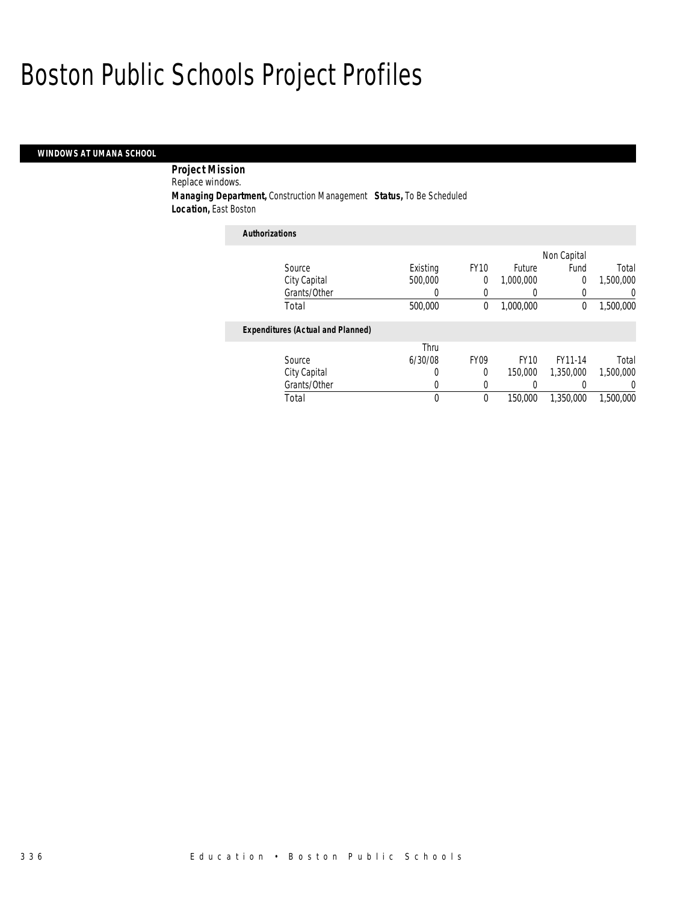# Boston Public Schools Project Profiles

## WINDOWS AT UMANA SCHOOL

**Project Mission**
Replace windows.
**Managing Department,** Construction Management **Status,** To Be Scheduled
**Location,** East Boston

### Authorizations

| Source | Existing | FY10 | Future | Non Capital Fund | Total |
|---|---|---|---|---|---|
| City Capital | 500,000 | 0 | 1,000,000 | 0 | 1,500,000 |
| Grants/Other | 0 | 0 | 0 | 0 | 0 |
| Total | 500,000 | 0 | 1,000,000 | 0 | 1,500,000 |

### Expenditures (Actual and Planned)

| Source | Thru 6/30/08 | FY09 | FY10 | FY11-14 | Total |
|---|---|---|---|---|---|
| City Capital | 0 | 0 | 150,000 | 1,350,000 | 1,500,000 |
| Grants/Other | 0 | 0 | 0 | 0 | 0 |
| Total | 0 | 0 | 150,000 | 1,350,000 | 1,500,000 |